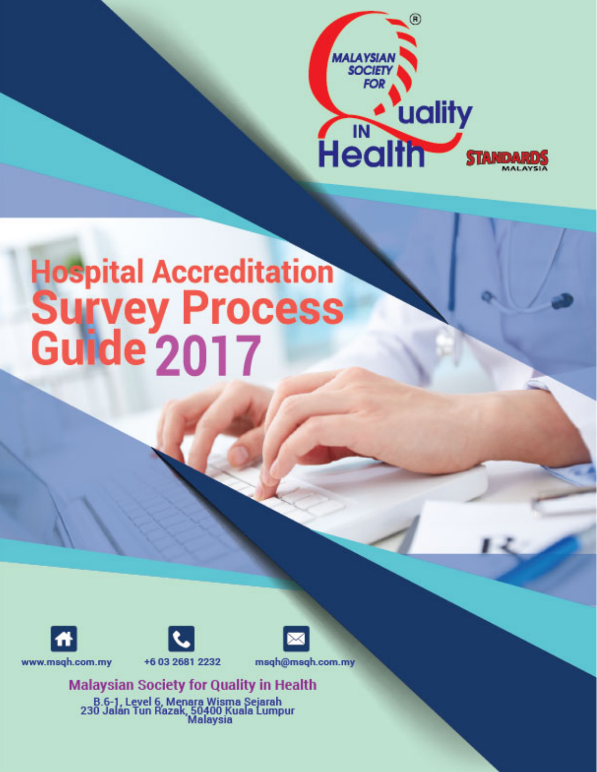MALAYSIAN SOCIETY FOR Quality IN Health

STANDARDS MALAYSIA

# Hospital Accreditation Survey Process Guide 2017

www.msqh.com.my

+6 03 2681 2232

msqh@msqh.com.my

**Malaysian Society for Quality in Health**

B.6-1, Level 6, Menara Wisma Sejarah
230 Jalan Tun Razak, 50400 Kuala Lumpur
Malaysia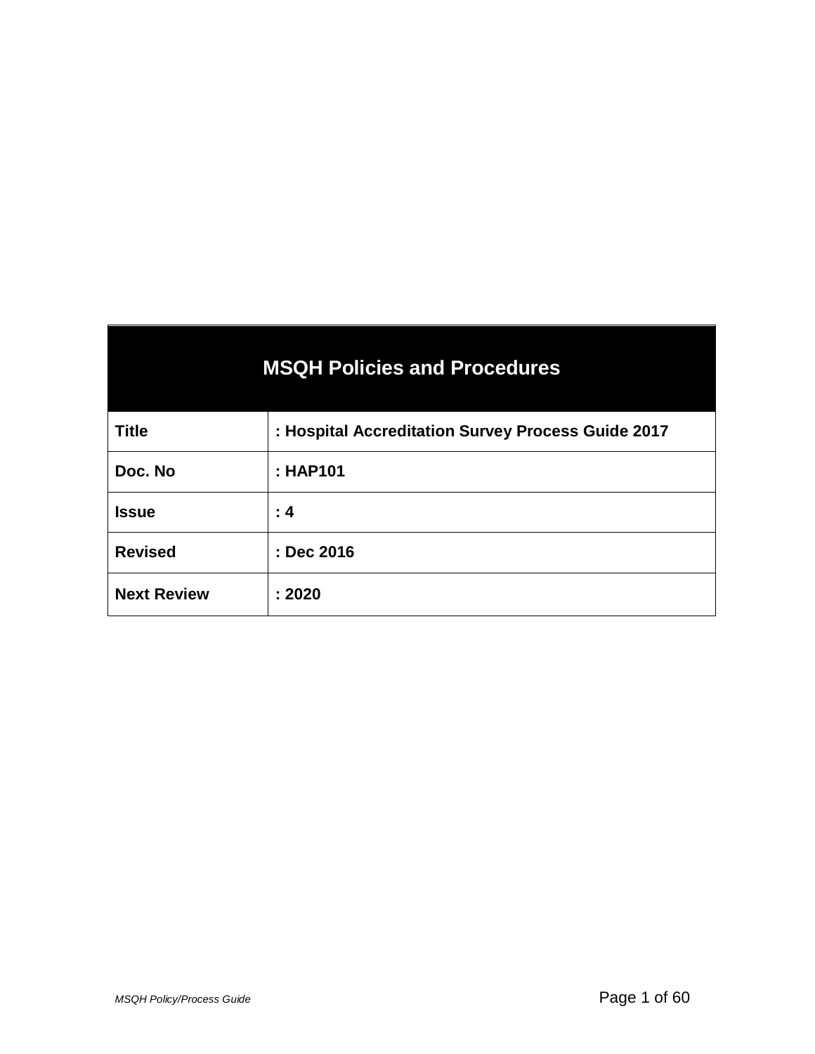| MSQH Policies and Procedures | |
|---|---|
| **Title** | **: Hospital Accreditation Survey Process Guide 2017** |
| **Doc. No** | **: HAP101** |
| **Issue** | **: 4** |
| **Revised** | **: Dec 2016** |
| **Next Review** | **: 2020** |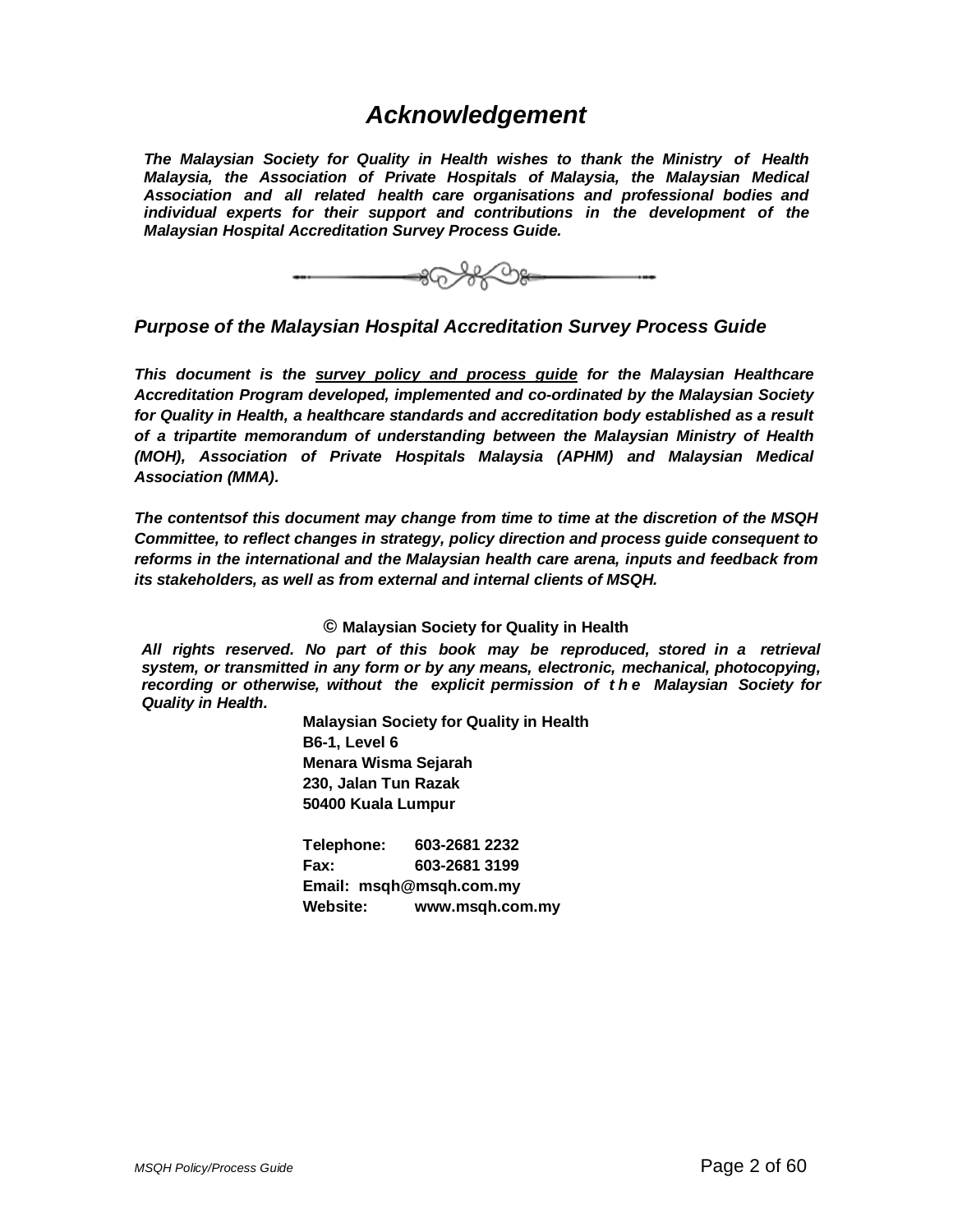# *Acknowledgement*

***The Malaysian Society for Quality in Health wishes to thank the Ministry of Health Malaysia, the Association of Private Hospitals of Malaysia, the Malaysian Medical Association and all related health care organisations and professional bodies and individual experts for their support and contributions in the development of the Malaysian Hospital Accreditation Survey Process Guide.***

## *Purpose of the Malaysian Hospital Accreditation Survey Process Guide*

***This document is the <u>survey policy and process guide</u> for the Malaysian Healthcare Accreditation Program developed, implemented and co-ordinated by the Malaysian Society for Quality in Health, a healthcare standards and accreditation body established as a result of a tripartite memorandum of understanding between the Malaysian Ministry of Health (MOH), Association of Private Hospitals Malaysia (APHM) and Malaysian Medical Association (MMA).***

***The contentsof this document may change from time to time at the discretion of the MSQH Committee, to reflect changes in strategy, policy direction and process guide consequent to reforms in the international and the Malaysian health care arena, inputs and feedback from its stakeholders, as well as from external and internal clients of MSQH.***

**© Malaysian Society for Quality in Health**

***All rights reserved. No part of this book may be reproduced, stored in a retrieval system, or transmitted in any form or by any means, electronic, mechanical, photocopying, recording or otherwise, without the explicit permission of the Malaysian Society for Quality in Health.***

**Malaysian Society for Quality in Health**
**B6-1, Level 6**
**Menara Wisma Sejarah**
**230, Jalan Tun Razak**
**50400 Kuala Lumpur**

**Telephone: 603-2681 2232**
**Fax: 603-2681 3199**
**Email: msqh@msqh.com.my**
**Website: www.msqh.com.my**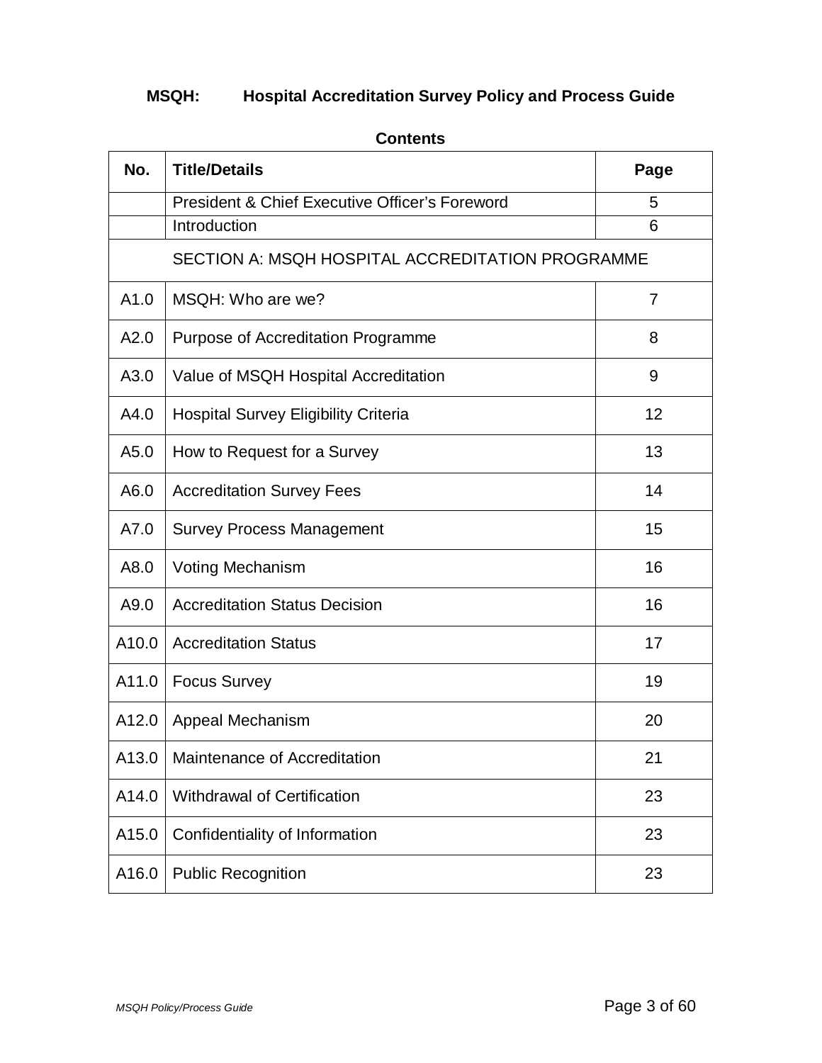**MSQH: Hospital Accreditation Survey Policy and Process Guide**

**Contents**

| No. | Title/Details | Page |
|---|---|---|
| | President & Chief Executive Officer's Foreword | 5 |
| | Introduction | 6 |
| | SECTION A: MSQH HOSPITAL ACCREDITATION PROGRAMME | |
| A1.0 | MSQH: Who are we? | 7 |
| A2.0 | Purpose of Accreditation Programme | 8 |
| A3.0 | Value of MSQH Hospital Accreditation | 9 |
| A4.0 | Hospital Survey Eligibility Criteria | 12 |
| A5.0 | How to Request for a Survey | 13 |
| A6.0 | Accreditation Survey Fees | 14 |
| A7.0 | Survey Process Management | 15 |
| A8.0 | Voting Mechanism | 16 |
| A9.0 | Accreditation Status Decision | 16 |
| A10.0 | Accreditation Status | 17 |
| A11.0 | Focus Survey | 19 |
| A12.0 | Appeal Mechanism | 20 |
| A13.0 | Maintenance of Accreditation | 21 |
| A14.0 | Withdrawal of Certification | 23 |
| A15.0 | Confidentiality of Information | 23 |
| A16.0 | Public Recognition | 23 |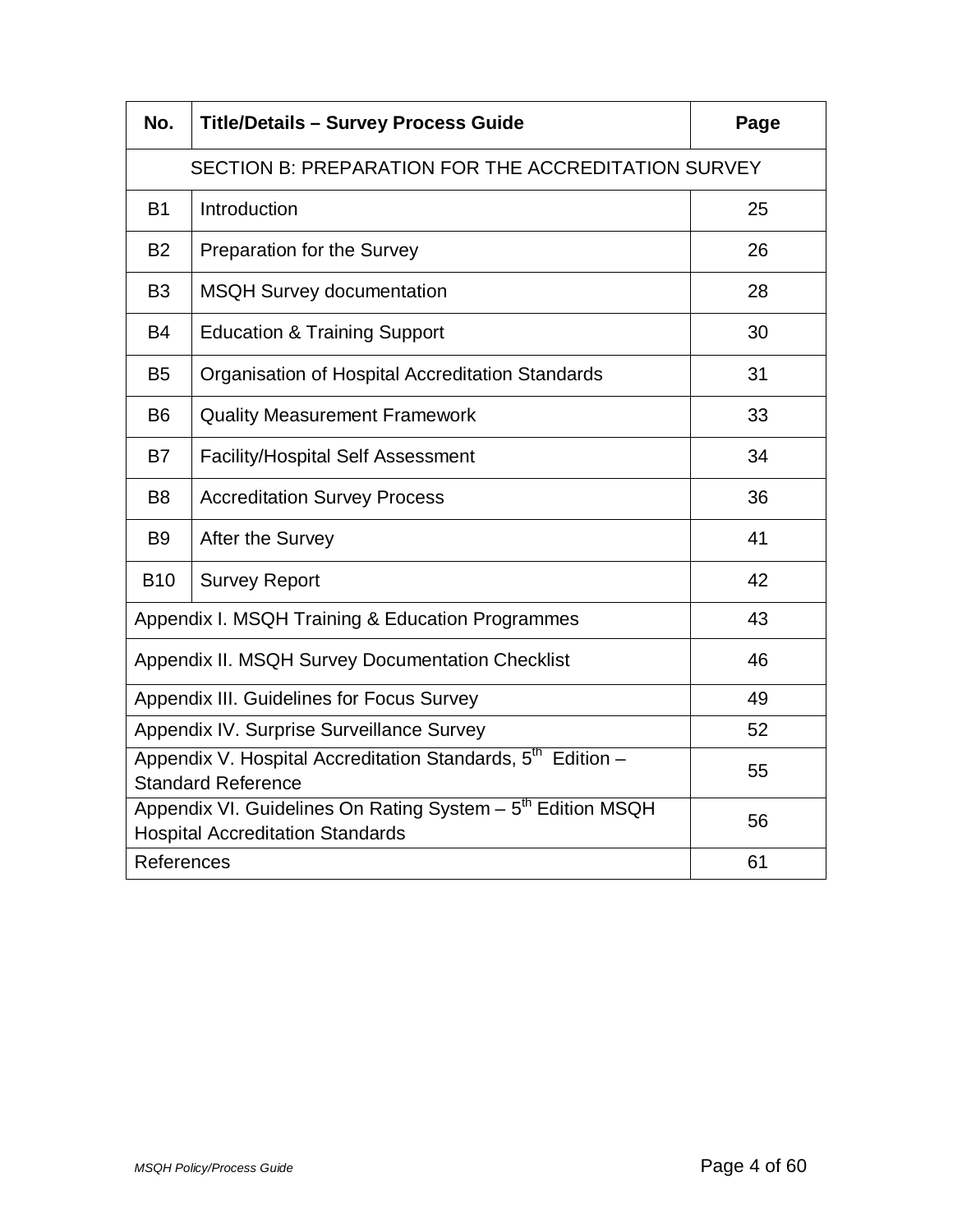| No. | Title/Details – Survey Process Guide | Page |
|---|---|---|
| SECTION B: PREPARATION FOR THE ACCREDITATION SURVEY | | |
| B1 | Introduction | 25 |
| B2 | Preparation for the Survey | 26 |
| B3 | MSQH Survey documentation | 28 |
| B4 | Education & Training Support | 30 |
| B5 | Organisation of Hospital Accreditation Standards | 31 |
| B6 | Quality Measurement Framework | 33 |
| B7 | Facility/Hospital Self Assessment | 34 |
| B8 | Accreditation Survey Process | 36 |
| B9 | After the Survey | 41 |
| B10 | Survey Report | 42 |
| Appendix I. MSQH Training & Education Programmes | | 43 |
| Appendix II. MSQH Survey Documentation Checklist | | 46 |
| Appendix III. Guidelines for Focus Survey | | 49 |
| Appendix IV. Surprise Surveillance Survey | | 52 |
| Appendix V. Hospital Accreditation Standards, 5th Edition – Standard Reference | | 55 |
| Appendix VI. Guidelines On Rating System – 5th Edition MSQH Hospital Accreditation Standards | | 56 |
| References | | 61 |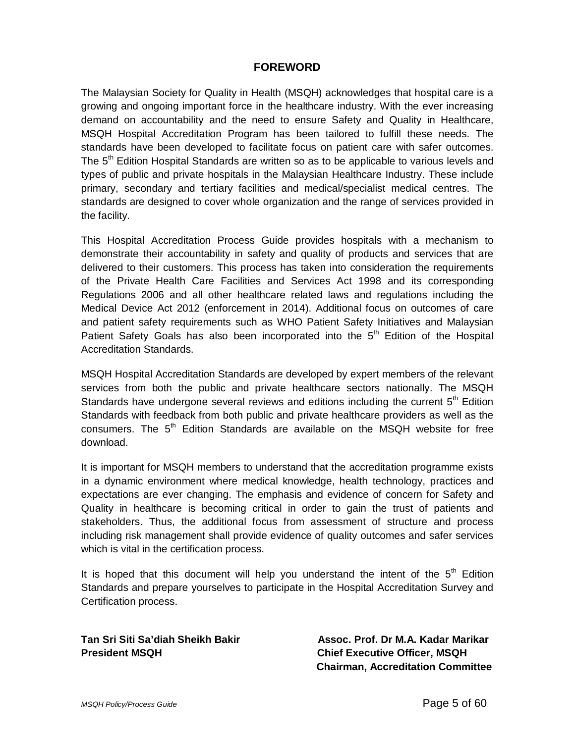# FOREWORD

The Malaysian Society for Quality in Health (MSQH) acknowledges that hospital care is a growing and ongoing important force in the healthcare industry. With the ever increasing demand on accountability and the need to ensure Safety and Quality in Healthcare, MSQH Hospital Accreditation Program has been tailored to fulfill these needs. The standards have been developed to facilitate focus on patient care with safer outcomes. The 5th Edition Hospital Standards are written so as to be applicable to various levels and types of public and private hospitals in the Malaysian Healthcare Industry. These include primary, secondary and tertiary facilities and medical/specialist medical centres. The standards are designed to cover whole organization and the range of services provided in the facility.

This Hospital Accreditation Process Guide provides hospitals with a mechanism to demonstrate their accountability in safety and quality of products and services that are delivered to their customers. This process has taken into consideration the requirements of the Private Health Care Facilities and Services Act 1998 and its corresponding Regulations 2006 and all other healthcare related laws and regulations including the Medical Device Act 2012 (enforcement in 2014). Additional focus on outcomes of care and patient safety requirements such as WHO Patient Safety Initiatives and Malaysian Patient Safety Goals has also been incorporated into the 5th Edition of the Hospital Accreditation Standards.

MSQH Hospital Accreditation Standards are developed by expert members of the relevant services from both the public and private healthcare sectors nationally. The MSQH Standards have undergone several reviews and editions including the current 5th Edition Standards with feedback from both public and private healthcare providers as well as the consumers. The 5th Edition Standards are available on the MSQH website for free download.

It is important for MSQH members to understand that the accreditation programme exists in a dynamic environment where medical knowledge, health technology, practices and expectations are ever changing. The emphasis and evidence of concern for Safety and Quality in healthcare is becoming critical in order to gain the trust of patients and stakeholders. Thus, the additional focus from assessment of structure and process including risk management shall provide evidence of quality outcomes and safer services which is vital in the certification process.

It is hoped that this document will help you understand the intent of the 5th Edition Standards and prepare yourselves to participate in the Hospital Accreditation Survey and Certification process.

**Tan Sri Siti Sa'diah Sheikh Bakir**
**President MSQH**

**Assoc. Prof. Dr M.A. Kadar Marikar**
**Chief Executive Officer, MSQH**
**Chairman, Accreditation Committee**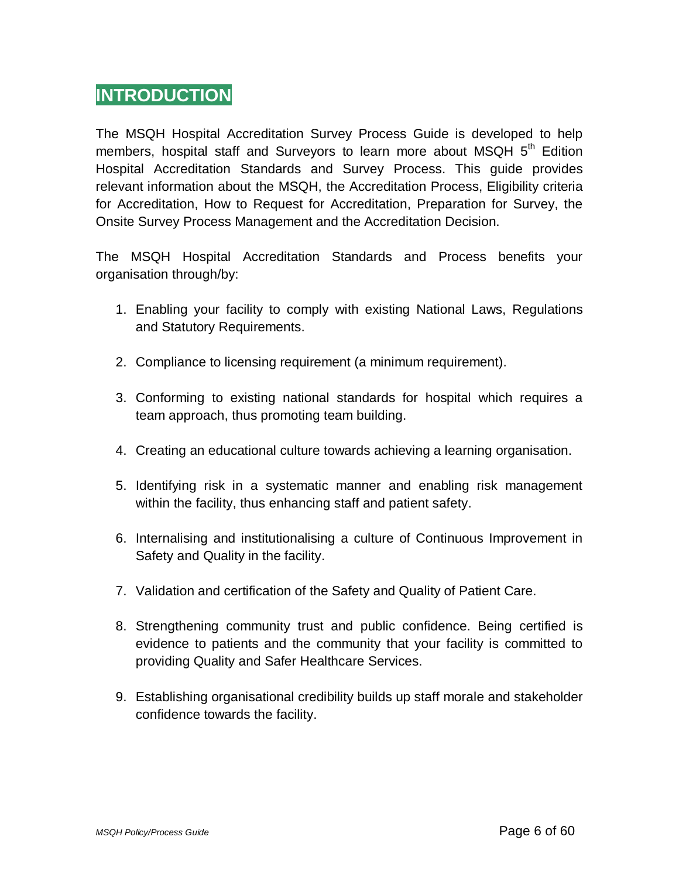# INTRODUCTION

The MSQH Hospital Accreditation Survey Process Guide is developed to help members, hospital staff and Surveyors to learn more about MSQH 5th Edition Hospital Accreditation Standards and Survey Process. This guide provides relevant information about the MSQH, the Accreditation Process, Eligibility criteria for Accreditation, How to Request for Accreditation, Preparation for Survey, the Onsite Survey Process Management and the Accreditation Decision.

The MSQH Hospital Accreditation Standards and Process benefits your organisation through/by:

1. Enabling your facility to comply with existing National Laws, Regulations and Statutory Requirements.

2. Compliance to licensing requirement (a minimum requirement).

3. Conforming to existing national standards for hospital which requires a team approach, thus promoting team building.

4. Creating an educational culture towards achieving a learning organisation.

5. Identifying risk in a systematic manner and enabling risk management within the facility, thus enhancing staff and patient safety.

6. Internalising and institutionalising a culture of Continuous Improvement in Safety and Quality in the facility.

7. Validation and certification of the Safety and Quality of Patient Care.

8. Strengthening community trust and public confidence. Being certified is evidence to patients and the community that your facility is committed to providing Quality and Safer Healthcare Services.

9. Establishing organisational credibility builds up staff morale and stakeholder confidence towards the facility.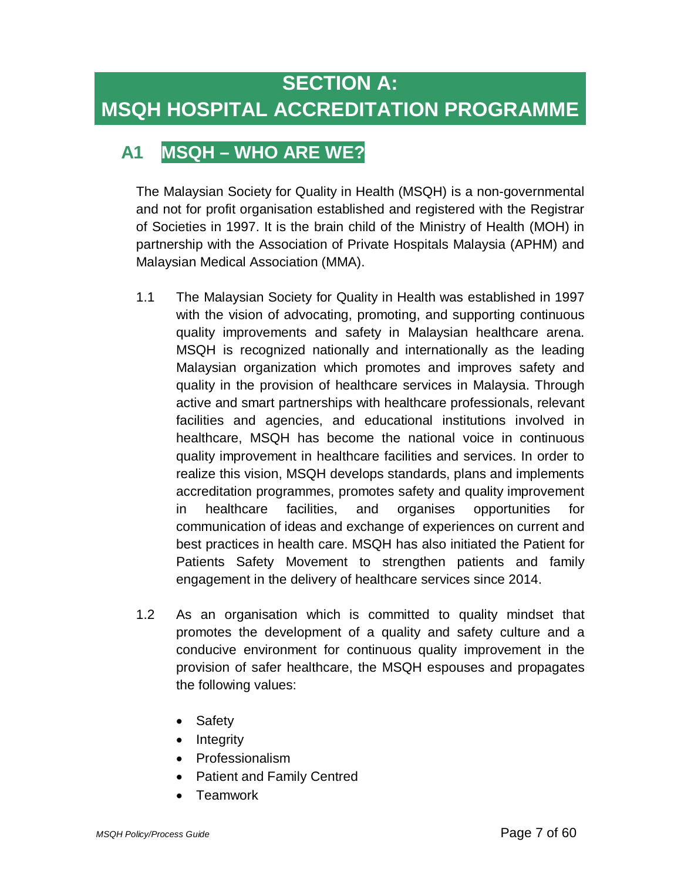# SECTION A: MSQH HOSPITAL ACCREDITATION PROGRAMME

## A1 MSQH – WHO ARE WE?

The Malaysian Society for Quality in Health (MSQH) is a non-governmental and not for profit organisation established and registered with the Registrar of Societies in 1997. It is the brain child of the Ministry of Health (MOH) in partnership with the Association of Private Hospitals Malaysia (APHM) and Malaysian Medical Association (MMA).

1.1 The Malaysian Society for Quality in Health was established in 1997 with the vision of advocating, promoting, and supporting continuous quality improvements and safety in Malaysian healthcare arena. MSQH is recognized nationally and internationally as the leading Malaysian organization which promotes and improves safety and quality in the provision of healthcare services in Malaysia. Through active and smart partnerships with healthcare professionals, relevant facilities and agencies, and educational institutions involved in healthcare, MSQH has become the national voice in continuous quality improvement in healthcare facilities and services. In order to realize this vision, MSQH develops standards, plans and implements accreditation programmes, promotes safety and quality improvement in healthcare facilities, and organises opportunities for communication of ideas and exchange of experiences on current and best practices in health care. MSQH has also initiated the Patient for Patients Safety Movement to strengthen patients and family engagement in the delivery of healthcare services since 2014.

1.2 As an organisation which is committed to quality mindset that promotes the development of a quality and safety culture and a conducive environment for continuous quality improvement in the provision of safer healthcare, the MSQH espouses and propagates the following values:

- Safety
- Integrity
- Professionalism
- Patient and Family Centred
- Teamwork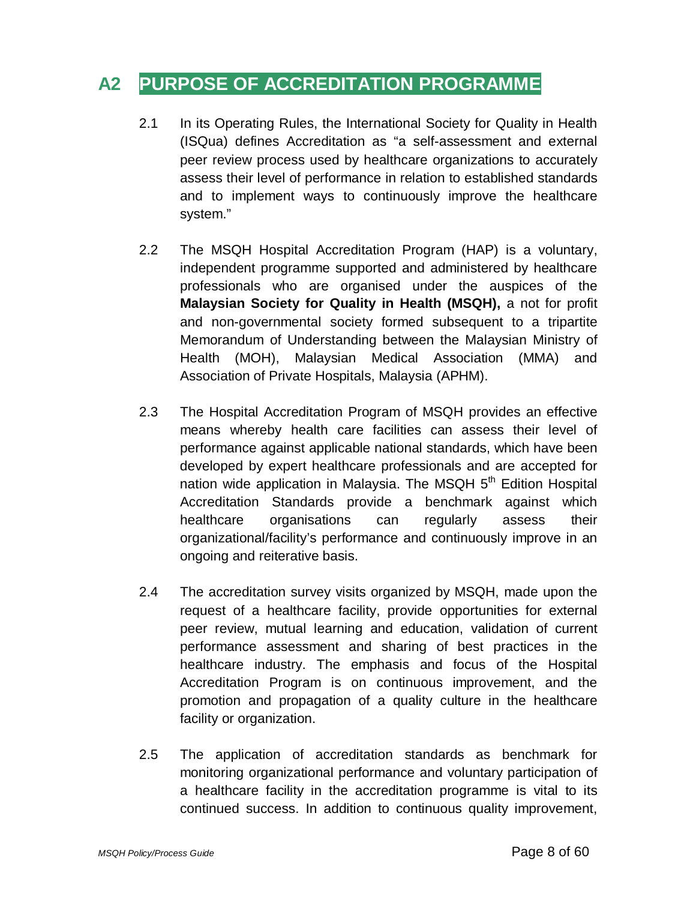## A2 PURPOSE OF ACCREDITATION PROGRAMME

2.1 In its Operating Rules, the International Society for Quality in Health (ISQua) defines Accreditation as "a self-assessment and external peer review process used by healthcare organizations to accurately assess their level of performance in relation to established standards and to implement ways to continuously improve the healthcare system."

2.2 The MSQH Hospital Accreditation Program (HAP) is a voluntary, independent programme supported and administered by healthcare professionals who are organised under the auspices of the **Malaysian Society for Quality in Health (MSQH),** a not for profit and non-governmental society formed subsequent to a tripartite Memorandum of Understanding between the Malaysian Ministry of Health (MOH), Malaysian Medical Association (MMA) and Association of Private Hospitals, Malaysia (APHM).

2.3 The Hospital Accreditation Program of MSQH provides an effective means whereby health care facilities can assess their level of performance against applicable national standards, which have been developed by expert healthcare professionals and are accepted for nation wide application in Malaysia. The MSQH 5th Edition Hospital Accreditation Standards provide a benchmark against which healthcare organisations can regularly assess their organizational/facility's performance and continuously improve in an ongoing and reiterative basis.

2.4 The accreditation survey visits organized by MSQH, made upon the request of a healthcare facility, provide opportunities for external peer review, mutual learning and education, validation of current performance assessment and sharing of best practices in the healthcare industry. The emphasis and focus of the Hospital Accreditation Program is on continuous improvement, and the promotion and propagation of a quality culture in the healthcare facility or organization.

2.5 The application of accreditation standards as benchmark for monitoring organizational performance and voluntary participation of a healthcare facility in the accreditation programme is vital to its continued success. In addition to continuous quality improvement,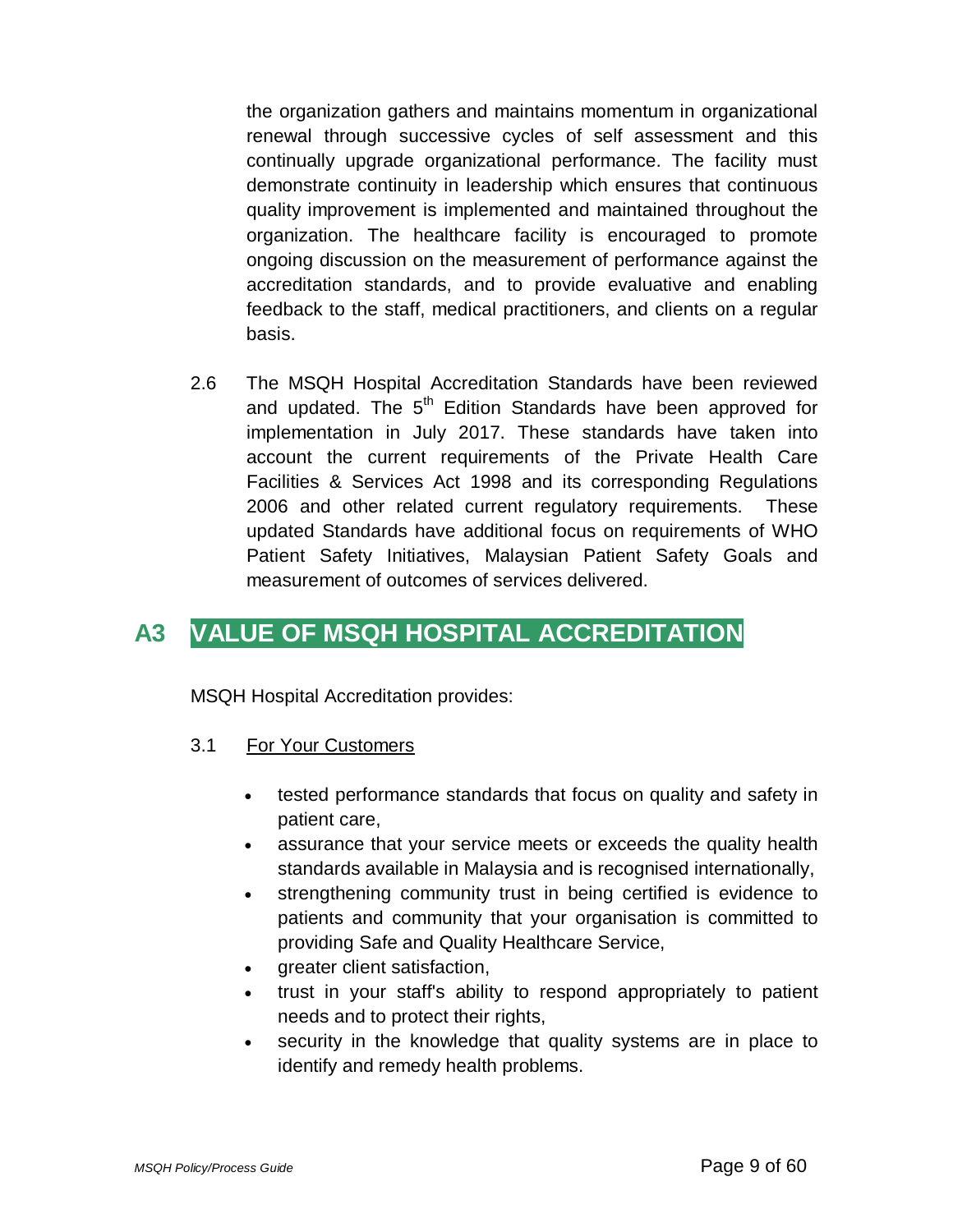the organization gathers and maintains momentum in organizational renewal through successive cycles of self assessment and this continually upgrade organizational performance. The facility must demonstrate continuity in leadership which ensures that continuous quality improvement is implemented and maintained throughout the organization. The healthcare facility is encouraged to promote ongoing discussion on the measurement of performance against the accreditation standards, and to provide evaluative and enabling feedback to the staff, medical practitioners, and clients on a regular basis.

2.6 The MSQH Hospital Accreditation Standards have been reviewed and updated. The 5th Edition Standards have been approved for implementation in July 2017. These standards have taken into account the current requirements of the Private Health Care Facilities & Services Act 1998 and its corresponding Regulations 2006 and other related current regulatory requirements. These updated Standards have additional focus on requirements of WHO Patient Safety Initiatives, Malaysian Patient Safety Goals and measurement of outcomes of services delivered.

## A3 VALUE OF MSQH HOSPITAL ACCREDITATION

MSQH Hospital Accreditation provides:

3.1 <u>For Your Customers</u>

- tested performance standards that focus on quality and safety in patient care,
- assurance that your service meets or exceeds the quality health standards available in Malaysia and is recognised internationally,
- strengthening community trust in being certified is evidence to patients and community that your organisation is committed to providing Safe and Quality Healthcare Service,
- greater client satisfaction,
- trust in your staff's ability to respond appropriately to patient needs and to protect their rights,
- security in the knowledge that quality systems are in place to identify and remedy health problems.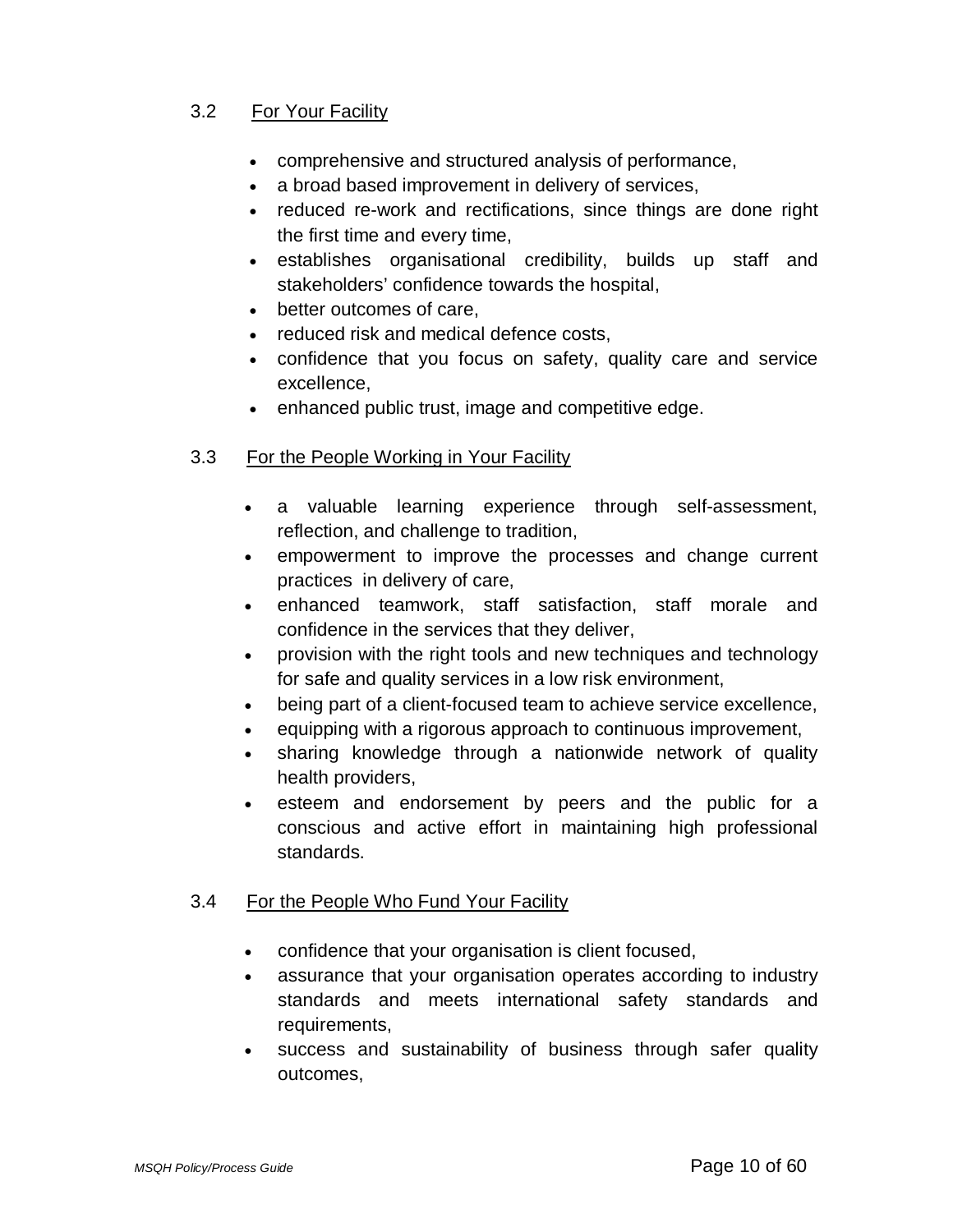### 3.2 For Your Facility

- comprehensive and structured analysis of performance,
- a broad based improvement in delivery of services,
- reduced re-work and rectifications, since things are done right the first time and every time,
- establishes organisational credibility, builds up staff and stakeholders' confidence towards the hospital,
- better outcomes of care,
- reduced risk and medical defence costs,
- confidence that you focus on safety, quality care and service excellence,
- enhanced public trust, image and competitive edge.

### 3.3 For the People Working in Your Facility

- a valuable learning experience through self-assessment, reflection, and challenge to tradition,
- empowerment to improve the processes and change current practices in delivery of care,
- enhanced teamwork, staff satisfaction, staff morale and confidence in the services that they deliver,
- provision with the right tools and new techniques and technology for safe and quality services in a low risk environment,
- being part of a client-focused team to achieve service excellence,
- equipping with a rigorous approach to continuous improvement,
- sharing knowledge through a nationwide network of quality health providers,
- esteem and endorsement by peers and the public for a conscious and active effort in maintaining high professional standards.

### 3.4 For the People Who Fund Your Facility

- confidence that your organisation is client focused,
- assurance that your organisation operates according to industry standards and meets international safety standards and requirements,
- success and sustainability of business through safer quality outcomes,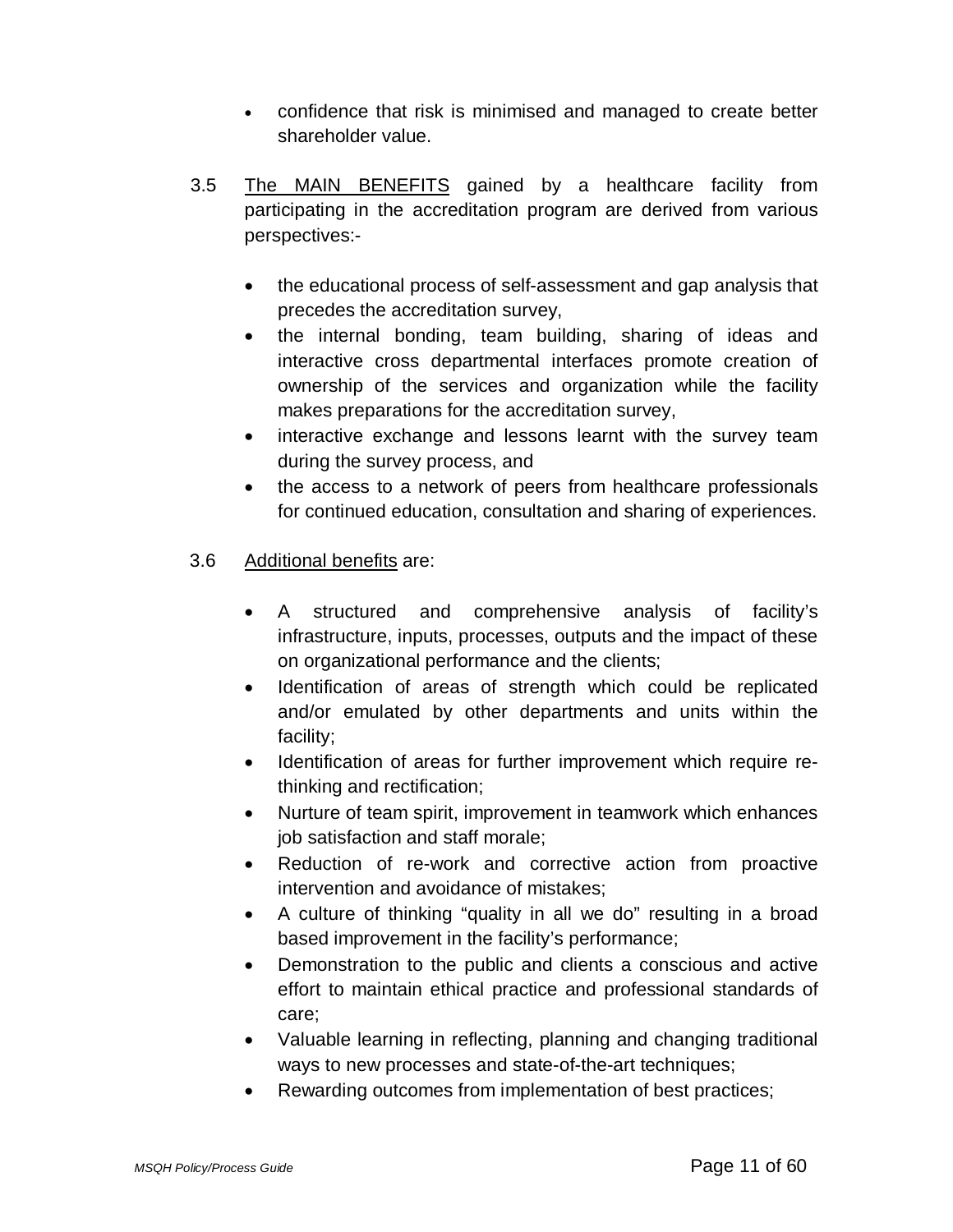- confidence that risk is minimised and managed to create better shareholder value.

3.5 The MAIN BENEFITS gained by a healthcare facility from participating in the accreditation program are derived from various perspectives:-

- the educational process of self-assessment and gap analysis that precedes the accreditation survey,
- the internal bonding, team building, sharing of ideas and interactive cross departmental interfaces promote creation of ownership of the services and organization while the facility makes preparations for the accreditation survey,
- interactive exchange and lessons learnt with the survey team during the survey process, and
- the access to a network of peers from healthcare professionals for continued education, consultation and sharing of experiences.

3.6 Additional benefits are:

- A structured and comprehensive analysis of facility's infrastructure, inputs, processes, outputs and the impact of these on organizational performance and the clients;
- Identification of areas of strength which could be replicated and/or emulated by other departments and units within the facility;
- Identification of areas for further improvement which require re-thinking and rectification;
- Nurture of team spirit, improvement in teamwork which enhances job satisfaction and staff morale;
- Reduction of re-work and corrective action from proactive intervention and avoidance of mistakes;
- A culture of thinking "quality in all we do" resulting in a broad based improvement in the facility's performance;
- Demonstration to the public and clients a conscious and active effort to maintain ethical practice and professional standards of care;
- Valuable learning in reflecting, planning and changing traditional ways to new processes and state-of-the-art techniques;
- Rewarding outcomes from implementation of best practices;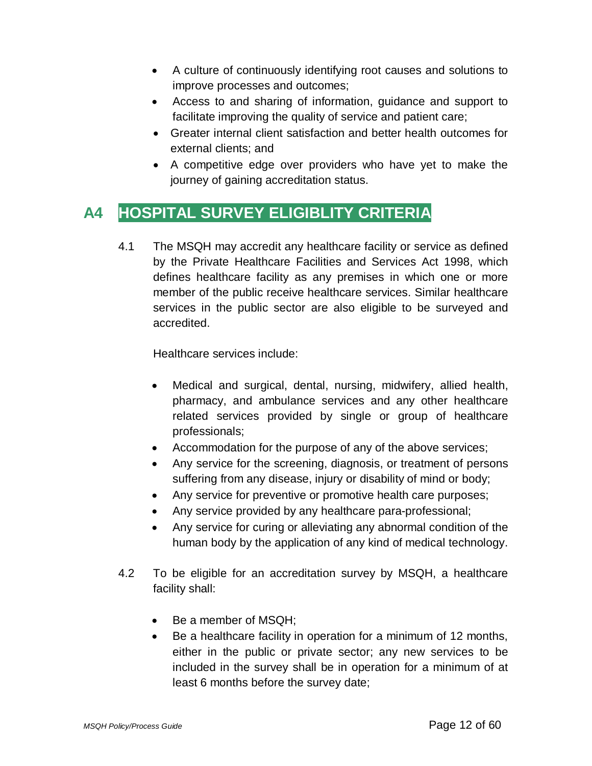- A culture of continuously identifying root causes and solutions to improve processes and outcomes;
- Access to and sharing of information, guidance and support to facilitate improving the quality of service and patient care;
- Greater internal client satisfaction and better health outcomes for external clients; and
- A competitive edge over providers who have yet to make the journey of gaining accreditation status.

## A4 HOSPITAL SURVEY ELIGIBLITY CRITERIA

4.1 The MSQH may accredit any healthcare facility or service as defined by the Private Healthcare Facilities and Services Act 1998, which defines healthcare facility as any premises in which one or more member of the public receive healthcare services. Similar healthcare services in the public sector are also eligible to be surveyed and accredited.

Healthcare services include:

- Medical and surgical, dental, nursing, midwifery, allied health, pharmacy, and ambulance services and any other healthcare related services provided by single or group of healthcare professionals;
- Accommodation for the purpose of any of the above services;
- Any service for the screening, diagnosis, or treatment of persons suffering from any disease, injury or disability of mind or body;
- Any service for preventive or promotive health care purposes;
- Any service provided by any healthcare para-professional;
- Any service for curing or alleviating any abnormal condition of the human body by the application of any kind of medical technology.

4.2 To be eligible for an accreditation survey by MSQH, a healthcare facility shall:

- Be a member of MSQH;
- Be a healthcare facility in operation for a minimum of 12 months, either in the public or private sector; any new services to be included in the survey shall be in operation for a minimum of at least 6 months before the survey date;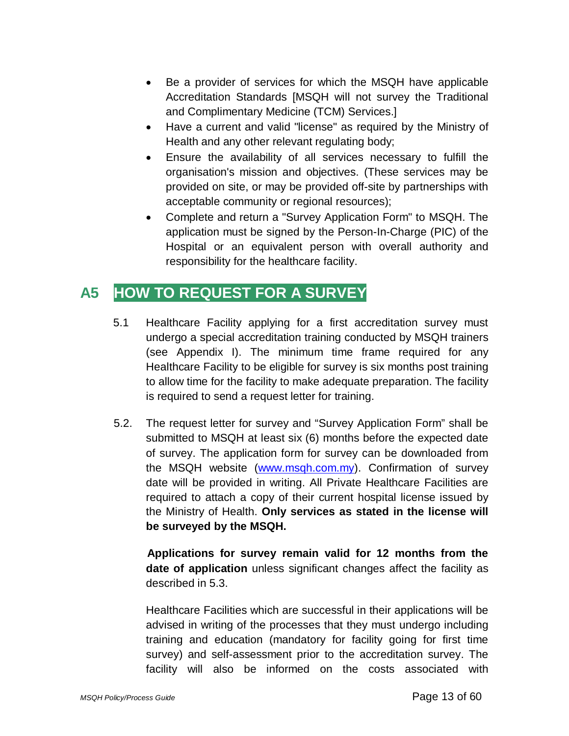- Be a provider of services for which the MSQH have applicable Accreditation Standards [MSQH will not survey the Traditional and Complimentary Medicine (TCM) Services.]
- Have a current and valid "license" as required by the Ministry of Health and any other relevant regulating body;
- Ensure the availability of all services necessary to fulfill the organisation's mission and objectives. (These services may be provided on site, or may be provided off-site by partnerships with acceptable community or regional resources);
- Complete and return a "Survey Application Form" to MSQH. The application must be signed by the Person-In-Charge (PIC) of the Hospital or an equivalent person with overall authority and responsibility for the healthcare facility.

## A5 HOW TO REQUEST FOR A SURVEY

5.1 Healthcare Facility applying for a first accreditation survey must undergo a special accreditation training conducted by MSQH trainers (see Appendix I). The minimum time frame required for any Healthcare Facility to be eligible for survey is six months post training to allow time for the facility to make adequate preparation. The facility is required to send a request letter for training.

5.2. The request letter for survey and "Survey Application Form" shall be submitted to MSQH at least six (6) months before the expected date of survey. The application form for survey can be downloaded from the MSQH website (www.msqh.com.my). Confirmation of survey date will be provided in writing. All Private Healthcare Facilities are required to attach a copy of their current hospital license issued by the Ministry of Health. **Only services as stated in the license will be surveyed by the MSQH.**

**Applications for survey remain valid for 12 months from the date of application** unless significant changes affect the facility as described in 5.3.

Healthcare Facilities which are successful in their applications will be advised in writing of the processes that they must undergo including training and education (mandatory for facility going for first time survey) and self-assessment prior to the accreditation survey. The facility will also be informed on the costs associated with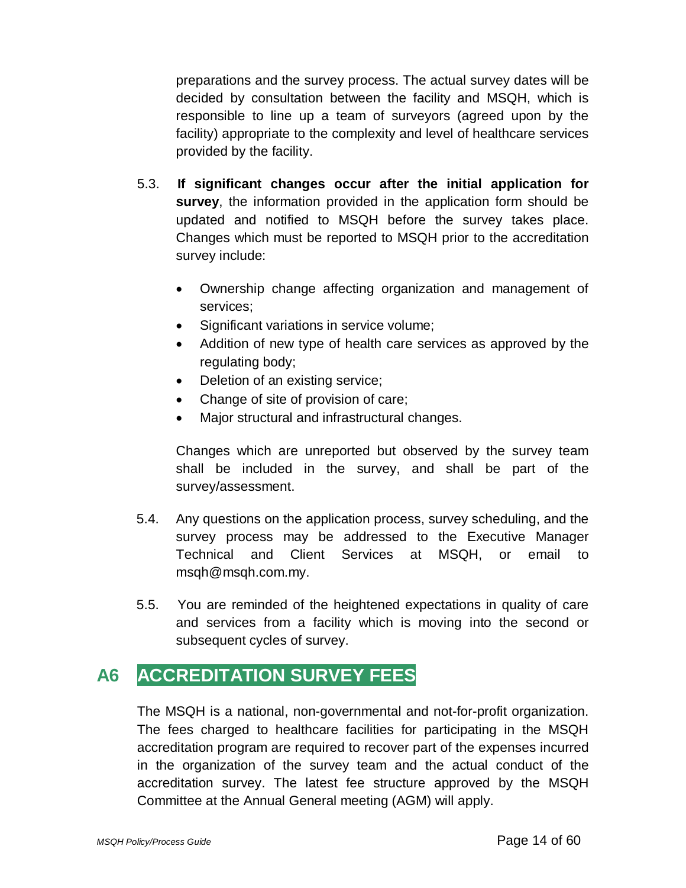preparations and the survey process. The actual survey dates will be decided by consultation between the facility and MSQH, which is responsible to line up a team of surveyors (agreed upon by the facility) appropriate to the complexity and level of healthcare services provided by the facility.

5.3. **If significant changes occur after the initial application for survey**, the information provided in the application form should be updated and notified to MSQH before the survey takes place. Changes which must be reported to MSQH prior to the accreditation survey include:

- Ownership change affecting organization and management of services;
- Significant variations in service volume;
- Addition of new type of health care services as approved by the regulating body;
- Deletion of an existing service;
- Change of site of provision of care;
- Major structural and infrastructural changes.

Changes which are unreported but observed by the survey team shall be included in the survey, and shall be part of the survey/assessment.

5.4. Any questions on the application process, survey scheduling, and the survey process may be addressed to the Executive Manager Technical and Client Services at MSQH, or email to msqh@msqh.com.my.

5.5. You are reminded of the heightened expectations in quality of care and services from a facility which is moving into the second or subsequent cycles of survey.

## A6 ACCREDITATION SURVEY FEES

The MSQH is a national, non-governmental and not-for-profit organization. The fees charged to healthcare facilities for participating in the MSQH accreditation program are required to recover part of the expenses incurred in the organization of the survey team and the actual conduct of the accreditation survey. The latest fee structure approved by the MSQH Committee at the Annual General meeting (AGM) will apply.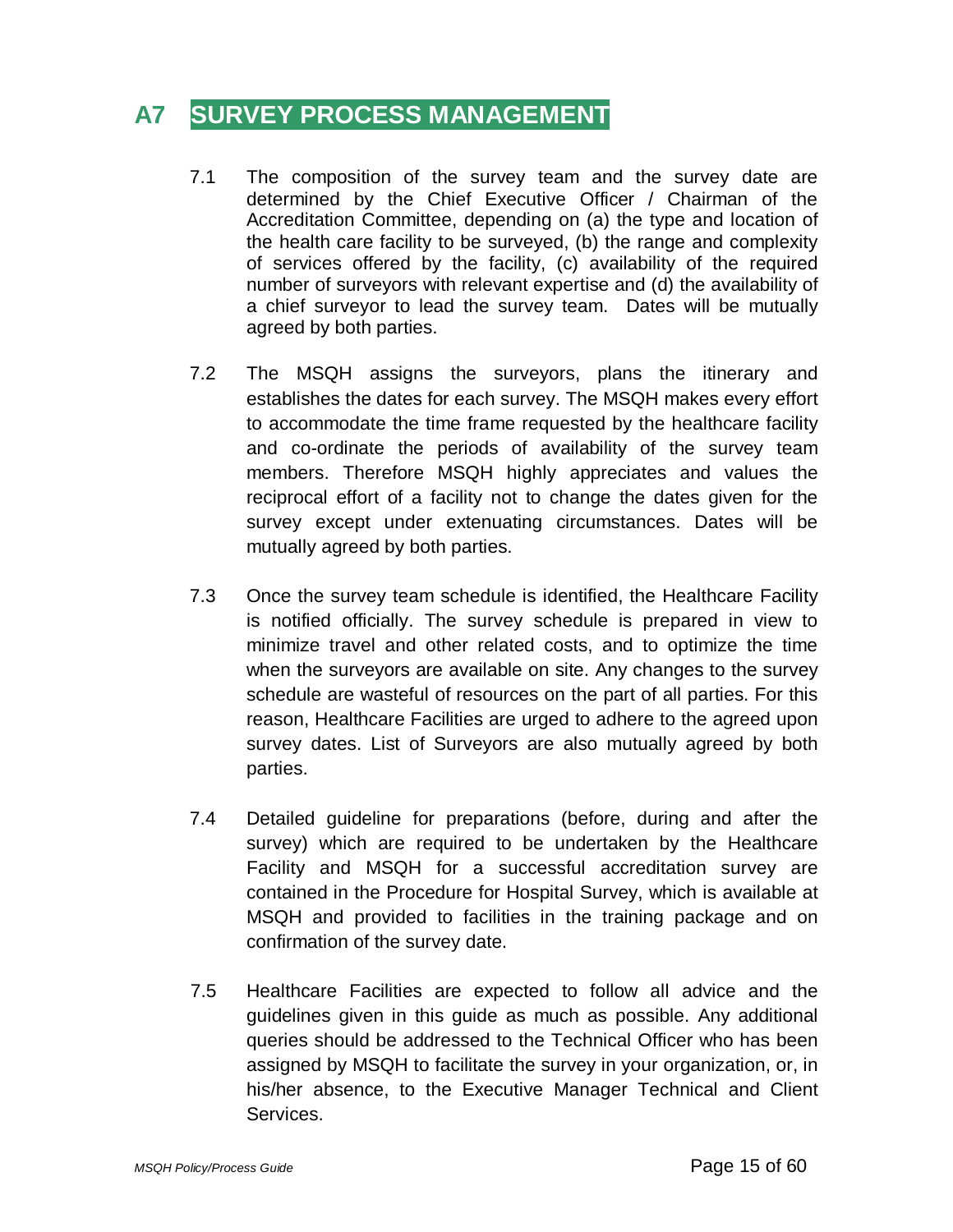## A7 SURVEY PROCESS MANAGEMENT

7.1 The composition of the survey team and the survey date are determined by the Chief Executive Officer / Chairman of the Accreditation Committee, depending on (a) the type and location of the health care facility to be surveyed, (b) the range and complexity of services offered by the facility, (c) availability of the required number of surveyors with relevant expertise and (d) the availability of a chief surveyor to lead the survey team. Dates will be mutually agreed by both parties.

7.2 The MSQH assigns the surveyors, plans the itinerary and establishes the dates for each survey. The MSQH makes every effort to accommodate the time frame requested by the healthcare facility and co-ordinate the periods of availability of the survey team members. Therefore MSQH highly appreciates and values the reciprocal effort of a facility not to change the dates given for the survey except under extenuating circumstances. Dates will be mutually agreed by both parties.

7.3 Once the survey team schedule is identified, the Healthcare Facility is notified officially. The survey schedule is prepared in view to minimize travel and other related costs, and to optimize the time when the surveyors are available on site. Any changes to the survey schedule are wasteful of resources on the part of all parties. For this reason, Healthcare Facilities are urged to adhere to the agreed upon survey dates. List of Surveyors are also mutually agreed by both parties.

7.4 Detailed guideline for preparations (before, during and after the survey) which are required to be undertaken by the Healthcare Facility and MSQH for a successful accreditation survey are contained in the Procedure for Hospital Survey, which is available at MSQH and provided to facilities in the training package and on confirmation of the survey date.

7.5 Healthcare Facilities are expected to follow all advice and the guidelines given in this guide as much as possible. Any additional queries should be addressed to the Technical Officer who has been assigned by MSQH to facilitate the survey in your organization, or, in his/her absence, to the Executive Manager Technical and Client Services.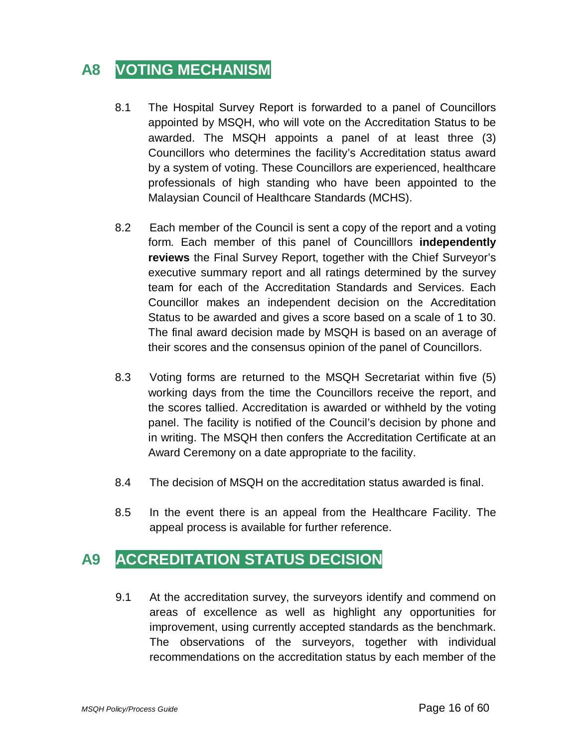## A8 VOTING MECHANISM

8.1 The Hospital Survey Report is forwarded to a panel of Councillors appointed by MSQH, who will vote on the Accreditation Status to be awarded. The MSQH appoints a panel of at least three (3) Councillors who determines the facility's Accreditation status award by a system of voting. These Councillors are experienced, healthcare professionals of high standing who have been appointed to the Malaysian Council of Healthcare Standards (MCHS).

8.2 Each member of the Council is sent a copy of the report and a voting form. Each member of this panel of Councilllors **independently reviews** the Final Survey Report, together with the Chief Surveyor's executive summary report and all ratings determined by the survey team for each of the Accreditation Standards and Services. Each Councillor makes an independent decision on the Accreditation Status to be awarded and gives a score based on a scale of 1 to 30. The final award decision made by MSQH is based on an average of their scores and the consensus opinion of the panel of Councillors.

8.3 Voting forms are returned to the MSQH Secretariat within five (5) working days from the time the Councillors receive the report, and the scores tallied. Accreditation is awarded or withheld by the voting panel. The facility is notified of the Council's decision by phone and in writing. The MSQH then confers the Accreditation Certificate at an Award Ceremony on a date appropriate to the facility.

8.4 The decision of MSQH on the accreditation status awarded is final.

8.5 In the event there is an appeal from the Healthcare Facility. The appeal process is available for further reference.

## A9 ACCREDITATION STATUS DECISION

9.1 At the accreditation survey, the surveyors identify and commend on areas of excellence as well as highlight any opportunities for improvement, using currently accepted standards as the benchmark. The observations of the surveyors, together with individual recommendations on the accreditation status by each member of the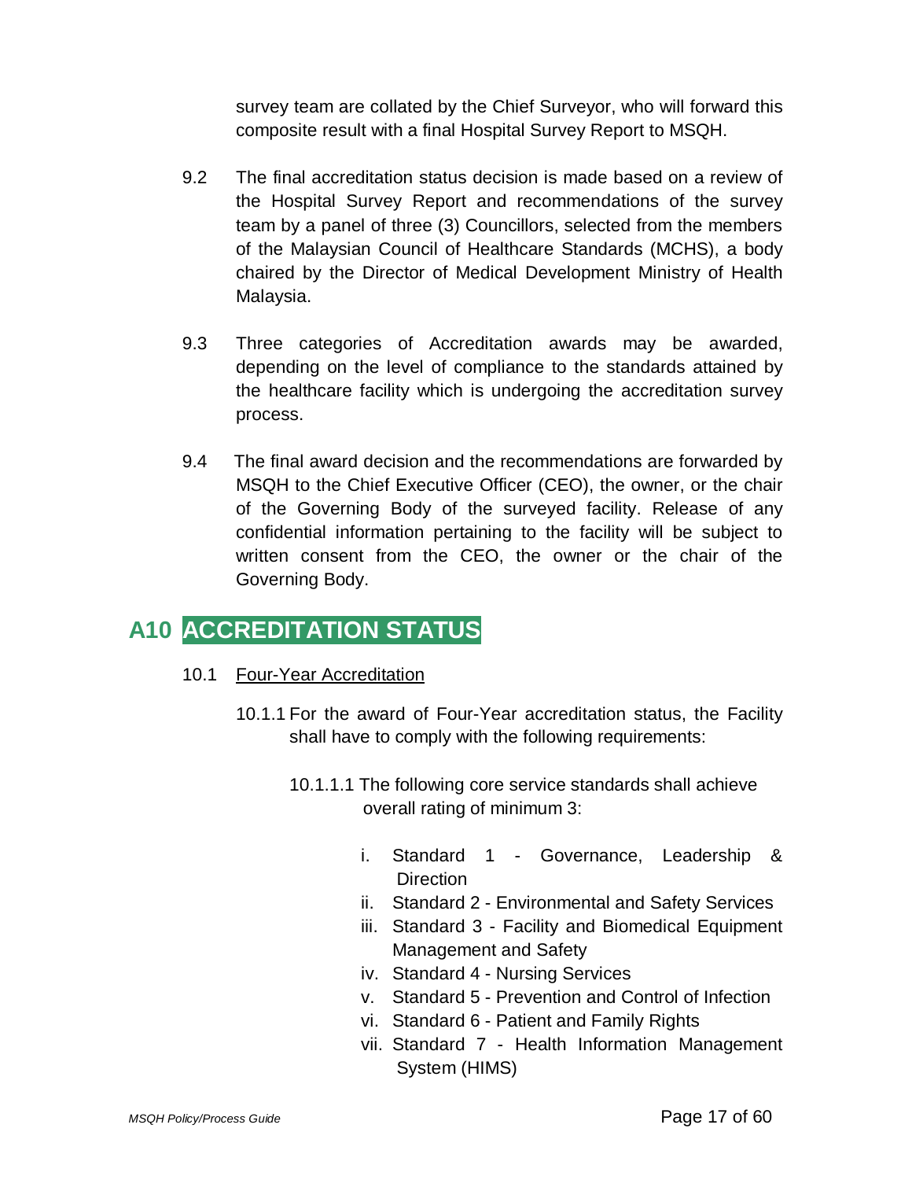survey team are collated by the Chief Surveyor, who will forward this composite result with a final Hospital Survey Report to MSQH.

9.2 The final accreditation status decision is made based on a review of the Hospital Survey Report and recommendations of the survey team by a panel of three (3) Councillors, selected from the members of the Malaysian Council of Healthcare Standards (MCHS), a body chaired by the Director of Medical Development Ministry of Health Malaysia.

9.3 Three categories of Accreditation awards may be awarded, depending on the level of compliance to the standards attained by the healthcare facility which is undergoing the accreditation survey process.

9.4 The final award decision and the recommendations are forwarded by MSQH to the Chief Executive Officer (CEO), the owner, or the chair of the Governing Body of the surveyed facility. Release of any confidential information pertaining to the facility will be subject to written consent from the CEO, the owner or the chair of the Governing Body.

## A10 ACCREDITATION STATUS

10.1 Four-Year Accreditation

10.1.1 For the award of Four-Year accreditation status, the Facility shall have to comply with the following requirements:

10.1.1.1 The following core service standards shall achieve overall rating of minimum 3:

i. Standard 1 - Governance, Leadership & Direction
ii. Standard 2 - Environmental and Safety Services
iii. Standard 3 - Facility and Biomedical Equipment Management and Safety
iv. Standard 4 - Nursing Services
v. Standard 5 - Prevention and Control of Infection
vi. Standard 6 - Patient and Family Rights
vii. Standard 7 - Health Information Management System (HIMS)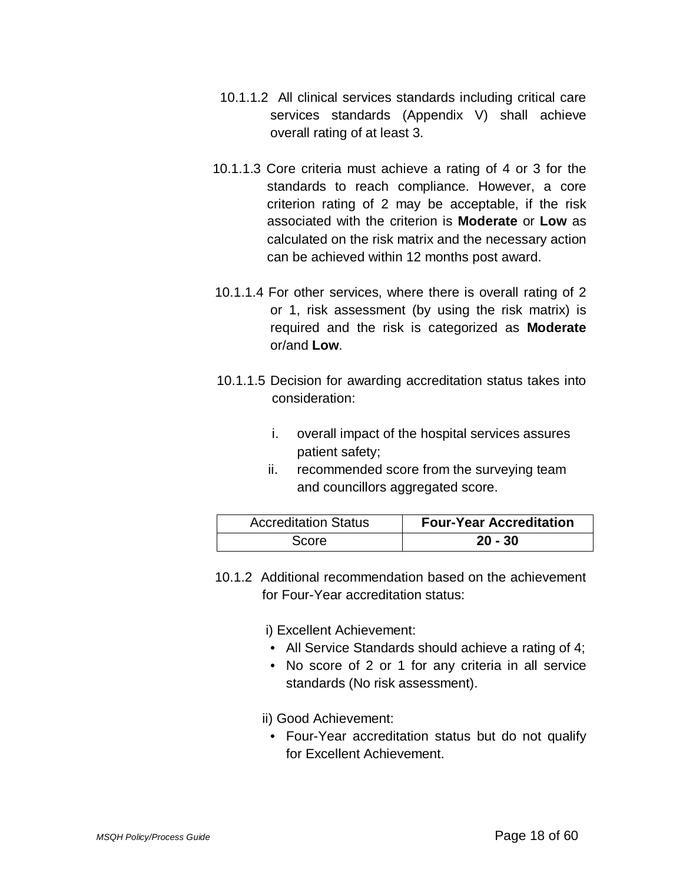10.1.1.2 All clinical services standards including critical care services standards (Appendix V) shall achieve overall rating of at least 3.

10.1.1.3 Core criteria must achieve a rating of 4 or 3 for the standards to reach compliance. However, a core criterion rating of 2 may be acceptable, if the risk associated with the criterion is **Moderate** or **Low** as calculated on the risk matrix and the necessary action can be achieved within 12 months post award.

10.1.1.4 For other services, where there is overall rating of 2 or 1, risk assessment (by using the risk matrix) is required and the risk is categorized as **Moderate** or/and **Low**.

10.1.1.5 Decision for awarding accreditation status takes into consideration:

i. overall impact of the hospital services assures patient safety;
ii. recommended score from the surveying team and councillors aggregated score.

| Accreditation Status | **Four-Year Accreditation** |
|---|---|
| Score | **20 - 30** |

10.1.2 Additional recommendation based on the achievement for Four-Year accreditation status:

i) Excellent Achievement:

- All Service Standards should achieve a rating of 4;
- No score of 2 or 1 for any criteria in all service standards (No risk assessment).

ii) Good Achievement:

- Four-Year accreditation status but do not qualify for Excellent Achievement.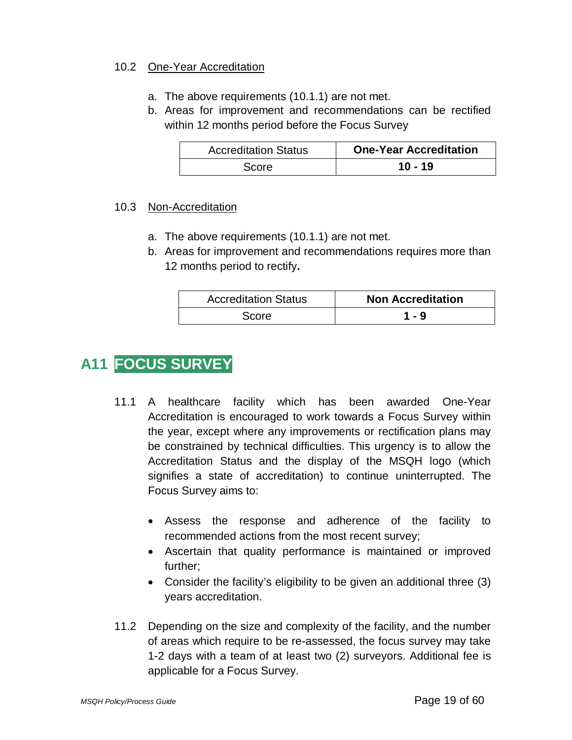### 10.2 One-Year Accreditation

a. The above requirements (10.1.1) are not met.

b. Areas for improvement and recommendations can be rectified within 12 months period before the Focus Survey

| Accreditation Status | **One-Year Accreditation** |
|---|---|
| Score | **10 - 19** |

### 10.3 Non-Accreditation

a. The above requirements (10.1.1) are not met.

b. Areas for improvement and recommendations requires more than 12 months period to rectify**.**

| Accreditation Status | **Non Accreditation** |
|---|---|
| Score | **1 - 9** |

## A11 FOCUS SURVEY

11.1 A healthcare facility which has been awarded One-Year Accreditation is encouraged to work towards a Focus Survey within the year, except where any improvements or rectification plans may be constrained by technical difficulties. This urgency is to allow the Accreditation Status and the display of the MSQH logo (which signifies a state of accreditation) to continue uninterrupted. The Focus Survey aims to:

- Assess the response and adherence of the facility to recommended actions from the most recent survey;
- Ascertain that quality performance is maintained or improved further;
- Consider the facility's eligibility to be given an additional three (3) years accreditation.

11.2 Depending on the size and complexity of the facility, and the number of areas which require to be re-assessed, the focus survey may take 1-2 days with a team of at least two (2) surveyors. Additional fee is applicable for a Focus Survey.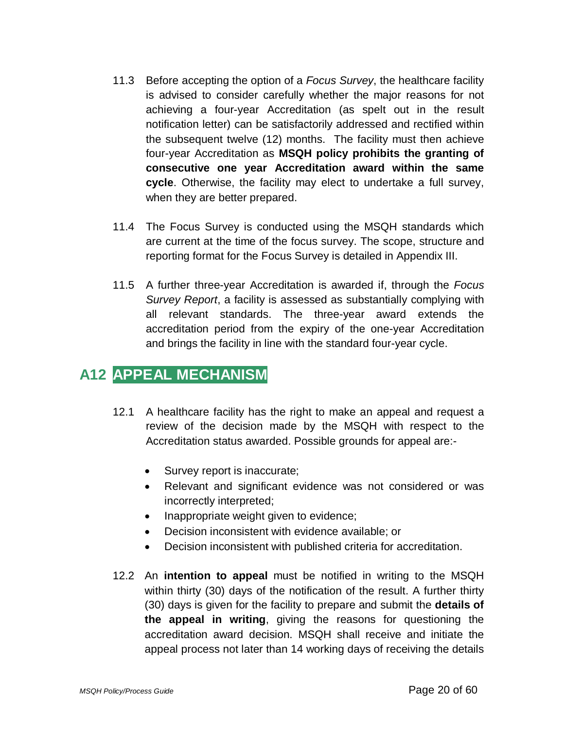11.3 Before accepting the option of a *Focus Survey*, the healthcare facility is advised to consider carefully whether the major reasons for not achieving a four-year Accreditation (as spelt out in the result notification letter) can be satisfactorily addressed and rectified within the subsequent twelve (12) months. The facility must then achieve four-year Accreditation as **MSQH policy prohibits the granting of consecutive one year Accreditation award within the same cycle**. Otherwise, the facility may elect to undertake a full survey, when they are better prepared.

11.4 The Focus Survey is conducted using the MSQH standards which are current at the time of the focus survey. The scope, structure and reporting format for the Focus Survey is detailed in Appendix III.

11.5 A further three-year Accreditation is awarded if, through the *Focus Survey Report*, a facility is assessed as substantially complying with all relevant standards. The three-year award extends the accreditation period from the expiry of the one-year Accreditation and brings the facility in line with the standard four-year cycle.

## A12 APPEAL MECHANISM

12.1 A healthcare facility has the right to make an appeal and request a review of the decision made by the MSQH with respect to the Accreditation status awarded. Possible grounds for appeal are:-

- Survey report is inaccurate;
- Relevant and significant evidence was not considered or was incorrectly interpreted;
- Inappropriate weight given to evidence;
- Decision inconsistent with evidence available; or
- Decision inconsistent with published criteria for accreditation.

12.2 An **intention to appeal** must be notified in writing to the MSQH within thirty (30) days of the notification of the result. A further thirty (30) days is given for the facility to prepare and submit the **details of the appeal in writing**, giving the reasons for questioning the accreditation award decision. MSQH shall receive and initiate the appeal process not later than 14 working days of receiving the details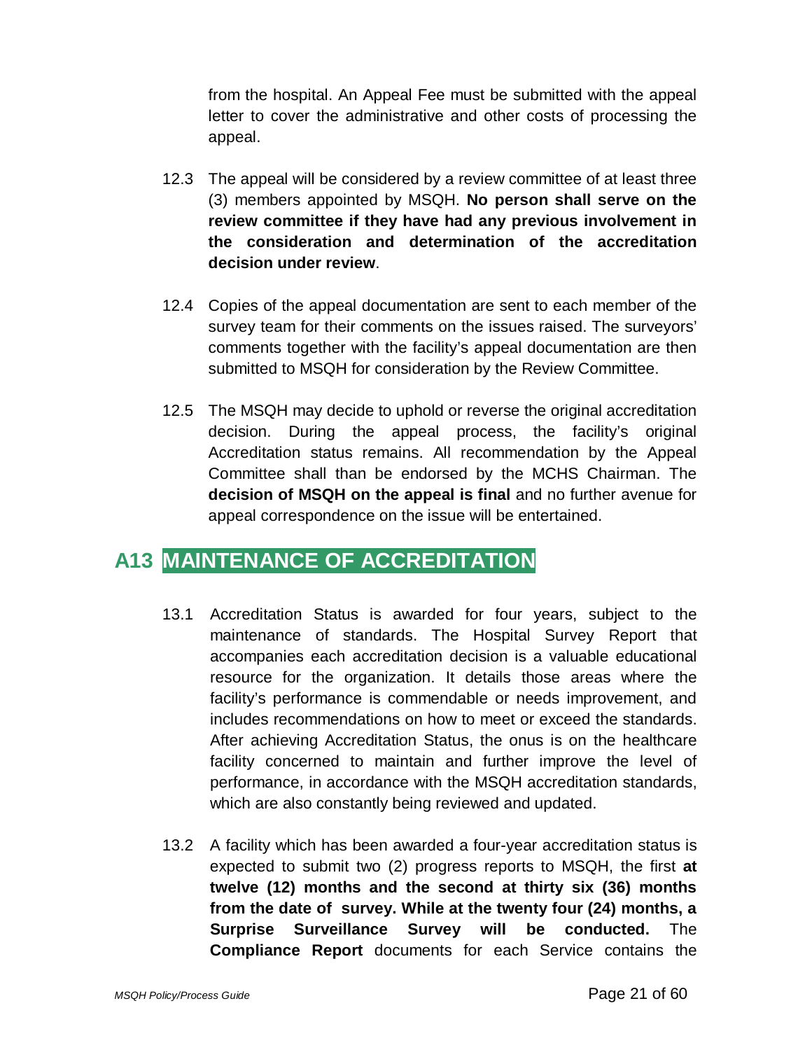from the hospital. An Appeal Fee must be submitted with the appeal letter to cover the administrative and other costs of processing the appeal.

12.3 The appeal will be considered by a review committee of at least three (3) members appointed by MSQH. **No person shall serve on the review committee if they have had any previous involvement in the consideration and determination of the accreditation decision under review**.

12.4 Copies of the appeal documentation are sent to each member of the survey team for their comments on the issues raised. The surveyors' comments together with the facility's appeal documentation are then submitted to MSQH for consideration by the Review Committee.

12.5 The MSQH may decide to uphold or reverse the original accreditation decision. During the appeal process, the facility's original Accreditation status remains. All recommendation by the Appeal Committee shall than be endorsed by the MCHS Chairman. The **decision of MSQH on the appeal is final** and no further avenue for appeal correspondence on the issue will be entertained.

## A13 MAINTENANCE OF ACCREDITATION

13.1 Accreditation Status is awarded for four years, subject to the maintenance of standards. The Hospital Survey Report that accompanies each accreditation decision is a valuable educational resource for the organization. It details those areas where the facility's performance is commendable or needs improvement, and includes recommendations on how to meet or exceed the standards. After achieving Accreditation Status, the onus is on the healthcare facility concerned to maintain and further improve the level of performance, in accordance with the MSQH accreditation standards, which are also constantly being reviewed and updated.

13.2 A facility which has been awarded a four-year accreditation status is expected to submit two (2) progress reports to MSQH, the first **at twelve (12) months and the second at thirty six (36) months from the date of survey. While at the twenty four (24) months, a Surprise Surveillance Survey will be conducted.** The **Compliance Report** documents for each Service contains the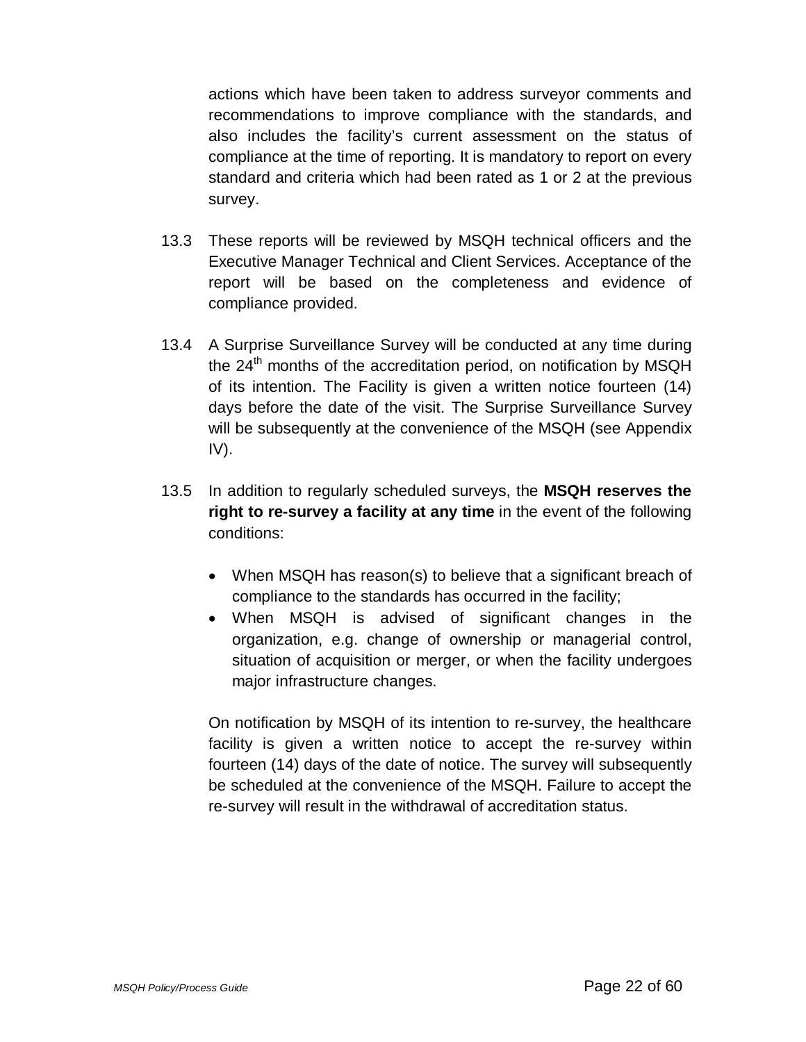actions which have been taken to address surveyor comments and recommendations to improve compliance with the standards, and also includes the facility's current assessment on the status of compliance at the time of reporting. It is mandatory to report on every standard and criteria which had been rated as 1 or 2 at the previous survey.

13.3 These reports will be reviewed by MSQH technical officers and the Executive Manager Technical and Client Services. Acceptance of the report will be based on the completeness and evidence of compliance provided.

13.4 A Surprise Surveillance Survey will be conducted at any time during the 24th months of the accreditation period, on notification by MSQH of its intention. The Facility is given a written notice fourteen (14) days before the date of the visit. The Surprise Surveillance Survey will be subsequently at the convenience of the MSQH (see Appendix IV).

13.5 In addition to regularly scheduled surveys, the **MSQH reserves the right to re-survey a facility at any time** in the event of the following conditions:

- When MSQH has reason(s) to believe that a significant breach of compliance to the standards has occurred in the facility;
- When MSQH is advised of significant changes in the organization, e.g. change of ownership or managerial control, situation of acquisition or merger, or when the facility undergoes major infrastructure changes.

On notification by MSQH of its intention to re-survey, the healthcare facility is given a written notice to accept the re-survey within fourteen (14) days of the date of notice. The survey will subsequently be scheduled at the convenience of the MSQH. Failure to accept the re-survey will result in the withdrawal of accreditation status.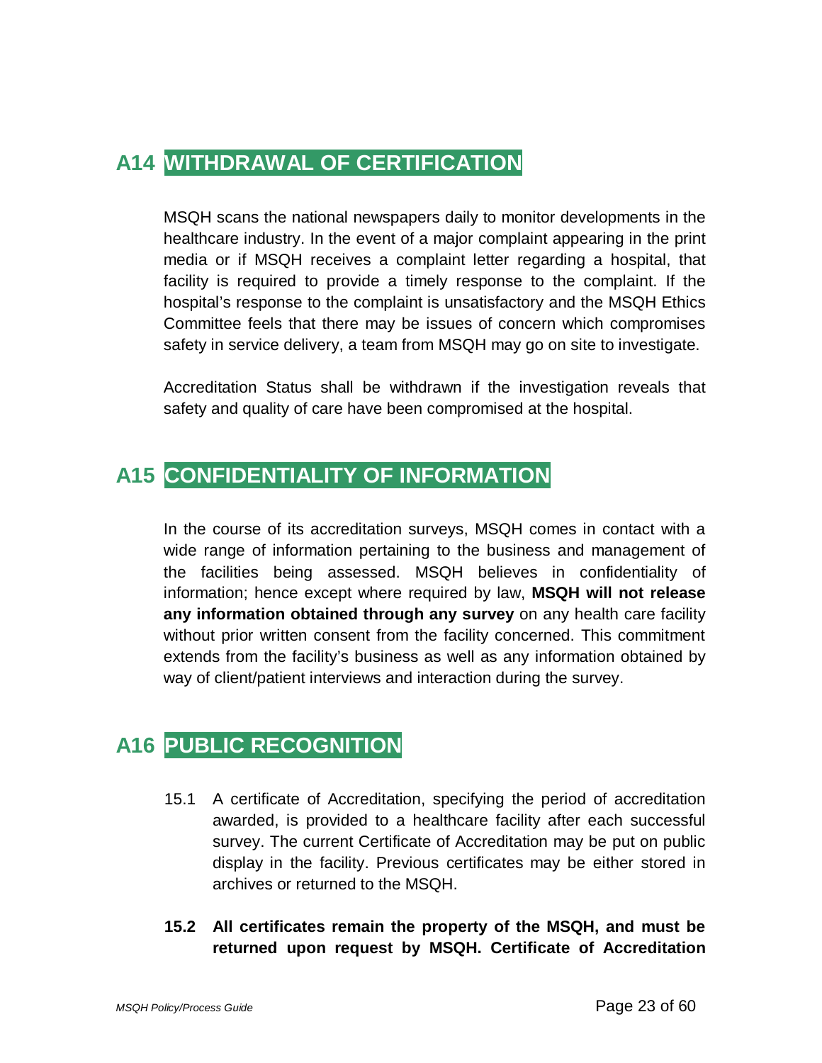## A14 WITHDRAWAL OF CERTIFICATION

MSQH scans the national newspapers daily to monitor developments in the healthcare industry. In the event of a major complaint appearing in the print media or if MSQH receives a complaint letter regarding a hospital, that facility is required to provide a timely response to the complaint. If the hospital's response to the complaint is unsatisfactory and the MSQH Ethics Committee feels that there may be issues of concern which compromises safety in service delivery, a team from MSQH may go on site to investigate.

Accreditation Status shall be withdrawn if the investigation reveals that safety and quality of care have been compromised at the hospital.

## A15 CONFIDENTIALITY OF INFORMATION

In the course of its accreditation surveys, MSQH comes in contact with a wide range of information pertaining to the business and management of the facilities being assessed. MSQH believes in confidentiality of information; hence except where required by law, **MSQH will not release any information obtained through any survey** on any health care facility without prior written consent from the facility concerned. This commitment extends from the facility's business as well as any information obtained by way of client/patient interviews and interaction during the survey.

## A16 PUBLIC RECOGNITION

15.1 A certificate of Accreditation, specifying the period of accreditation awarded, is provided to a healthcare facility after each successful survey. The current Certificate of Accreditation may be put on public display in the facility. Previous certificates may be either stored in archives or returned to the MSQH.

**15.2 All certificates remain the property of the MSQH, and must be returned upon request by MSQH. Certificate of Accreditation**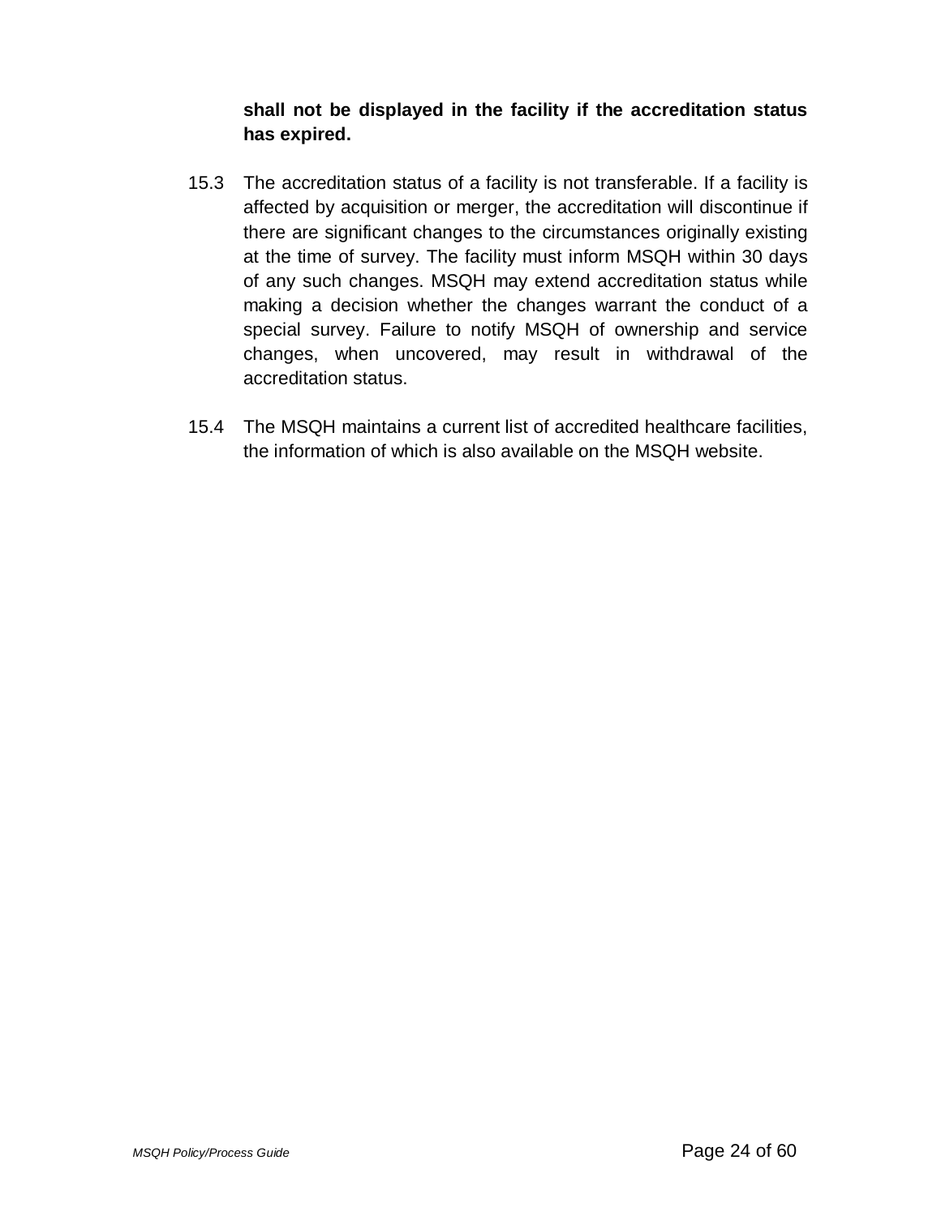**shall not be displayed in the facility if the accreditation status has expired.**

15.3 The accreditation status of a facility is not transferable. If a facility is affected by acquisition or merger, the accreditation will discontinue if there are significant changes to the circumstances originally existing at the time of survey. The facility must inform MSQH within 30 days of any such changes. MSQH may extend accreditation status while making a decision whether the changes warrant the conduct of a special survey. Failure to notify MSQH of ownership and service changes, when uncovered, may result in withdrawal of the accreditation status.

15.4 The MSQH maintains a current list of accredited healthcare facilities, the information of which is also available on the MSQH website.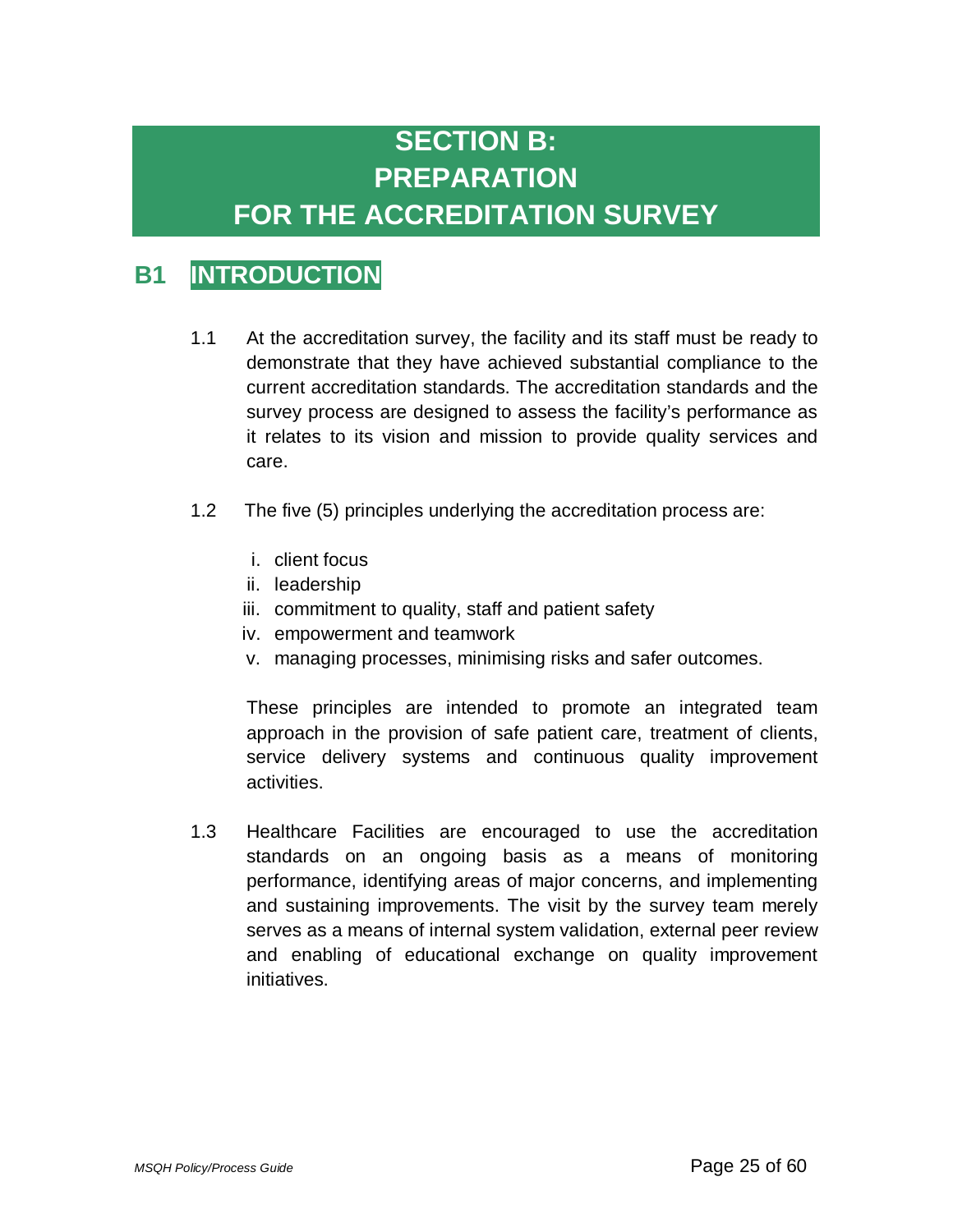# SECTION B: PREPARATION FOR THE ACCREDITATION SURVEY

## B1 INTRODUCTION

1.1 At the accreditation survey, the facility and its staff must be ready to demonstrate that they have achieved substantial compliance to the current accreditation standards. The accreditation standards and the survey process are designed to assess the facility's performance as it relates to its vision and mission to provide quality services and care.

1.2 The five (5) principles underlying the accreditation process are:

i. client focus
ii. leadership
iii. commitment to quality, staff and patient safety
iv. empowerment and teamwork
v. managing processes, minimising risks and safer outcomes.

These principles are intended to promote an integrated team approach in the provision of safe patient care, treatment of clients, service delivery systems and continuous quality improvement activities.

1.3 Healthcare Facilities are encouraged to use the accreditation standards on an ongoing basis as a means of monitoring performance, identifying areas of major concerns, and implementing and sustaining improvements. The visit by the survey team merely serves as a means of internal system validation, external peer review and enabling of educational exchange on quality improvement initiatives.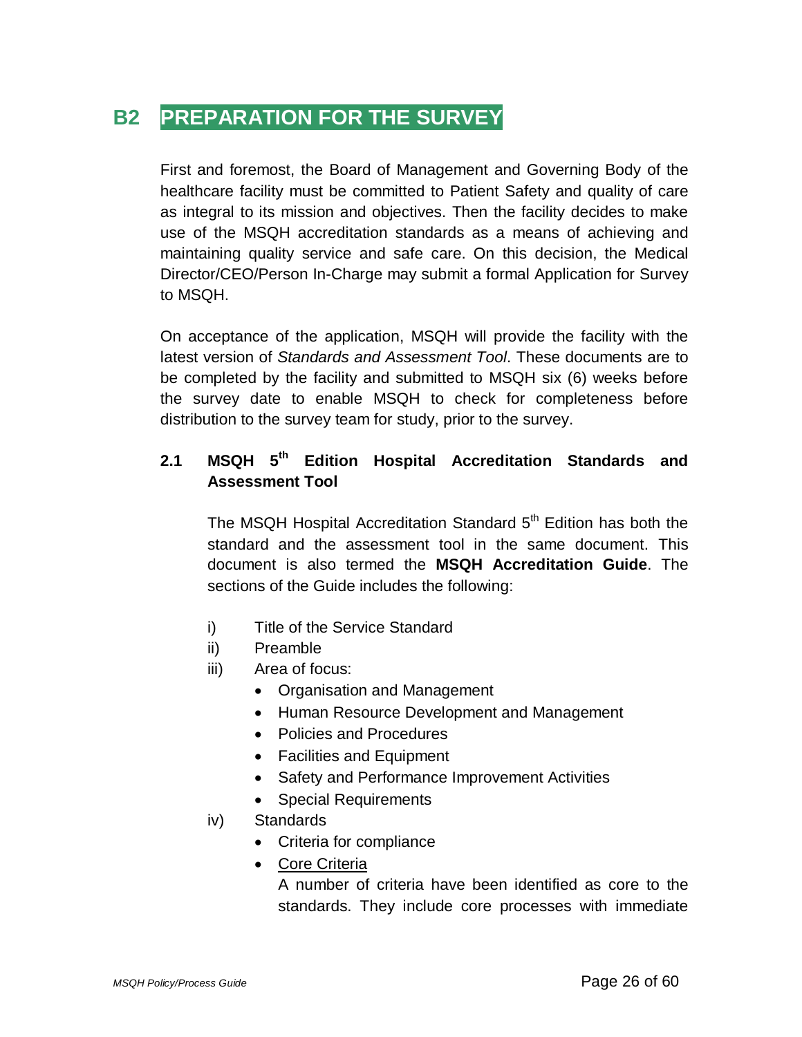# B2 PREPARATION FOR THE SURVEY

First and foremost, the Board of Management and Governing Body of the healthcare facility must be committed to Patient Safety and quality of care as integral to its mission and objectives. Then the facility decides to make use of the MSQH accreditation standards as a means of achieving and maintaining quality service and safe care. On this decision, the Medical Director/CEO/Person In-Charge may submit a formal Application for Survey to MSQH.

On acceptance of the application, MSQH will provide the facility with the latest version of *Standards and Assessment Tool*. These documents are to be completed by the facility and submitted to MSQH six (6) weeks before the survey date to enable MSQH to check for completeness before distribution to the survey team for study, prior to the survey.

## 2.1 MSQH 5th Edition Hospital Accreditation Standards and Assessment Tool

The MSQH Hospital Accreditation Standard 5th Edition has both the standard and the assessment tool in the same document. This document is also termed the **MSQH Accreditation Guide**. The sections of the Guide includes the following:

i) Title of the Service Standard

ii) Preamble

iii) Area of focus:
- Organisation and Management
- Human Resource Development and Management
- Policies and Procedures
- Facilities and Equipment
- Safety and Performance Improvement Activities
- Special Requirements

iv) Standards
- Criteria for compliance
- <u>Core Criteria</u>

  A number of criteria have been identified as core to the standards. They include core processes with immediate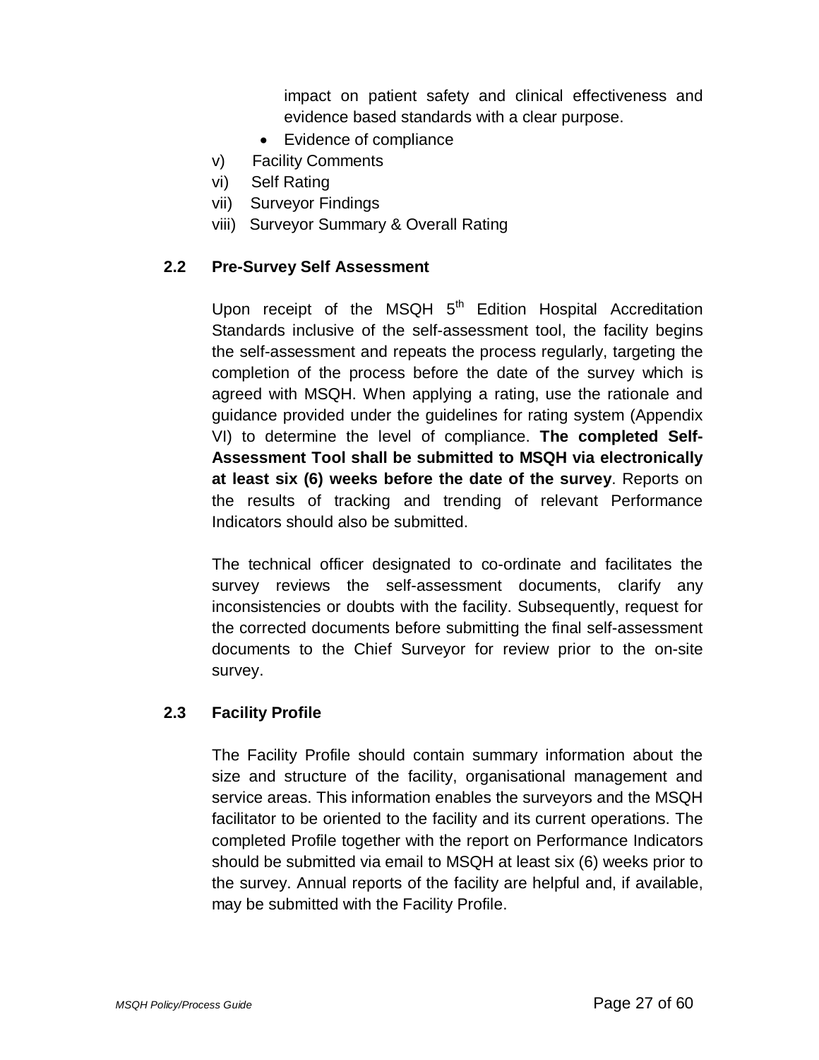impact on patient safety and clinical effectiveness and evidence based standards with a clear purpose.

- Evidence of compliance

v) Facility Comments

vi) Self Rating

vii) Surveyor Findings

viii) Surveyor Summary & Overall Rating

### 2.2 Pre-Survey Self Assessment

Upon receipt of the MSQH 5th Edition Hospital Accreditation Standards inclusive of the self-assessment tool, the facility begins the self-assessment and repeats the process regularly, targeting the completion of the process before the date of the survey which is agreed with MSQH. When applying a rating, use the rationale and guidance provided under the guidelines for rating system (Appendix VI) to determine the level of compliance. **The completed Self-Assessment Tool shall be submitted to MSQH via electronically at least six (6) weeks before the date of the survey**. Reports on the results of tracking and trending of relevant Performance Indicators should also be submitted.

The technical officer designated to co-ordinate and facilitates the survey reviews the self-assessment documents, clarify any inconsistencies or doubts with the facility. Subsequently, request for the corrected documents before submitting the final self-assessment documents to the Chief Surveyor for review prior to the on-site survey.

### 2.3 Facility Profile

The Facility Profile should contain summary information about the size and structure of the facility, organisational management and service areas. This information enables the surveyors and the MSQH facilitator to be oriented to the facility and its current operations. The completed Profile together with the report on Performance Indicators should be submitted via email to MSQH at least six (6) weeks prior to the survey. Annual reports of the facility are helpful and, if available, may be submitted with the Facility Profile.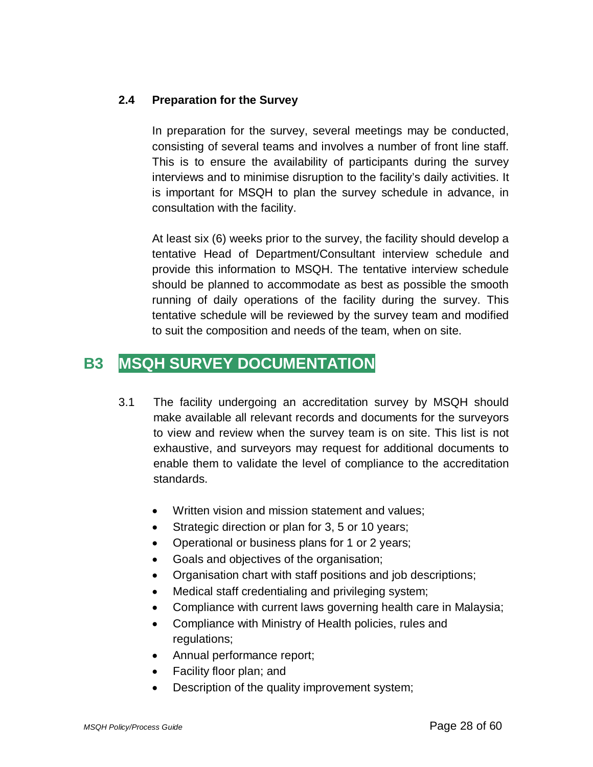### 2.4 Preparation for the Survey

In preparation for the survey, several meetings may be conducted, consisting of several teams and involves a number of front line staff. This is to ensure the availability of participants during the survey interviews and to minimise disruption to the facility's daily activities. It is important for MSQH to plan the survey schedule in advance, in consultation with the facility.

At least six (6) weeks prior to the survey, the facility should develop a tentative Head of Department/Consultant interview schedule and provide this information to MSQH. The tentative interview schedule should be planned to accommodate as best as possible the smooth running of daily operations of the facility during the survey. This tentative schedule will be reviewed by the survey team and modified to suit the composition and needs of the team, when on site.

## B3 MSQH SURVEY DOCUMENTATION

3.1 The facility undergoing an accreditation survey by MSQH should make available all relevant records and documents for the surveyors to view and review when the survey team is on site. This list is not exhaustive, and surveyors may request for additional documents to enable them to validate the level of compliance to the accreditation standards.

- Written vision and mission statement and values;
- Strategic direction or plan for 3, 5 or 10 years;
- Operational or business plans for 1 or 2 years;
- Goals and objectives of the organisation;
- Organisation chart with staff positions and job descriptions;
- Medical staff credentialing and privileging system;
- Compliance with current laws governing health care in Malaysia;
- Compliance with Ministry of Health policies, rules and regulations;
- Annual performance report;
- Facility floor plan; and
- Description of the quality improvement system;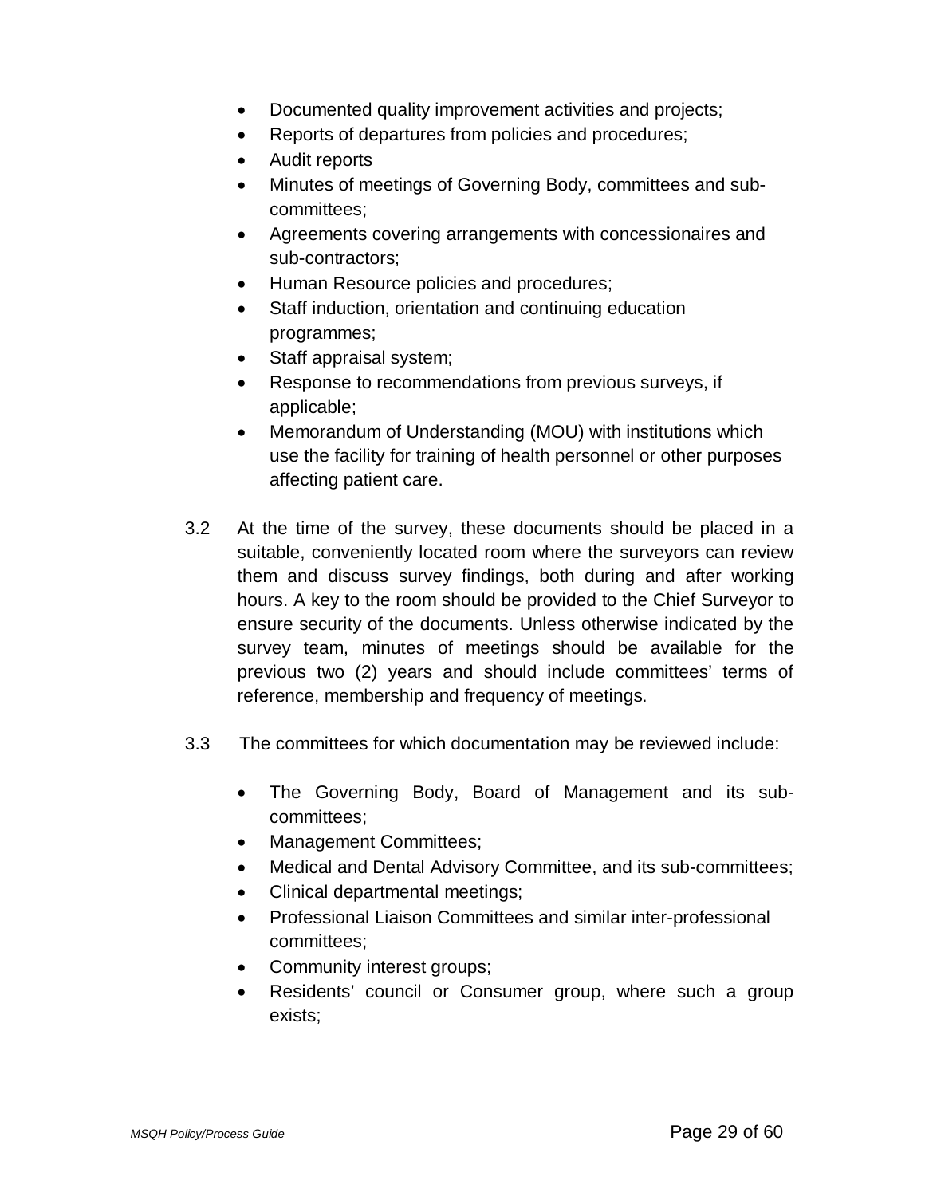- Documented quality improvement activities and projects;
- Reports of departures from policies and procedures;
- Audit reports
- Minutes of meetings of Governing Body, committees and sub-committees;
- Agreements covering arrangements with concessionaires and sub-contractors;
- Human Resource policies and procedures;
- Staff induction, orientation and continuing education programmes;
- Staff appraisal system;
- Response to recommendations from previous surveys, if applicable;
- Memorandum of Understanding (MOU) with institutions which use the facility for training of health personnel or other purposes affecting patient care.

3.2 At the time of the survey, these documents should be placed in a suitable, conveniently located room where the surveyors can review them and discuss survey findings, both during and after working hours. A key to the room should be provided to the Chief Surveyor to ensure security of the documents. Unless otherwise indicated by the survey team, minutes of meetings should be available for the previous two (2) years and should include committees' terms of reference, membership and frequency of meetings.

3.3 The committees for which documentation may be reviewed include:

- The Governing Body, Board of Management and its sub-committees;
- Management Committees;
- Medical and Dental Advisory Committee, and its sub-committees;
- Clinical departmental meetings;
- Professional Liaison Committees and similar inter-professional committees;
- Community interest groups;
- Residents' council or Consumer group, where such a group exists;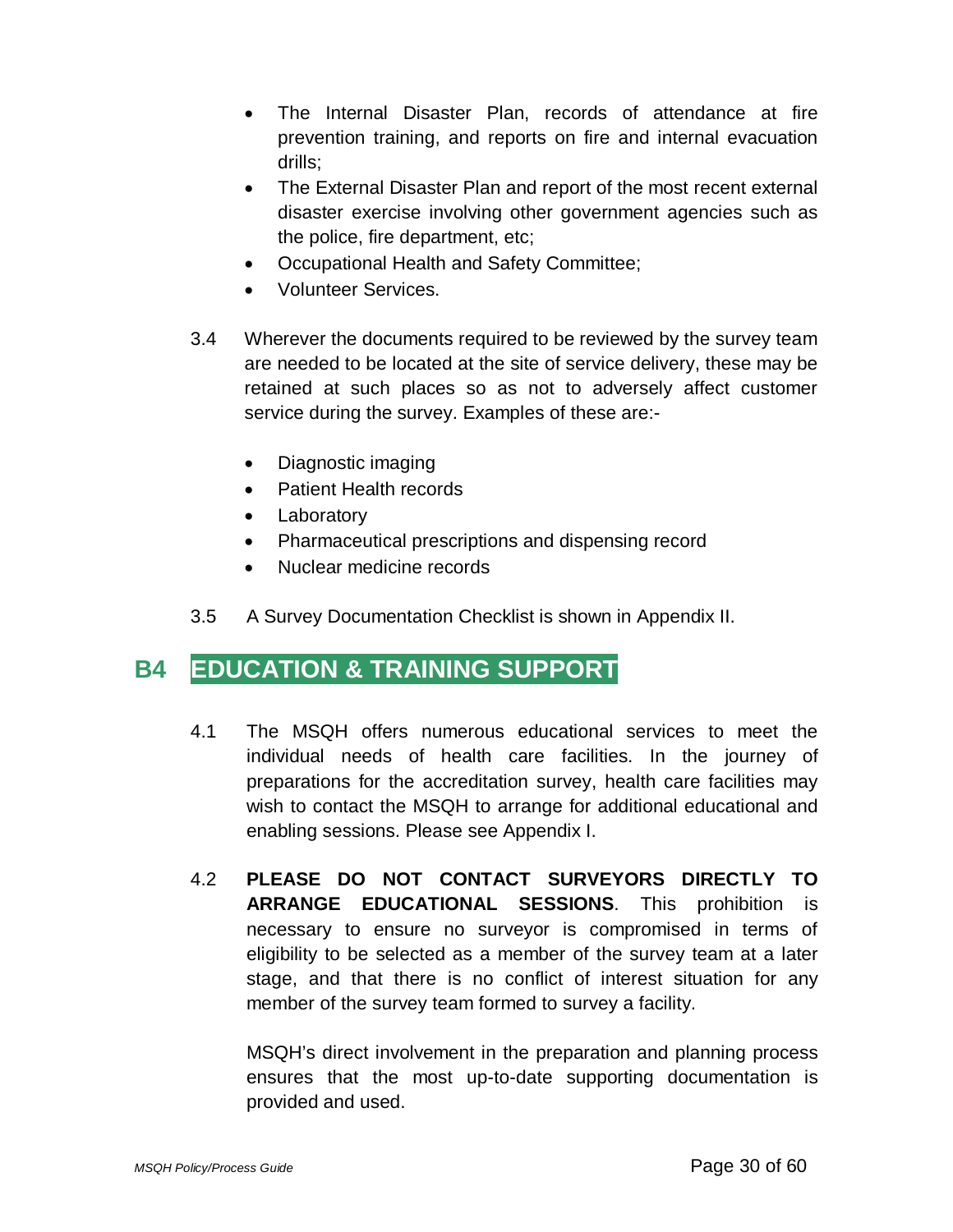- The Internal Disaster Plan, records of attendance at fire prevention training, and reports on fire and internal evacuation drills;
- The External Disaster Plan and report of the most recent external disaster exercise involving other government agencies such as the police, fire department, etc;
- Occupational Health and Safety Committee;
- Volunteer Services.

3.4 Wherever the documents required to be reviewed by the survey team are needed to be located at the site of service delivery, these may be retained at such places so as not to adversely affect customer service during the survey. Examples of these are:-

- Diagnostic imaging
- Patient Health records
- Laboratory
- Pharmaceutical prescriptions and dispensing record
- Nuclear medicine records

3.5 A Survey Documentation Checklist is shown in Appendix II.

## B4 EDUCATION & TRAINING SUPPORT

4.1 The MSQH offers numerous educational services to meet the individual needs of health care facilities. In the journey of preparations for the accreditation survey, health care facilities may wish to contact the MSQH to arrange for additional educational and enabling sessions. Please see Appendix I.

4.2 **PLEASE DO NOT CONTACT SURVEYORS DIRECTLY TO ARRANGE EDUCATIONAL SESSIONS**. This prohibition is necessary to ensure no surveyor is compromised in terms of eligibility to be selected as a member of the survey team at a later stage, and that there is no conflict of interest situation for any member of the survey team formed to survey a facility.

MSQH's direct involvement in the preparation and planning process ensures that the most up-to-date supporting documentation is provided and used.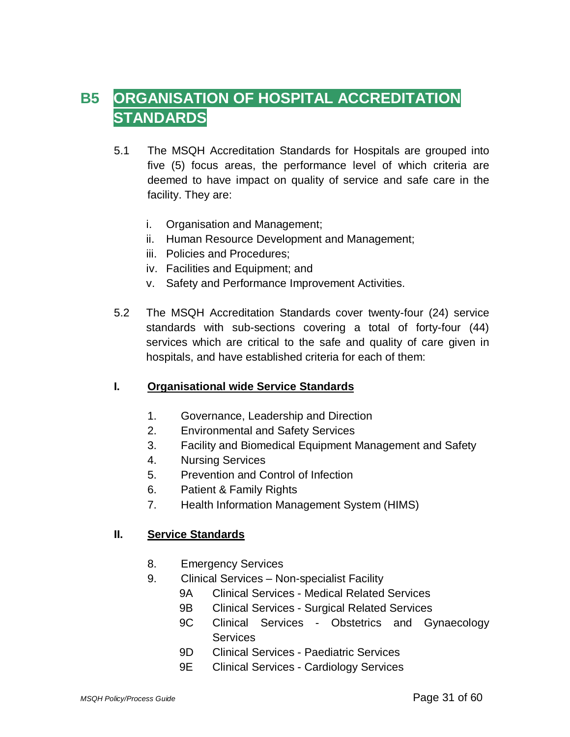# B5 ORGANISATION OF HOSPITAL ACCREDITATION STANDARDS

5.1 The MSQH Accreditation Standards for Hospitals are grouped into five (5) focus areas, the performance level of which criteria are deemed to have impact on quality of service and safe care in the facility. They are:

i. Organisation and Management;
ii. Human Resource Development and Management;
iii. Policies and Procedures;
iv. Facilities and Equipment; and
v. Safety and Performance Improvement Activities.

5.2 The MSQH Accreditation Standards cover twenty-four (24) service standards with sub-sections covering a total of forty-four (44) services which are critical to the safe and quality of care given in hospitals, and have established criteria for each of them:

**I. <u>Organisational wide Service Standards</u>**

1. Governance, Leadership and Direction
2. Environmental and Safety Services
3. Facility and Biomedical Equipment Management and Safety
4. Nursing Services
5. Prevention and Control of Infection
6. Patient & Family Rights
7. Health Information Management System (HIMS)

**II. <u>Service Standards</u>**

8. Emergency Services
9. Clinical Services – Non-specialist Facility
   - 9A Clinical Services - Medical Related Services
   - 9B Clinical Services - Surgical Related Services
   - 9C Clinical Services - Obstetrics and Gynaecology Services
   - 9D Clinical Services - Paediatric Services
   - 9E Clinical Services - Cardiology Services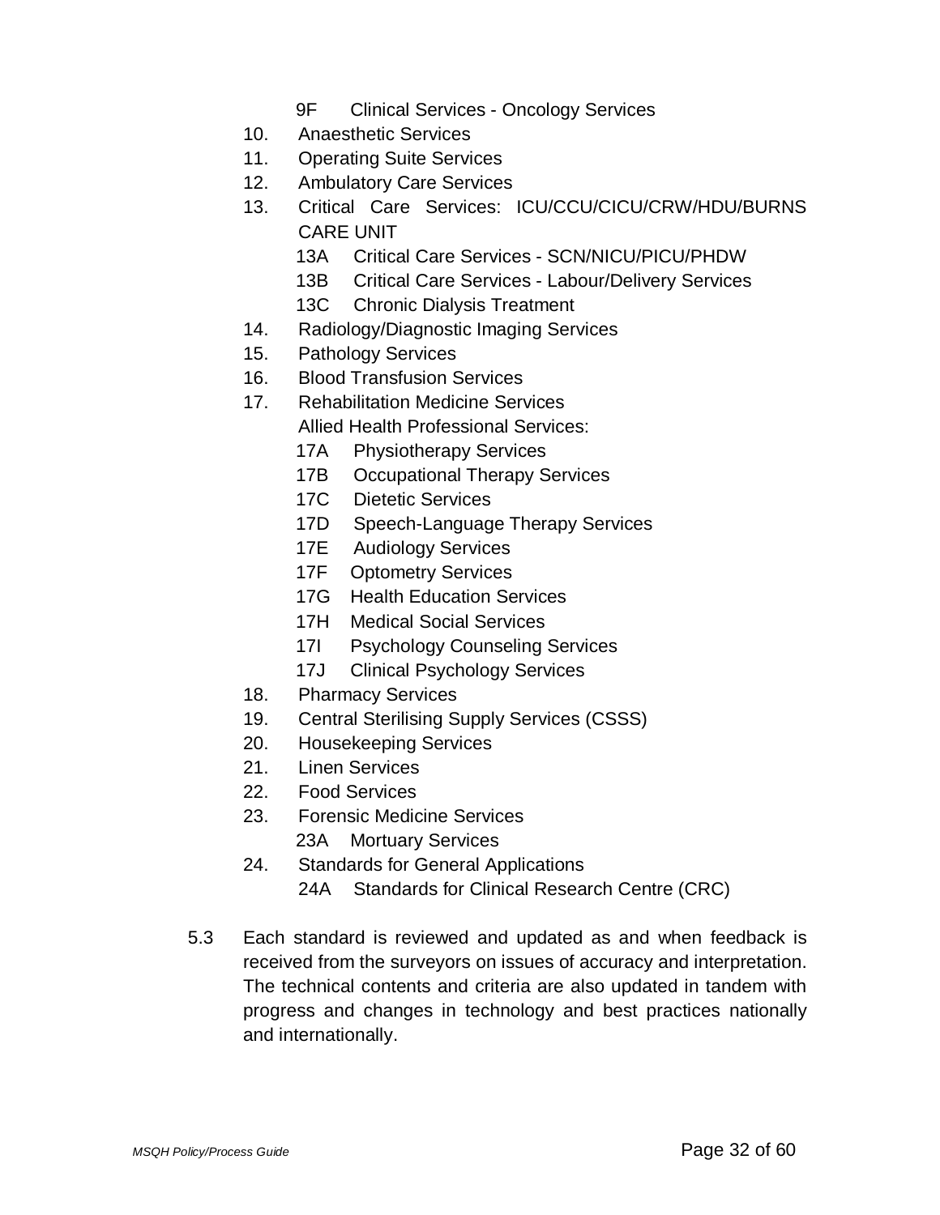- 9F Clinical Services - Oncology Services

10. Anaesthetic Services
11. Operating Suite Services
12. Ambulatory Care Services
13. Critical Care Services: ICU/CCU/CICU/CRW/HDU/BURNS CARE UNIT
    - 13A Critical Care Services - SCN/NICU/PICU/PHDW
    - 13B Critical Care Services - Labour/Delivery Services
    - 13C Chronic Dialysis Treatment
14. Radiology/Diagnostic Imaging Services
15. Pathology Services
16. Blood Transfusion Services
17. Rehabilitation Medicine Services
    
    Allied Health Professional Services:
    - 17A Physiotherapy Services
    - 17B Occupational Therapy Services
    - 17C Dietetic Services
    - 17D Speech-Language Therapy Services
    - 17E Audiology Services
    - 17F Optometry Services
    - 17G Health Education Services
    - 17H Medical Social Services
    - 17I Psychology Counseling Services
    - 17J Clinical Psychology Services
18. Pharmacy Services
19. Central Sterilising Supply Services (CSSS)
20. Housekeeping Services
21. Linen Services
22. Food Services
23. Forensic Medicine Services
    - 23A Mortuary Services
24. Standards for General Applications
    - 24A Standards for Clinical Research Centre (CRC)

5.3 Each standard is reviewed and updated as and when feedback is received from the surveyors on issues of accuracy and interpretation. The technical contents and criteria are also updated in tandem with progress and changes in technology and best practices nationally and internationally.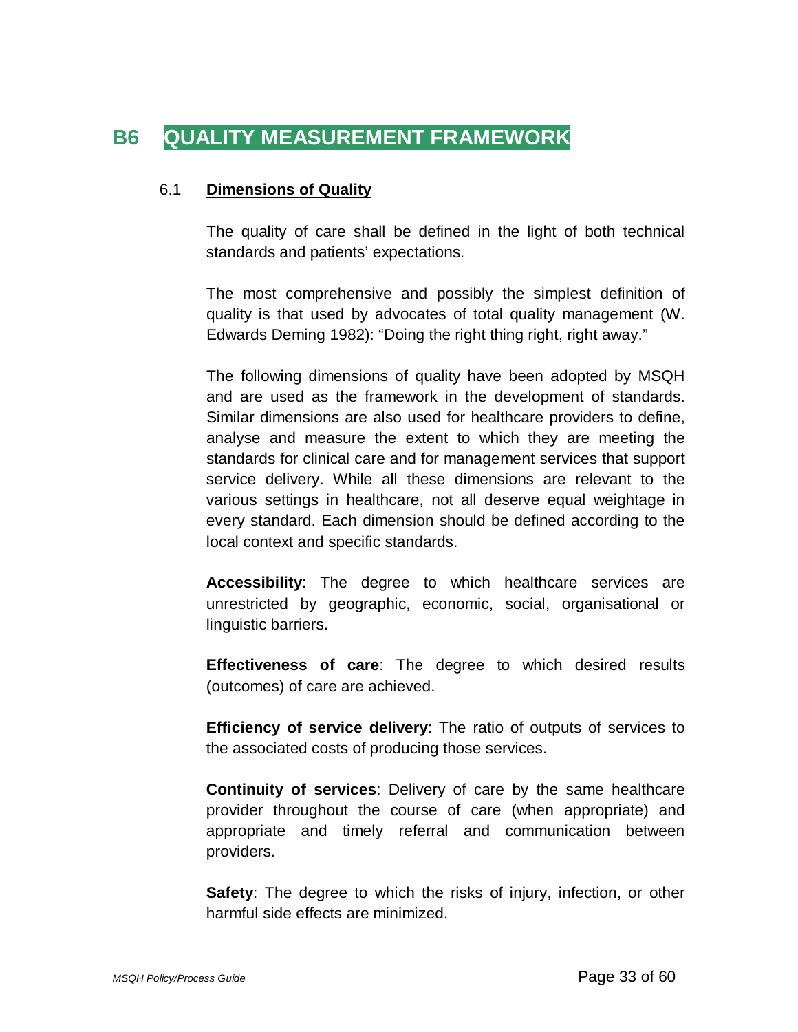# B6 QUALITY MEASUREMENT FRAMEWORK

## 6.1 Dimensions of Quality

The quality of care shall be defined in the light of both technical standards and patients' expectations.

The most comprehensive and possibly the simplest definition of quality is that used by advocates of total quality management (W. Edwards Deming 1982): "Doing the right thing right, right away."

The following dimensions of quality have been adopted by MSQH and are used as the framework in the development of standards. Similar dimensions are also used for healthcare providers to define, analyse and measure the extent to which they are meeting the standards for clinical care and for management services that support service delivery. While all these dimensions are relevant to the various settings in healthcare, not all deserve equal weightage in every standard. Each dimension should be defined according to the local context and specific standards.

**Accessibility**: The degree to which healthcare services are unrestricted by geographic, economic, social, organisational or linguistic barriers.

**Effectiveness of care**: The degree to which desired results (outcomes) of care are achieved.

**Efficiency of service delivery**: The ratio of outputs of services to the associated costs of producing those services.

**Continuity of services**: Delivery of care by the same healthcare provider throughout the course of care (when appropriate) and appropriate and timely referral and communication between providers.

**Safety**: The degree to which the risks of injury, infection, or other harmful side effects are minimized.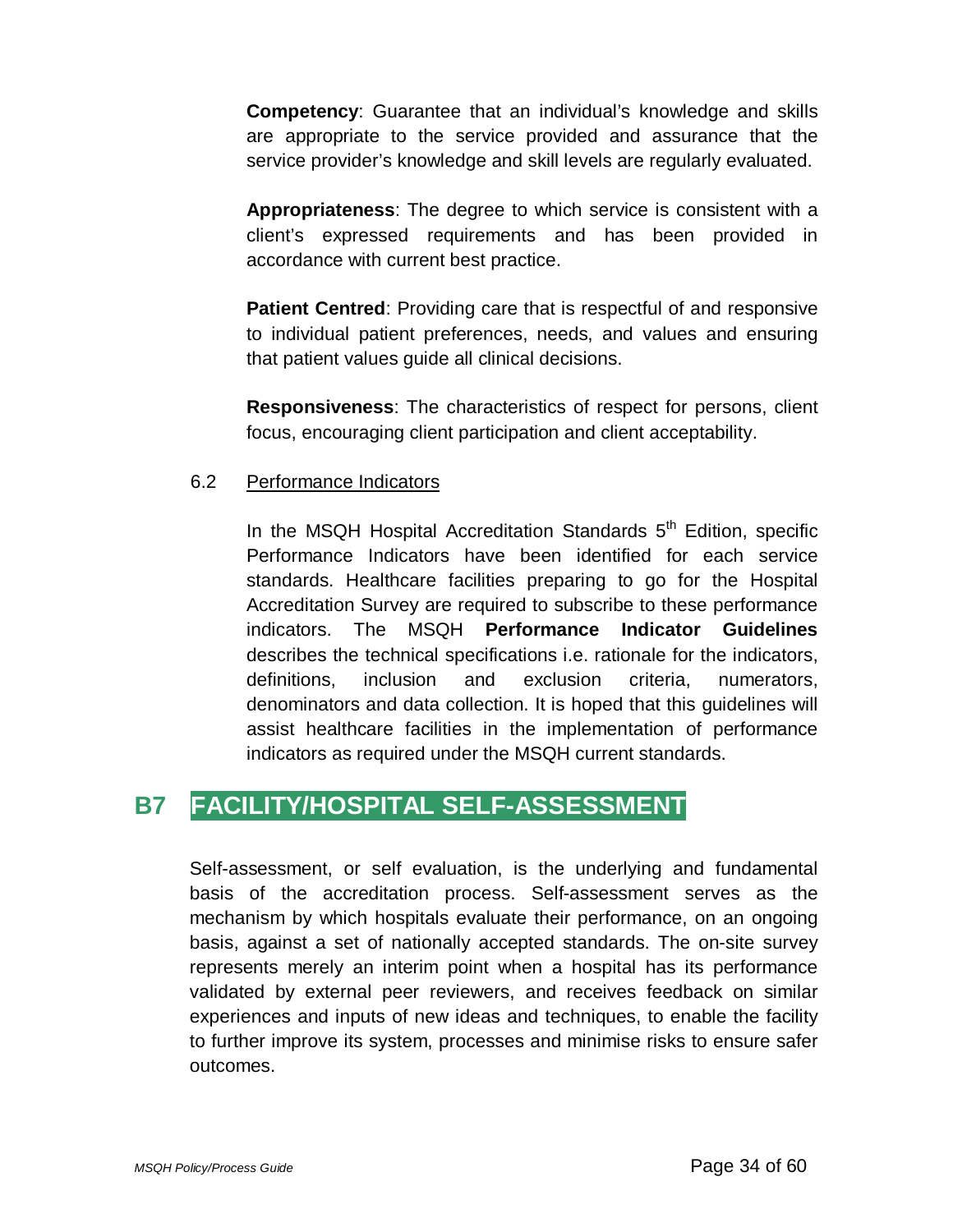**Competency**: Guarantee that an individual's knowledge and skills are appropriate to the service provided and assurance that the service provider's knowledge and skill levels are regularly evaluated.

**Appropriateness**: The degree to which service is consistent with a client's expressed requirements and has been provided in accordance with current best practice.

**Patient Centred**: Providing care that is respectful of and responsive to individual patient preferences, needs, and values and ensuring that patient values guide all clinical decisions.

**Responsiveness**: The characteristics of respect for persons, client focus, encouraging client participation and client acceptability.

### 6.2 Performance Indicators

In the MSQH Hospital Accreditation Standards 5th Edition, specific Performance Indicators have been identified for each service standards. Healthcare facilities preparing to go for the Hospital Accreditation Survey are required to subscribe to these performance indicators. The MSQH **Performance Indicator Guidelines** describes the technical specifications i.e. rationale for the indicators, definitions, inclusion and exclusion criteria, numerators, denominators and data collection. It is hoped that this guidelines will assist healthcare facilities in the implementation of performance indicators as required under the MSQH current standards.

## B7 FACILITY/HOSPITAL SELF-ASSESSMENT

Self-assessment, or self evaluation, is the underlying and fundamental basis of the accreditation process. Self-assessment serves as the mechanism by which hospitals evaluate their performance, on an ongoing basis, against a set of nationally accepted standards. The on-site survey represents merely an interim point when a hospital has its performance validated by external peer reviewers, and receives feedback on similar experiences and inputs of new ideas and techniques, to enable the facility to further improve its system, processes and minimise risks to ensure safer outcomes.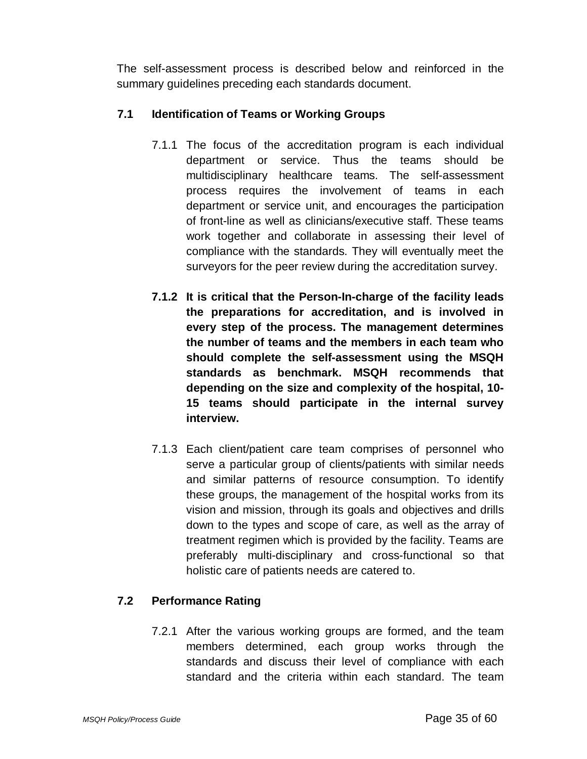The self-assessment process is described below and reinforced in the summary guidelines preceding each standards document.

### 7.1 Identification of Teams or Working Groups

7.1.1 The focus of the accreditation program is each individual department or service. Thus the teams should be multidisciplinary healthcare teams. The self-assessment process requires the involvement of teams in each department or service unit, and encourages the participation of front-line as well as clinicians/executive staff. These teams work together and collaborate in assessing their level of compliance with the standards. They will eventually meet the surveyors for the peer review during the accreditation survey.

**7.1.2 It is critical that the Person-In-charge of the facility leads the preparations for accreditation, and is involved in every step of the process. The management determines the number of teams and the members in each team who should complete the self-assessment using the MSQH standards as benchmark. MSQH recommends that depending on the size and complexity of the hospital, 10-15 teams should participate in the internal survey interview.**

7.1.3 Each client/patient care team comprises of personnel who serve a particular group of clients/patients with similar needs and similar patterns of resource consumption. To identify these groups, the management of the hospital works from its vision and mission, through its goals and objectives and drills down to the types and scope of care, as well as the array of treatment regimen which is provided by the facility. Teams are preferably multi-disciplinary and cross-functional so that holistic care of patients needs are catered to.

### 7.2 Performance Rating

7.2.1 After the various working groups are formed, and the team members determined, each group works through the standards and discuss their level of compliance with each standard and the criteria within each standard. The team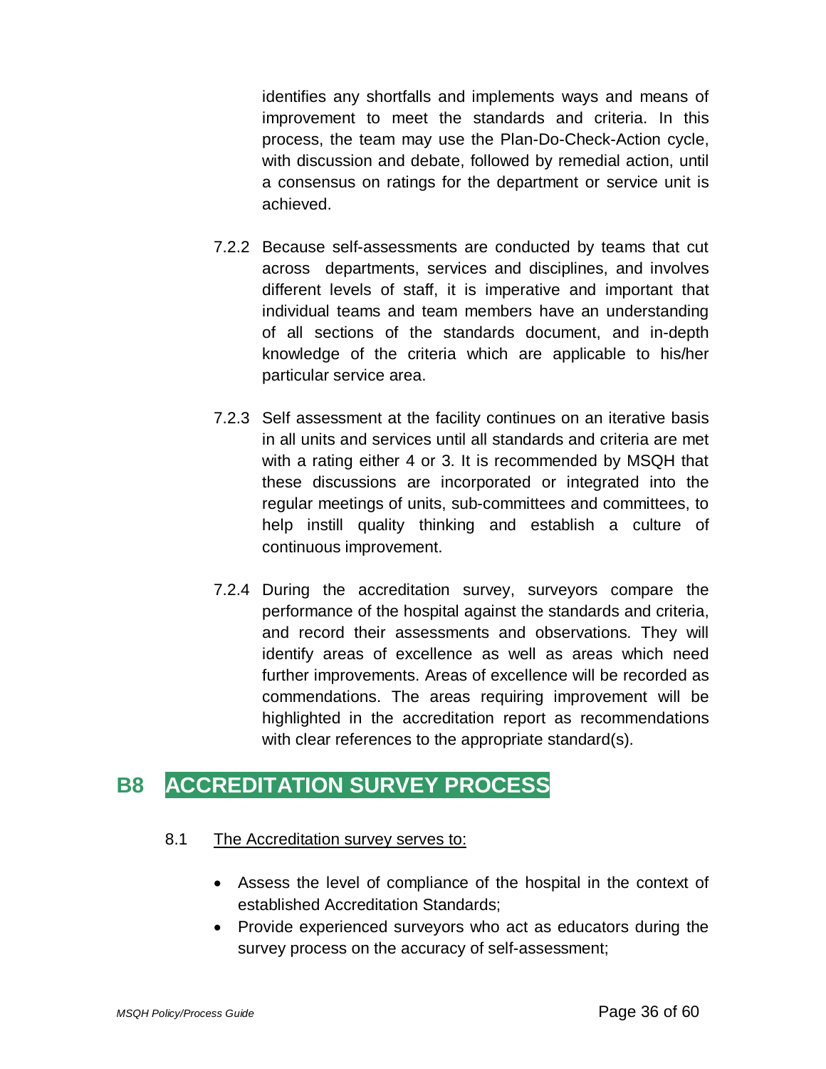identifies any shortfalls and implements ways and means of improvement to meet the standards and criteria. In this process, the team may use the Plan-Do-Check-Action cycle, with discussion and debate, followed by remedial action, until a consensus on ratings for the department or service unit is achieved.

7.2.2 Because self-assessments are conducted by teams that cut across departments, services and disciplines, and involves different levels of staff, it is imperative and important that individual teams and team members have an understanding of all sections of the standards document, and in-depth knowledge of the criteria which are applicable to his/her particular service area.

7.2.3 Self assessment at the facility continues on an iterative basis in all units and services until all standards and criteria are met with a rating either 4 or 3. It is recommended by MSQH that these discussions are incorporated or integrated into the regular meetings of units, sub-committees and committees, to help instill quality thinking and establish a culture of continuous improvement.

7.2.4 During the accreditation survey, surveyors compare the performance of the hospital against the standards and criteria, and record their assessments and observations. They will identify areas of excellence as well as areas which need further improvements. Areas of excellence will be recorded as commendations. The areas requiring improvement will be highlighted in the accreditation report as recommendations with clear references to the appropriate standard(s).

## B8 ACCREDITATION SURVEY PROCESS

8.1 The Accreditation survey serves to:

- Assess the level of compliance of the hospital in the context of established Accreditation Standards;
- Provide experienced surveyors who act as educators during the survey process on the accuracy of self-assessment;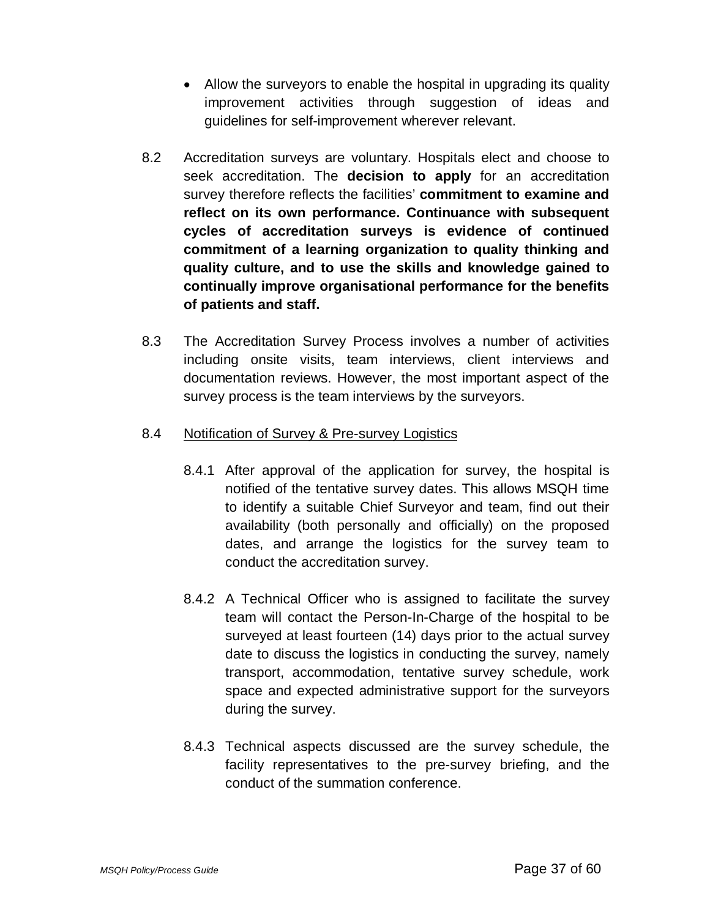- Allow the surveyors to enable the hospital in upgrading its quality improvement activities through suggestion of ideas and guidelines for self-improvement wherever relevant.

8.2 Accreditation surveys are voluntary. Hospitals elect and choose to seek accreditation. The **decision to apply** for an accreditation survey therefore reflects the facilities' **commitment to examine and reflect on its own performance. Continuance with subsequent cycles of accreditation surveys is evidence of continued commitment of a learning organization to quality thinking and quality culture, and to use the skills and knowledge gained to continually improve organisational performance for the benefits of patients and staff.**

8.3 The Accreditation Survey Process involves a number of activities including onsite visits, team interviews, client interviews and documentation reviews. However, the most important aspect of the survey process is the team interviews by the surveyors.

8.4 <u>Notification of Survey & Pre-survey Logistics</u>

8.4.1 After approval of the application for survey, the hospital is notified of the tentative survey dates. This allows MSQH time to identify a suitable Chief Surveyor and team, find out their availability (both personally and officially) on the proposed dates, and arrange the logistics for the survey team to conduct the accreditation survey.

8.4.2 A Technical Officer who is assigned to facilitate the survey team will contact the Person-In-Charge of the hospital to be surveyed at least fourteen (14) days prior to the actual survey date to discuss the logistics in conducting the survey, namely transport, accommodation, tentative survey schedule, work space and expected administrative support for the surveyors during the survey.

8.4.3 Technical aspects discussed are the survey schedule, the facility representatives to the pre-survey briefing, and the conduct of the summation conference.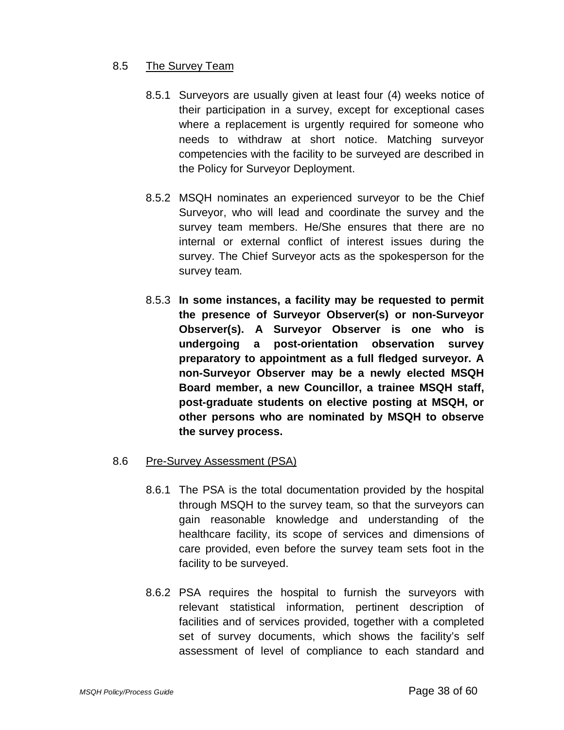## 8.5 The Survey Team

8.5.1 Surveyors are usually given at least four (4) weeks notice of their participation in a survey, except for exceptional cases where a replacement is urgently required for someone who needs to withdraw at short notice. Matching surveyor competencies with the facility to be surveyed are described in the Policy for Surveyor Deployment.

8.5.2 MSQH nominates an experienced surveyor to be the Chief Surveyor, who will lead and coordinate the survey and the survey team members. He/She ensures that there are no internal or external conflict of interest issues during the survey. The Chief Surveyor acts as the spokesperson for the survey team.

8.5.3 **In some instances, a facility may be requested to permit the presence of Surveyor Observer(s) or non-Surveyor Observer(s). A Surveyor Observer is one who is undergoing a post-orientation observation survey preparatory to appointment as a full fledged surveyor. A non-Surveyor Observer may be a newly elected MSQH Board member, a new Councillor, a trainee MSQH staff, post-graduate students on elective posting at MSQH, or other persons who are nominated by MSQH to observe the survey process.**

## 8.6 Pre-Survey Assessment (PSA)

8.6.1 The PSA is the total documentation provided by the hospital through MSQH to the survey team, so that the surveyors can gain reasonable knowledge and understanding of the healthcare facility, its scope of services and dimensions of care provided, even before the survey team sets foot in the facility to be surveyed.

8.6.2 PSA requires the hospital to furnish the surveyors with relevant statistical information, pertinent description of facilities and of services provided, together with a completed set of survey documents, which shows the facility's self assessment of level of compliance to each standard and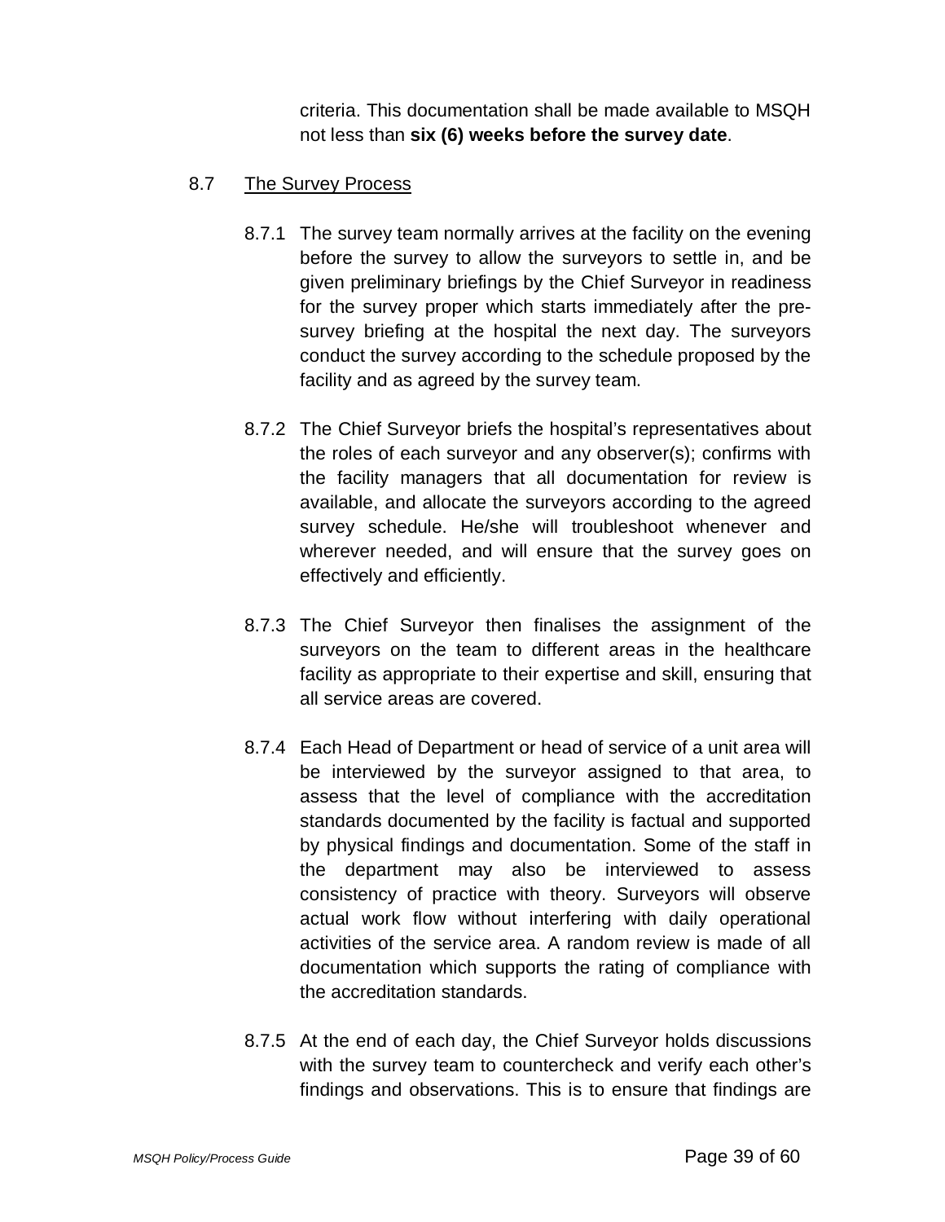criteria. This documentation shall be made available to MSQH not less than **six (6) weeks before the survey date**.

## 8.7 The Survey Process

8.7.1 The survey team normally arrives at the facility on the evening before the survey to allow the surveyors to settle in, and be given preliminary briefings by the Chief Surveyor in readiness for the survey proper which starts immediately after the pre-survey briefing at the hospital the next day. The surveyors conduct the survey according to the schedule proposed by the facility and as agreed by the survey team.

8.7.2 The Chief Surveyor briefs the hospital's representatives about the roles of each surveyor and any observer(s); confirms with the facility managers that all documentation for review is available, and allocate the surveyors according to the agreed survey schedule. He/she will troubleshoot whenever and wherever needed, and will ensure that the survey goes on effectively and efficiently.

8.7.3 The Chief Surveyor then finalises the assignment of the surveyors on the team to different areas in the healthcare facility as appropriate to their expertise and skill, ensuring that all service areas are covered.

8.7.4 Each Head of Department or head of service of a unit area will be interviewed by the surveyor assigned to that area, to assess that the level of compliance with the accreditation standards documented by the facility is factual and supported by physical findings and documentation. Some of the staff in the department may also be interviewed to assess consistency of practice with theory. Surveyors will observe actual work flow without interfering with daily operational activities of the service area. A random review is made of all documentation which supports the rating of compliance with the accreditation standards.

8.7.5 At the end of each day, the Chief Surveyor holds discussions with the survey team to countercheck and verify each other's findings and observations. This is to ensure that findings are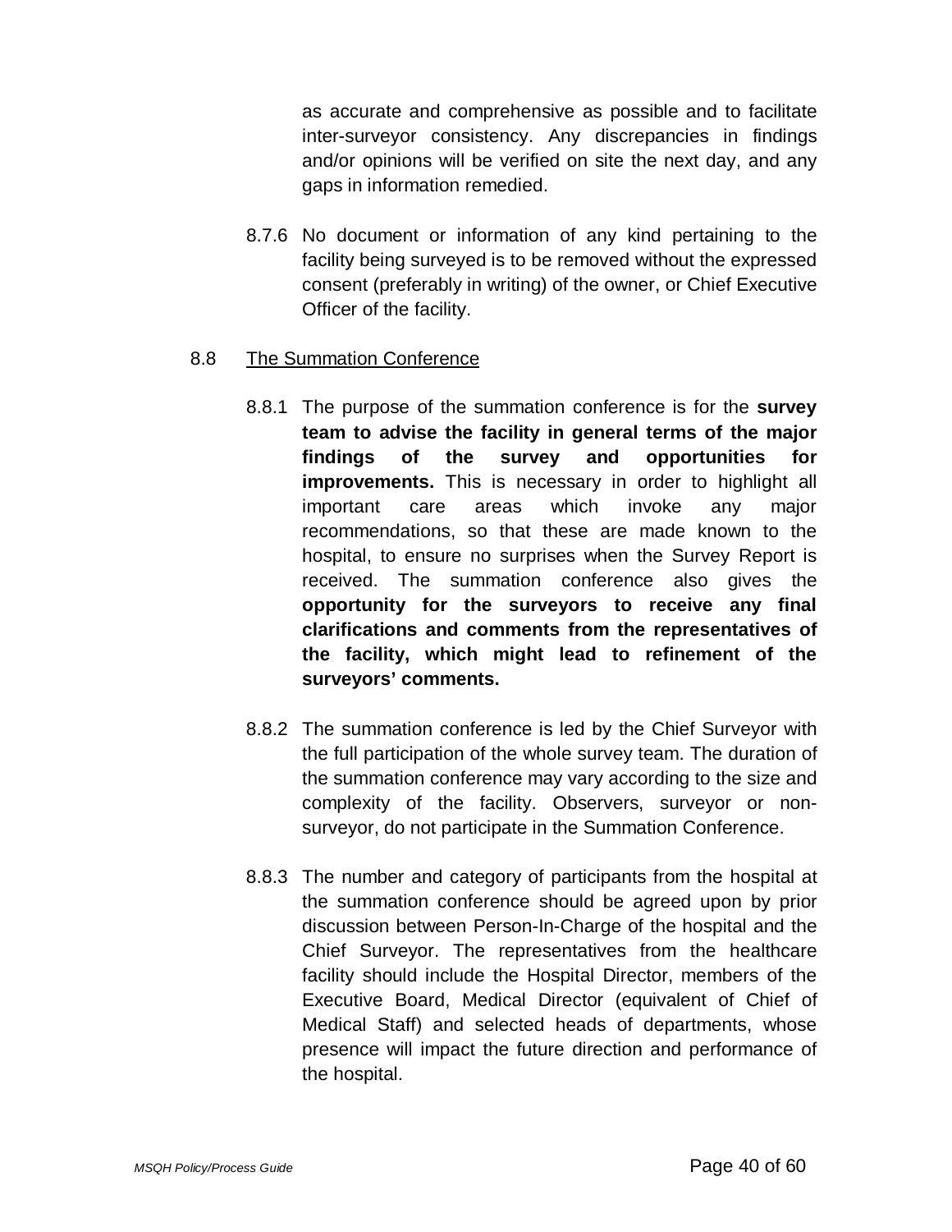as accurate and comprehensive as possible and to facilitate inter-surveyor consistency. Any discrepancies in findings and/or opinions will be verified on site the next day, and any gaps in information remedied.

8.7.6 No document or information of any kind pertaining to the facility being surveyed is to be removed without the expressed consent (preferably in writing) of the owner, or Chief Executive Officer of the facility.

## 8.8 The Summation Conference

8.8.1 The purpose of the summation conference is for the **survey team to advise the facility in general terms of the major findings of the survey and opportunities for improvements.** This is necessary in order to highlight all important care areas which invoke any major recommendations, so that these are made known to the hospital, to ensure no surprises when the Survey Report is received. The summation conference also gives the **opportunity for the surveyors to receive any final clarifications and comments from the representatives of the facility, which might lead to refinement of the surveyors' comments.**

8.8.2 The summation conference is led by the Chief Surveyor with the full participation of the whole survey team. The duration of the summation conference may vary according to the size and complexity of the facility. Observers, surveyor or non-surveyor, do not participate in the Summation Conference.

8.8.3 The number and category of participants from the hospital at the summation conference should be agreed upon by prior discussion between Person-In-Charge of the hospital and the Chief Surveyor. The representatives from the healthcare facility should include the Hospital Director, members of the Executive Board, Medical Director (equivalent of Chief of Medical Staff) and selected heads of departments, whose presence will impact the future direction and performance of the hospital.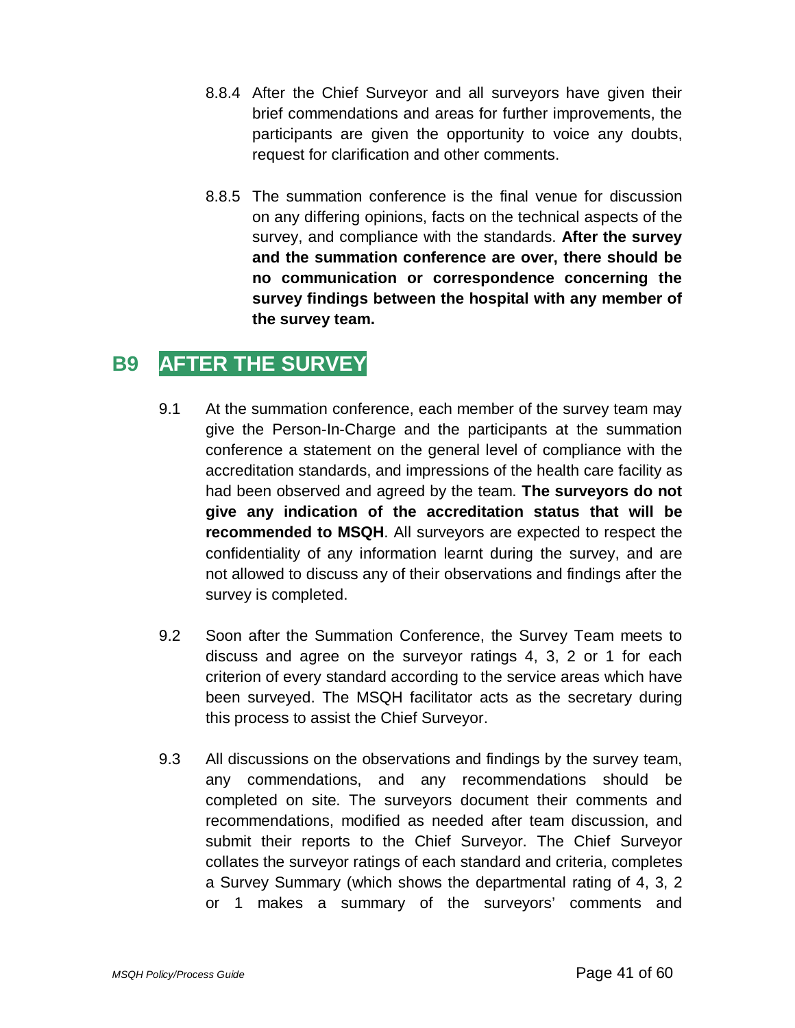8.8.4 After the Chief Surveyor and all surveyors have given their brief commendations and areas for further improvements, the participants are given the opportunity to voice any doubts, request for clarification and other comments.

8.8.5 The summation conference is the final venue for discussion on any differing opinions, facts on the technical aspects of the survey, and compliance with the standards. **After the survey and the summation conference are over, there should be no communication or correspondence concerning the survey findings between the hospital with any member of the survey team.**

## B9 AFTER THE SURVEY

9.1 At the summation conference, each member of the survey team may give the Person-In-Charge and the participants at the summation conference a statement on the general level of compliance with the accreditation standards, and impressions of the health care facility as had been observed and agreed by the team. **The surveyors do not give any indication of the accreditation status that will be recommended to MSQH**. All surveyors are expected to respect the confidentiality of any information learnt during the survey, and are not allowed to discuss any of their observations and findings after the survey is completed.

9.2 Soon after the Summation Conference, the Survey Team meets to discuss and agree on the surveyor ratings 4, 3, 2 or 1 for each criterion of every standard according to the service areas which have been surveyed. The MSQH facilitator acts as the secretary during this process to assist the Chief Surveyor.

9.3 All discussions on the observations and findings by the survey team, any commendations, and any recommendations should be completed on site. The surveyors document their comments and recommendations, modified as needed after team discussion, and submit their reports to the Chief Surveyor. The Chief Surveyor collates the surveyor ratings of each standard and criteria, completes a Survey Summary (which shows the departmental rating of 4, 3, 2 or 1 makes a summary of the surveyors' comments and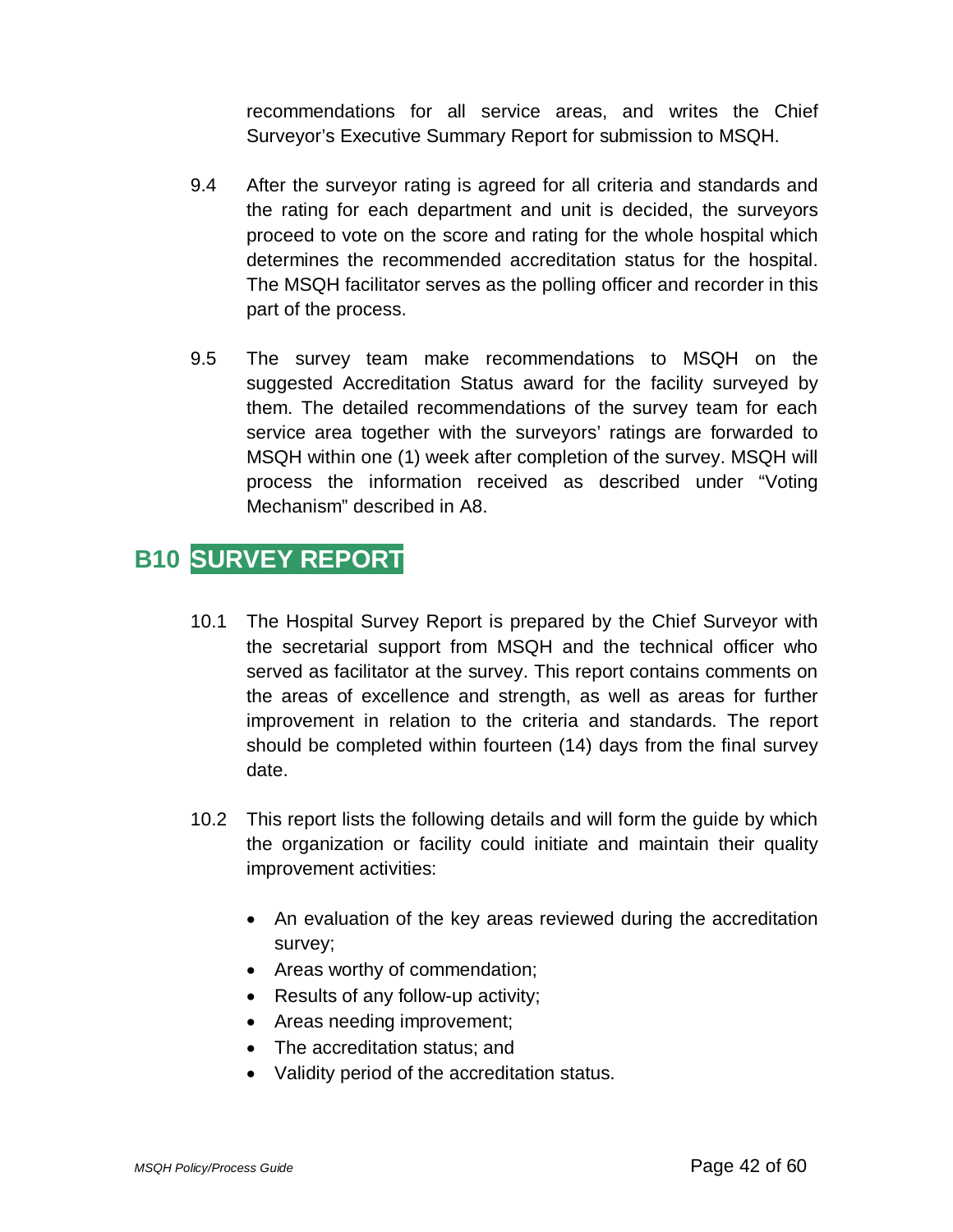recommendations for all service areas, and writes the Chief Surveyor's Executive Summary Report for submission to MSQH.

9.4 After the surveyor rating is agreed for all criteria and standards and the rating for each department and unit is decided, the surveyors proceed to vote on the score and rating for the whole hospital which determines the recommended accreditation status for the hospital. The MSQH facilitator serves as the polling officer and recorder in this part of the process.

9.5 The survey team make recommendations to MSQH on the suggested Accreditation Status award for the facility surveyed by them. The detailed recommendations of the survey team for each service area together with the surveyors' ratings are forwarded to MSQH within one (1) week after completion of the survey. MSQH will process the information received as described under "Voting Mechanism" described in A8.

## B10 SURVEY REPORT

10.1 The Hospital Survey Report is prepared by the Chief Surveyor with the secretarial support from MSQH and the technical officer who served as facilitator at the survey. This report contains comments on the areas of excellence and strength, as well as areas for further improvement in relation to the criteria and standards. The report should be completed within fourteen (14) days from the final survey date.

10.2 This report lists the following details and will form the guide by which the organization or facility could initiate and maintain their quality improvement activities:

- An evaluation of the key areas reviewed during the accreditation survey;
- Areas worthy of commendation;
- Results of any follow-up activity;
- Areas needing improvement;
- The accreditation status; and
- Validity period of the accreditation status.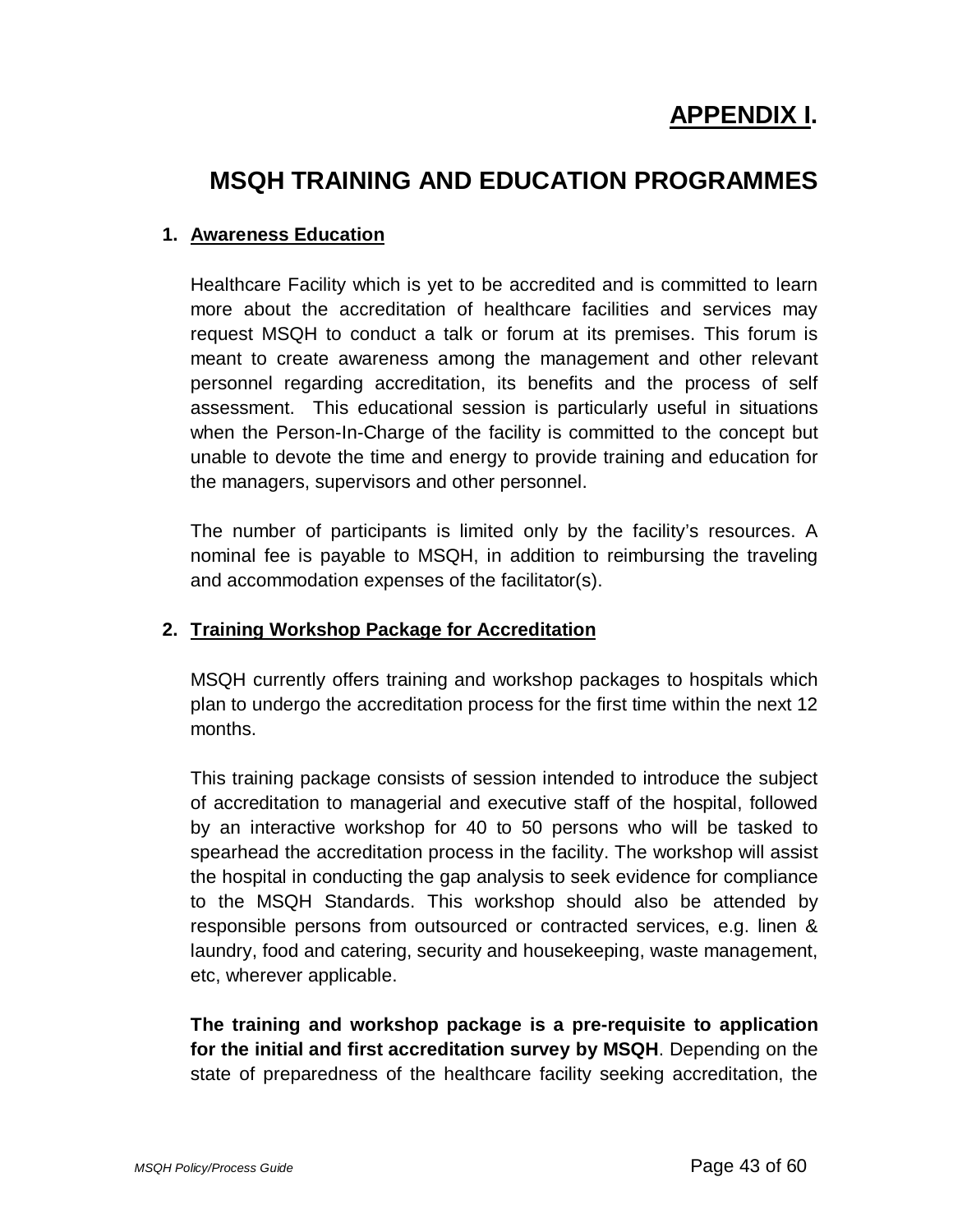# APPENDIX I.

## MSQH TRAINING AND EDUCATION PROGRAMMES

**1. Awareness Education**

Healthcare Facility which is yet to be accredited and is committed to learn more about the accreditation of healthcare facilities and services may request MSQH to conduct a talk or forum at its premises. This forum is meant to create awareness among the management and other relevant personnel regarding accreditation, its benefits and the process of self assessment. This educational session is particularly useful in situations when the Person-In-Charge of the facility is committed to the concept but unable to devote the time and energy to provide training and education for the managers, supervisors and other personnel.

The number of participants is limited only by the facility's resources. A nominal fee is payable to MSQH, in addition to reimbursing the traveling and accommodation expenses of the facilitator(s).

**2. Training Workshop Package for Accreditation**

MSQH currently offers training and workshop packages to hospitals which plan to undergo the accreditation process for the first time within the next 12 months.

This training package consists of session intended to introduce the subject of accreditation to managerial and executive staff of the hospital, followed by an interactive workshop for 40 to 50 persons who will be tasked to spearhead the accreditation process in the facility. The workshop will assist the hospital in conducting the gap analysis to seek evidence for compliance to the MSQH Standards. This workshop should also be attended by responsible persons from outsourced or contracted services, e.g. linen & laundry, food and catering, security and housekeeping, waste management, etc, wherever applicable.

**The training and workshop package is a pre-requisite to application for the initial and first accreditation survey by MSQH**. Depending on the state of preparedness of the healthcare facility seeking accreditation, the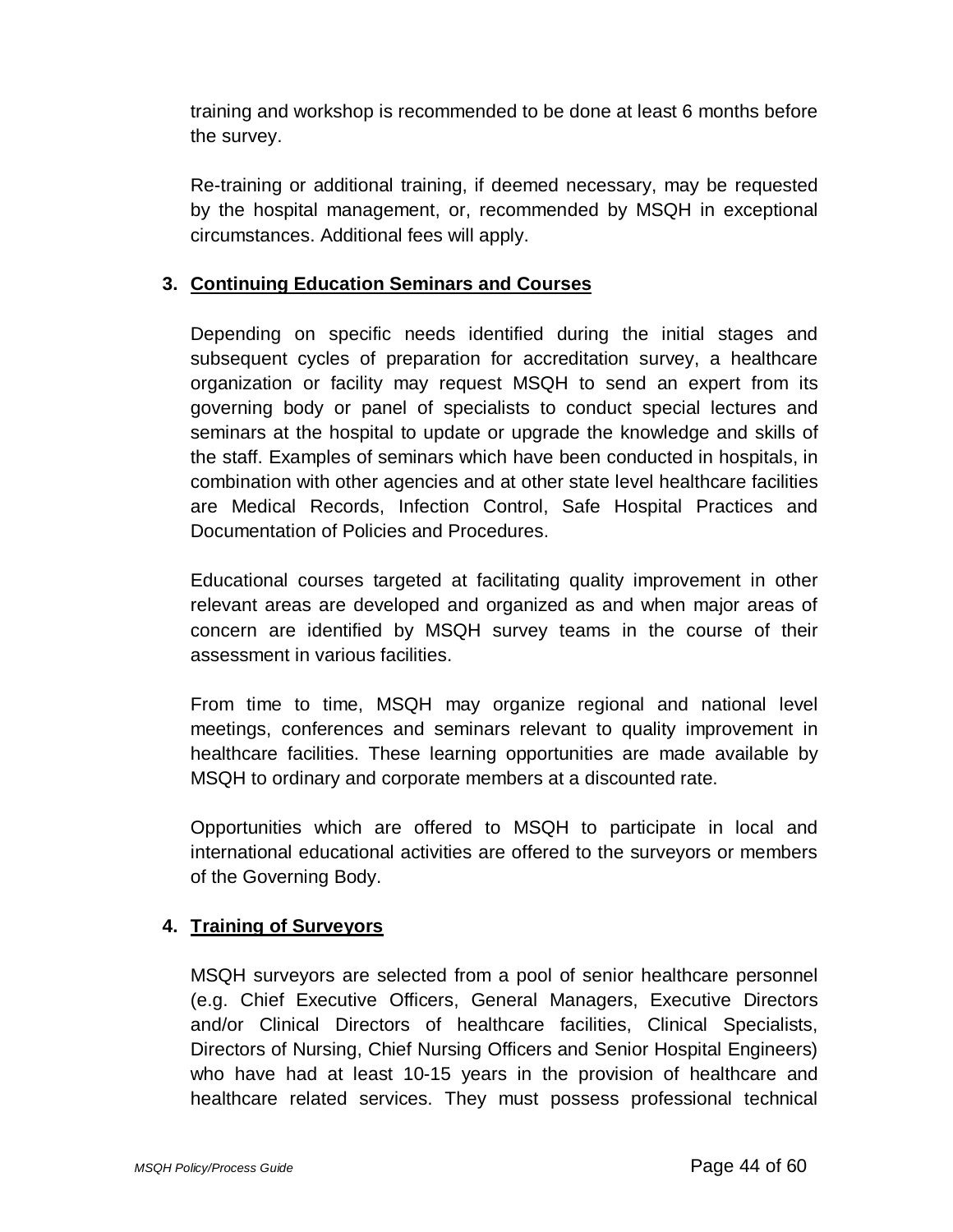training and workshop is recommended to be done at least 6 months before the survey.

Re-training or additional training, if deemed necessary, may be requested by the hospital management, or, recommended by MSQH in exceptional circumstances. Additional fees will apply.

**3. Continuing Education Seminars and Courses**

Depending on specific needs identified during the initial stages and subsequent cycles of preparation for accreditation survey, a healthcare organization or facility may request MSQH to send an expert from its governing body or panel of specialists to conduct special lectures and seminars at the hospital to update or upgrade the knowledge and skills of the staff. Examples of seminars which have been conducted in hospitals, in combination with other agencies and at other state level healthcare facilities are Medical Records, Infection Control, Safe Hospital Practices and Documentation of Policies and Procedures.

Educational courses targeted at facilitating quality improvement in other relevant areas are developed and organized as and when major areas of concern are identified by MSQH survey teams in the course of their assessment in various facilities.

From time to time, MSQH may organize regional and national level meetings, conferences and seminars relevant to quality improvement in healthcare facilities. These learning opportunities are made available by MSQH to ordinary and corporate members at a discounted rate.

Opportunities which are offered to MSQH to participate in local and international educational activities are offered to the surveyors or members of the Governing Body.

**4. Training of Surveyors**

MSQH surveyors are selected from a pool of senior healthcare personnel (e.g. Chief Executive Officers, General Managers, Executive Directors and/or Clinical Directors of healthcare facilities, Clinical Specialists, Directors of Nursing, Chief Nursing Officers and Senior Hospital Engineers) who have had at least 10-15 years in the provision of healthcare and healthcare related services. They must possess professional technical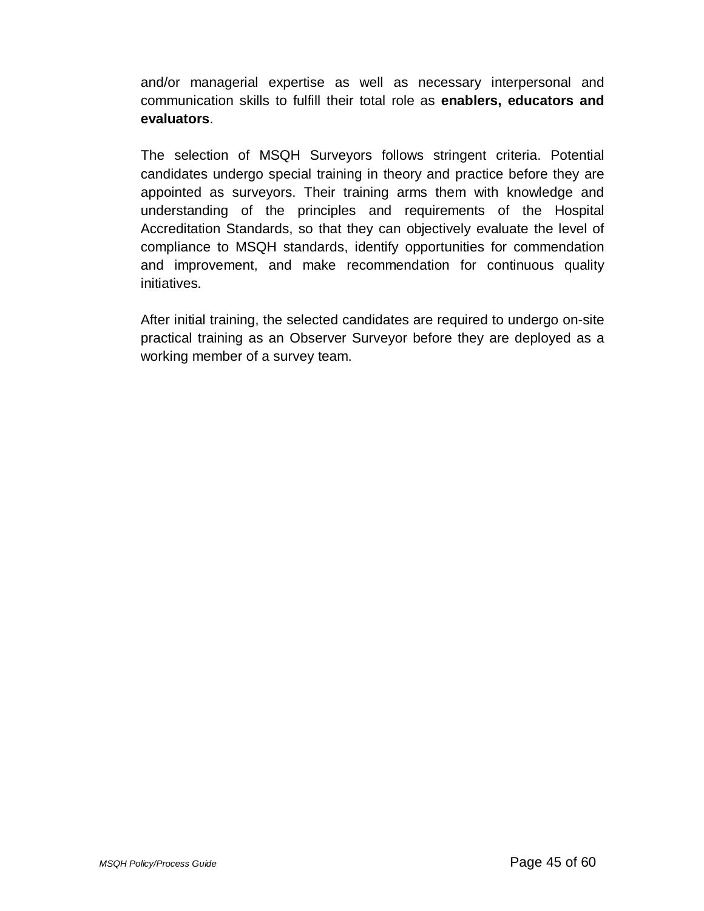and/or managerial expertise as well as necessary interpersonal and communication skills to fulfill their total role as **enablers, educators and evaluators**.

The selection of MSQH Surveyors follows stringent criteria. Potential candidates undergo special training in theory and practice before they are appointed as surveyors. Their training arms them with knowledge and understanding of the principles and requirements of the Hospital Accreditation Standards, so that they can objectively evaluate the level of compliance to MSQH standards, identify opportunities for commendation and improvement, and make recommendation for continuous quality initiatives.

After initial training, the selected candidates are required to undergo on-site practical training as an Observer Surveyor before they are deployed as a working member of a survey team.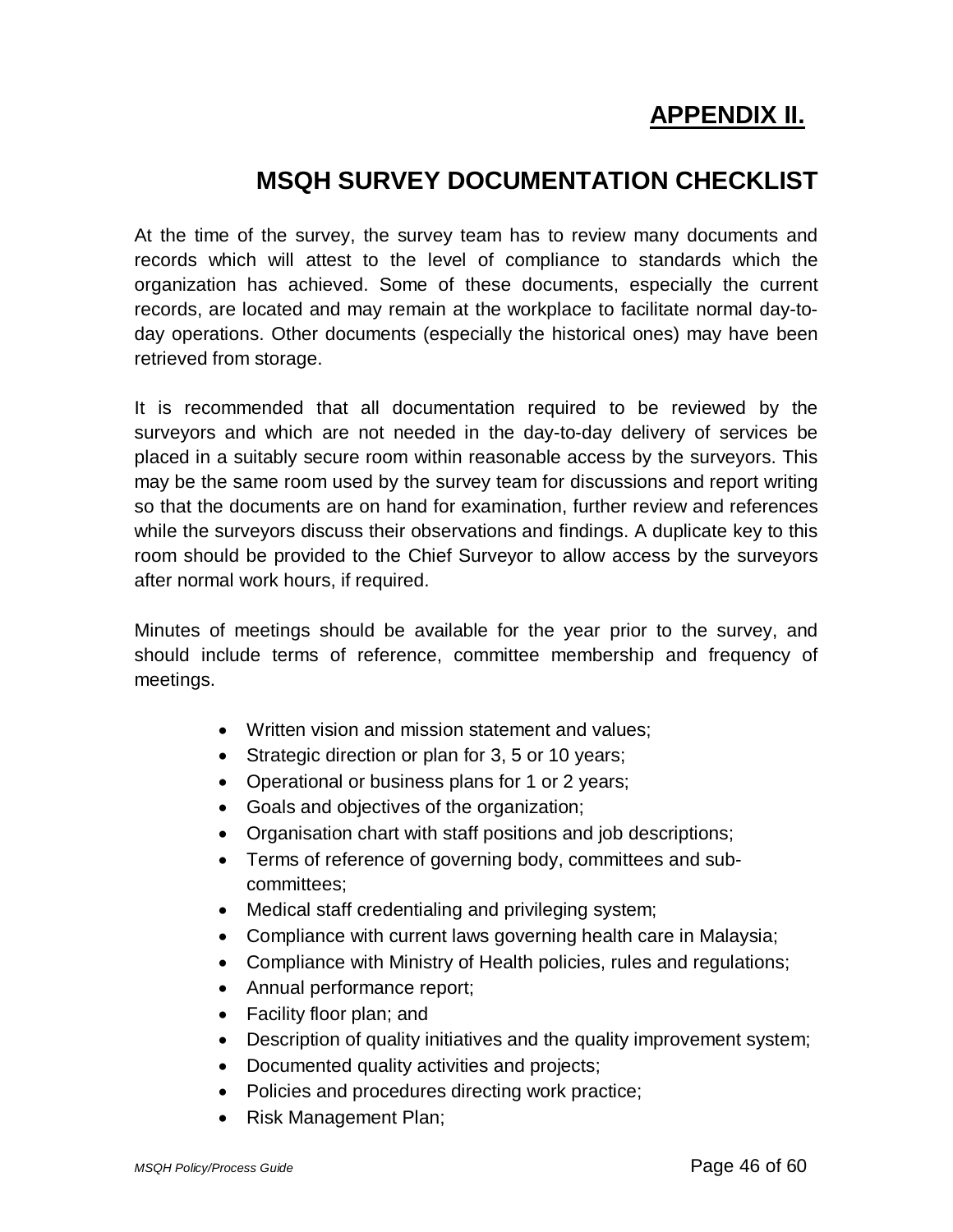# APPENDIX II.

## MSQH SURVEY DOCUMENTATION CHECKLIST

At the time of the survey, the survey team has to review many documents and records which will attest to the level of compliance to standards which the organization has achieved. Some of these documents, especially the current records, are located and may remain at the workplace to facilitate normal day-to-day operations. Other documents (especially the historical ones) may have been retrieved from storage.

It is recommended that all documentation required to be reviewed by the surveyors and which are not needed in the day-to-day delivery of services be placed in a suitably secure room within reasonable access by the surveyors. This may be the same room used by the survey team for discussions and report writing so that the documents are on hand for examination, further review and references while the surveyors discuss their observations and findings. A duplicate key to this room should be provided to the Chief Surveyor to allow access by the surveyors after normal work hours, if required.

Minutes of meetings should be available for the year prior to the survey, and should include terms of reference, committee membership and frequency of meetings.

- Written vision and mission statement and values;
- Strategic direction or plan for 3, 5 or 10 years;
- Operational or business plans for 1 or 2 years;
- Goals and objectives of the organization;
- Organisation chart with staff positions and job descriptions;
- Terms of reference of governing body, committees and sub-committees;
- Medical staff credentialing and privileging system;
- Compliance with current laws governing health care in Malaysia;
- Compliance with Ministry of Health policies, rules and regulations;
- Annual performance report;
- Facility floor plan; and
- Description of quality initiatives and the quality improvement system;
- Documented quality activities and projects;
- Policies and procedures directing work practice;
- Risk Management Plan;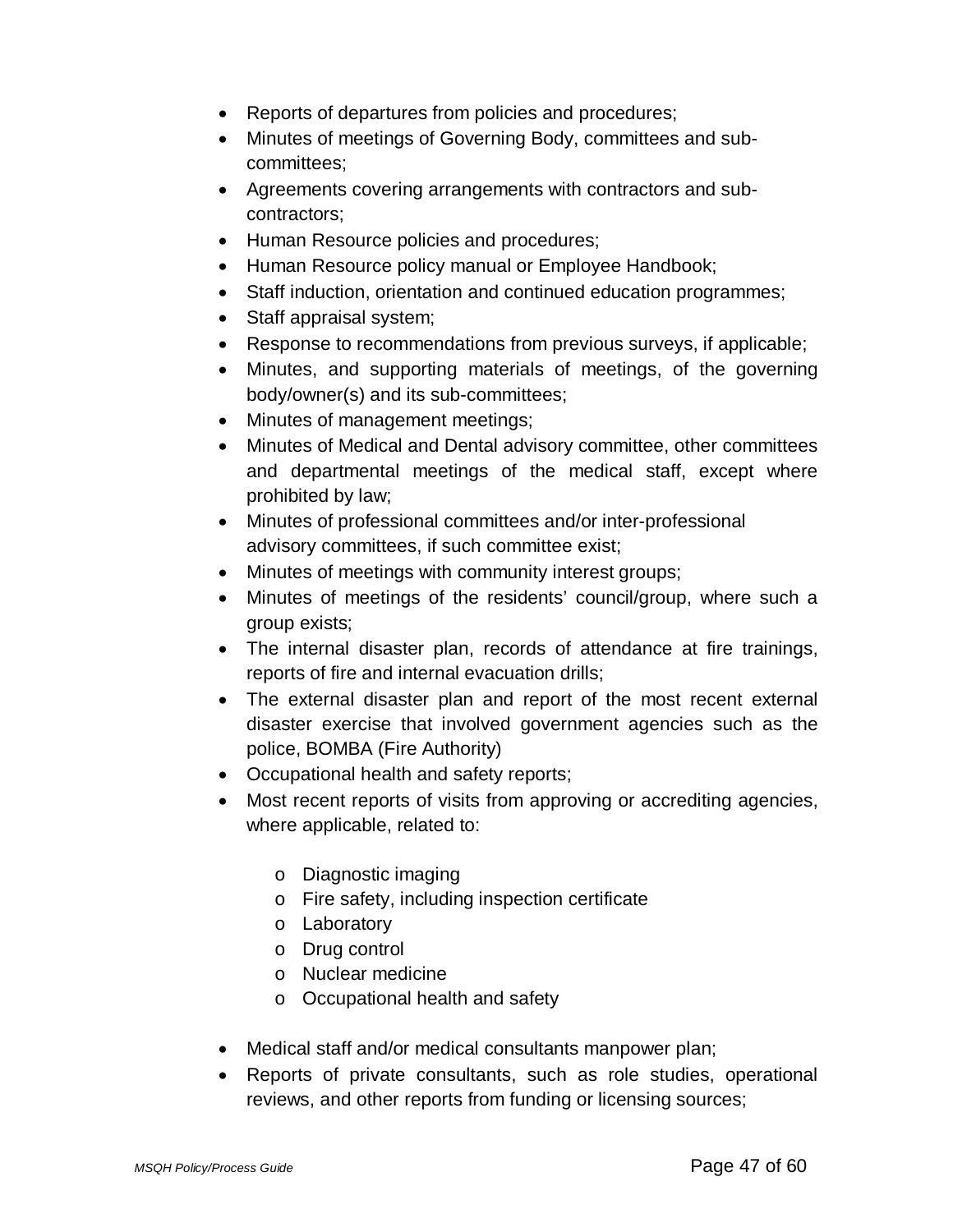- Reports of departures from policies and procedures;
- Minutes of meetings of Governing Body, committees and sub-committees;
- Agreements covering arrangements with contractors and sub-contractors;
- Human Resource policies and procedures;
- Human Resource policy manual or Employee Handbook;
- Staff induction, orientation and continued education programmes;
- Staff appraisal system;
- Response to recommendations from previous surveys, if applicable;
- Minutes, and supporting materials of meetings, of the governing body/owner(s) and its sub-committees;
- Minutes of management meetings;
- Minutes of Medical and Dental advisory committee, other committees and departmental meetings of the medical staff, except where prohibited by law;
- Minutes of professional committees and/or inter-professional advisory committees, if such committee exist;
- Minutes of meetings with community interest groups;
- Minutes of meetings of the residents' council/group, where such a group exists;
- The internal disaster plan, records of attendance at fire trainings, reports of fire and internal evacuation drills;
- The external disaster plan and report of the most recent external disaster exercise that involved government agencies such as the police, BOMBA (Fire Authority)
- Occupational health and safety reports;
- Most recent reports of visits from approving or accrediting agencies, where applicable, related to:
  - Diagnostic imaging
  - Fire safety, including inspection certificate
  - Laboratory
  - Drug control
  - Nuclear medicine
  - Occupational health and safety
- Medical staff and/or medical consultants manpower plan;
- Reports of private consultants, such as role studies, operational reviews, and other reports from funding or licensing sources;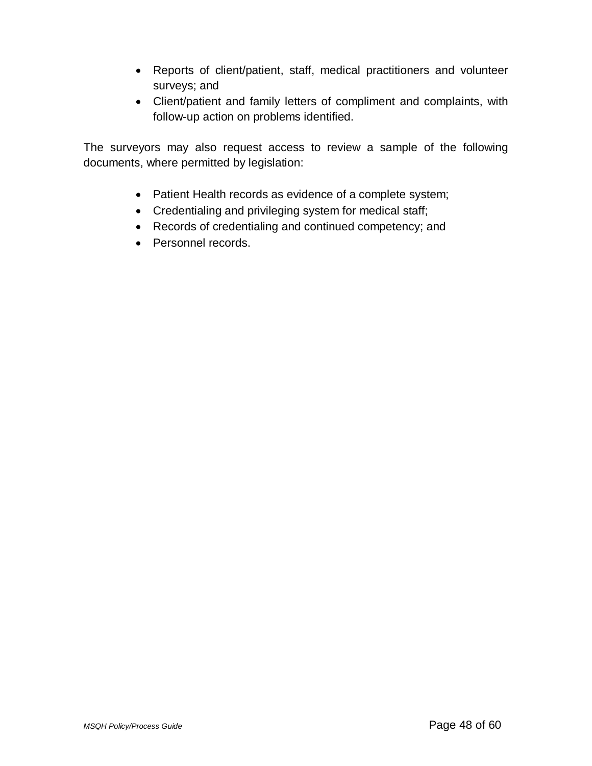- Reports of client/patient, staff, medical practitioners and volunteer surveys; and
- Client/patient and family letters of compliment and complaints, with follow-up action on problems identified.

The surveyors may also request access to review a sample of the following documents, where permitted by legislation:

- Patient Health records as evidence of a complete system;
- Credentialing and privileging system for medical staff;
- Records of credentialing and continued competency; and
- Personnel records.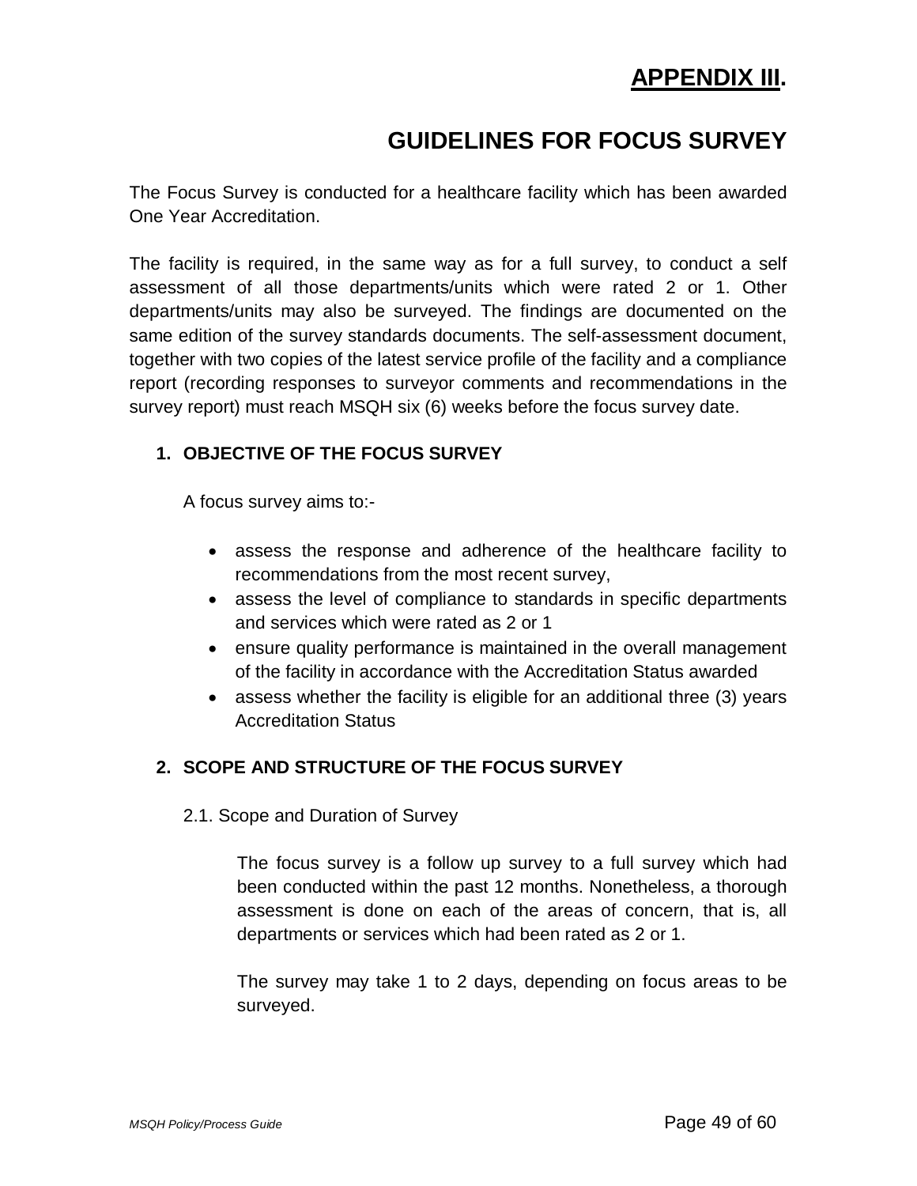# APPENDIX III.

# GUIDELINES FOR FOCUS SURVEY

The Focus Survey is conducted for a healthcare facility which has been awarded One Year Accreditation.

The facility is required, in the same way as for a full survey, to conduct a self assessment of all those departments/units which were rated 2 or 1. Other departments/units may also be surveyed. The findings are documented on the same edition of the survey standards documents. The self-assessment document, together with two copies of the latest service profile of the facility and a compliance report (recording responses to surveyor comments and recommendations in the survey report) must reach MSQH six (6) weeks before the focus survey date.

## 1. OBJECTIVE OF THE FOCUS SURVEY

A focus survey aims to:-

- assess the response and adherence of the healthcare facility to recommendations from the most recent survey,
- assess the level of compliance to standards in specific departments and services which were rated as 2 or 1
- ensure quality performance is maintained in the overall management of the facility in accordance with the Accreditation Status awarded
- assess whether the facility is eligible for an additional three (3) years Accreditation Status

## 2. SCOPE AND STRUCTURE OF THE FOCUS SURVEY

### 2.1. Scope and Duration of Survey

The focus survey is a follow up survey to a full survey which had been conducted within the past 12 months. Nonetheless, a thorough assessment is done on each of the areas of concern, that is, all departments or services which had been rated as 2 or 1.

The survey may take 1 to 2 days, depending on focus areas to be surveyed.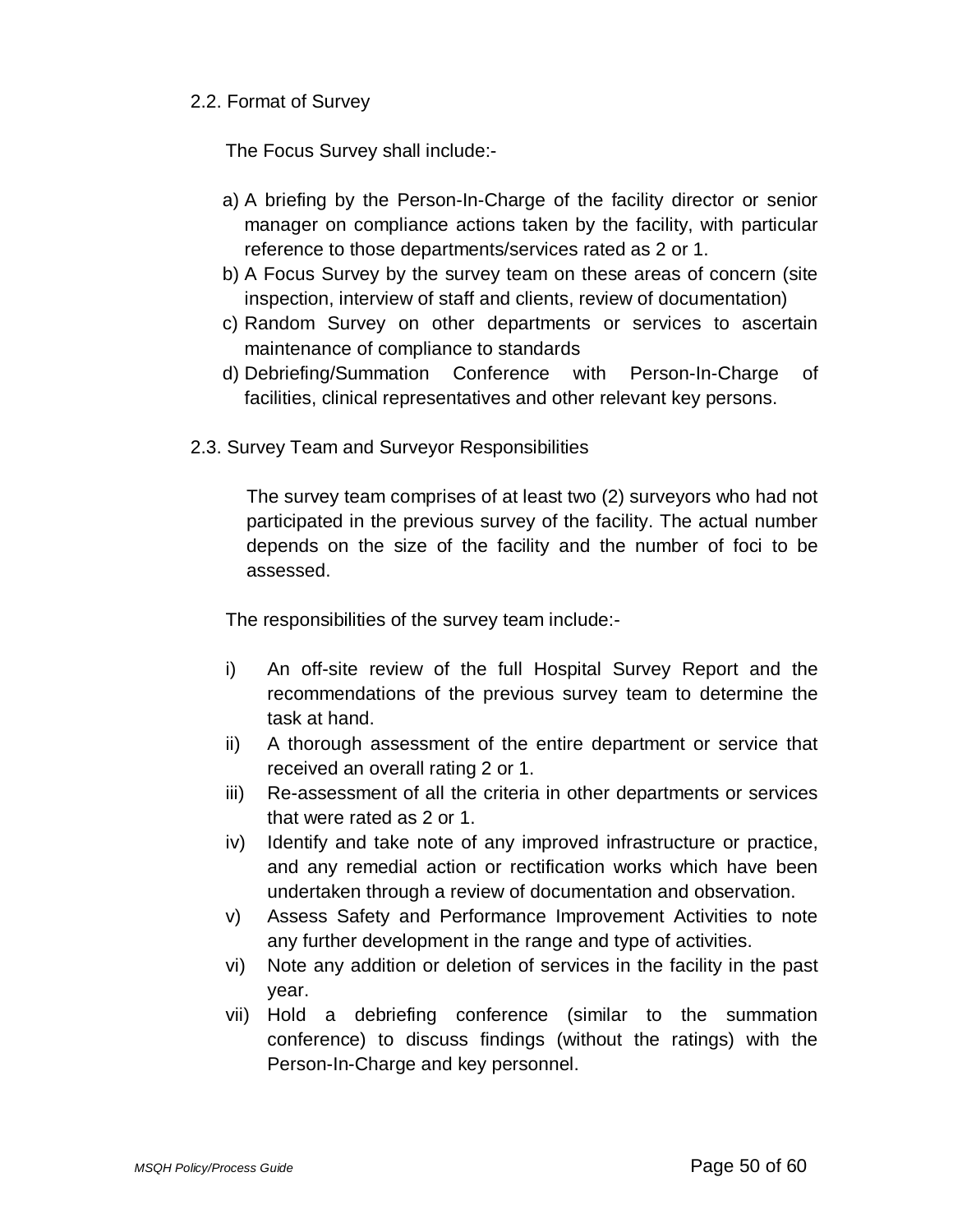### 2.2. Format of Survey

The Focus Survey shall include:-

a) A briefing by the Person-In-Charge of the facility director or senior manager on compliance actions taken by the facility, with particular reference to those departments/services rated as 2 or 1.
b) A Focus Survey by the survey team on these areas of concern (site inspection, interview of staff and clients, review of documentation)
c) Random Survey on other departments or services to ascertain maintenance of compliance to standards
d) Debriefing/Summation Conference with Person-In-Charge of facilities, clinical representatives and other relevant key persons.

### 2.3. Survey Team and Surveyor Responsibilities

The survey team comprises of at least two (2) surveyors who had not participated in the previous survey of the facility. The actual number depends on the size of the facility and the number of foci to be assessed.

The responsibilities of the survey team include:-

i) An off-site review of the full Hospital Survey Report and the recommendations of the previous survey team to determine the task at hand.
ii) A thorough assessment of the entire department or service that received an overall rating 2 or 1.
iii) Re-assessment of all the criteria in other departments or services that were rated as 2 or 1.
iv) Identify and take note of any improved infrastructure or practice, and any remedial action or rectification works which have been undertaken through a review of documentation and observation.
v) Assess Safety and Performance Improvement Activities to note any further development in the range and type of activities.
vi) Note any addition or deletion of services in the facility in the past year.
vii) Hold a debriefing conference (similar to the summation conference) to discuss findings (without the ratings) with the Person-In-Charge and key personnel.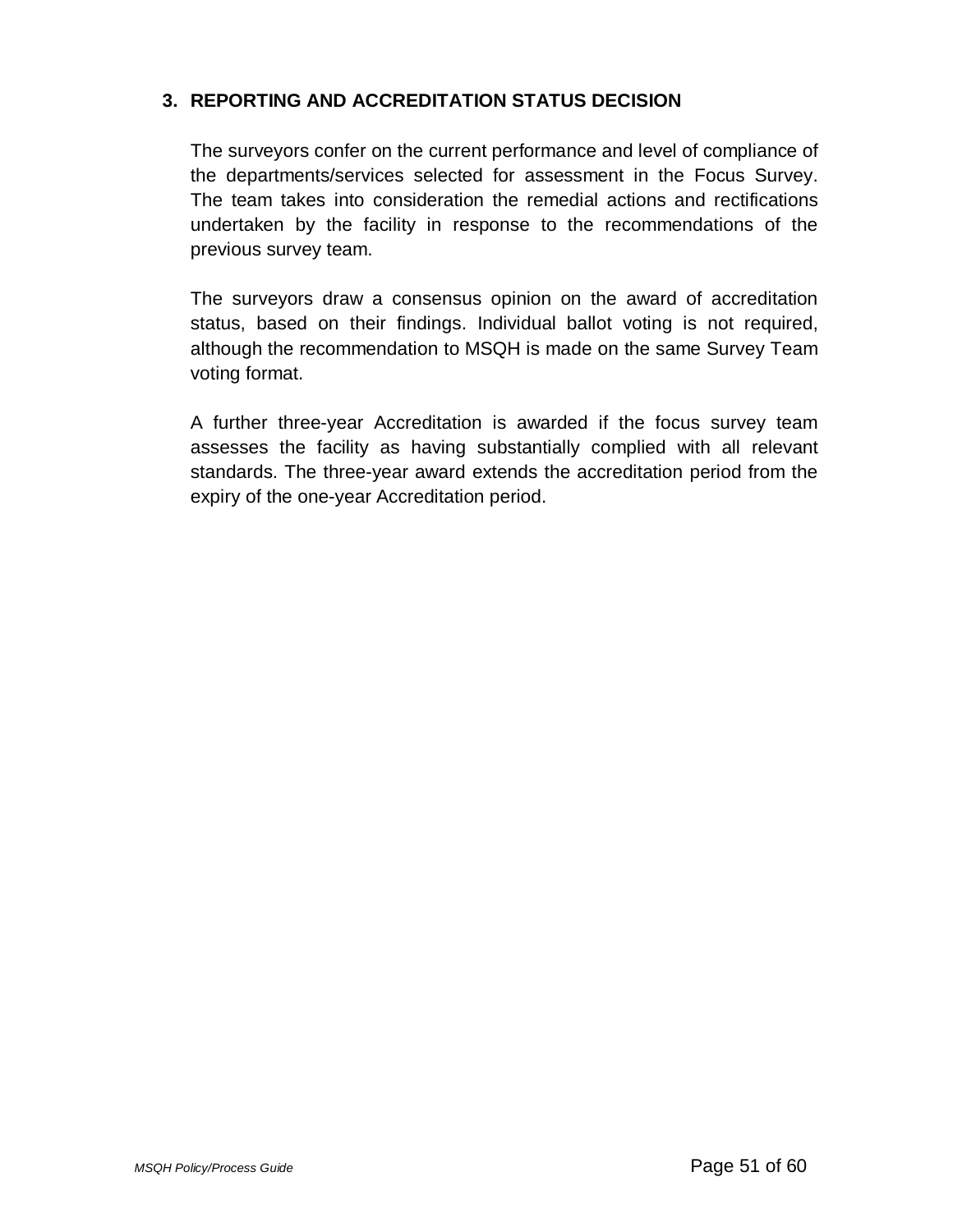### 3. REPORTING AND ACCREDITATION STATUS DECISION

The surveyors confer on the current performance and level of compliance of the departments/services selected for assessment in the Focus Survey. The team takes into consideration the remedial actions and rectifications undertaken by the facility in response to the recommendations of the previous survey team.

The surveyors draw a consensus opinion on the award of accreditation status, based on their findings. Individual ballot voting is not required, although the recommendation to MSQH is made on the same Survey Team voting format.

A further three-year Accreditation is awarded if the focus survey team assesses the facility as having substantially complied with all relevant standards. The three-year award extends the accreditation period from the expiry of the one-year Accreditation period.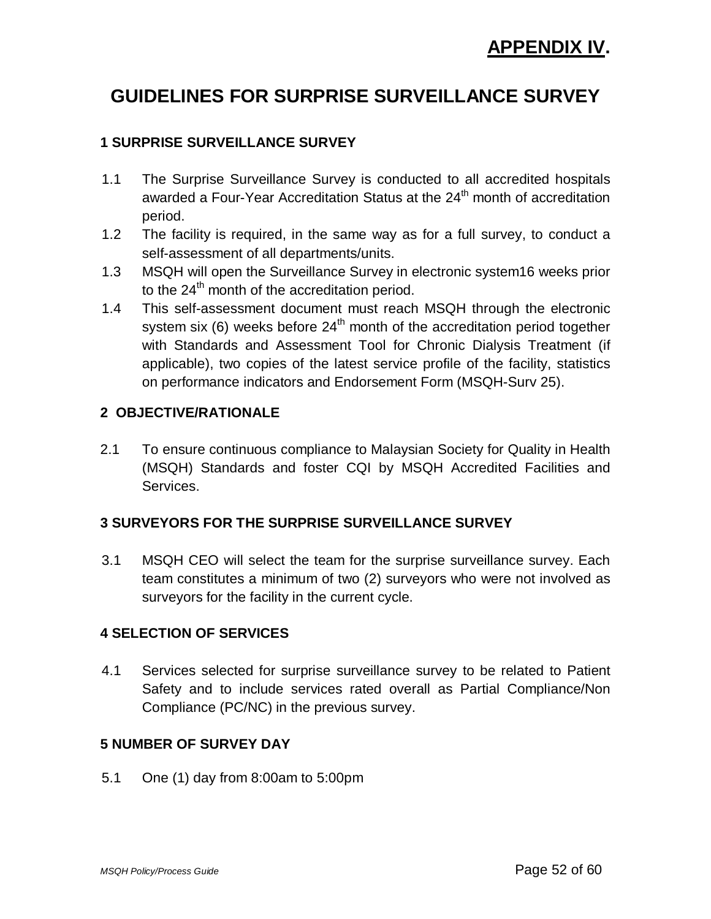**APPENDIX IV.**

# GUIDELINES FOR SURPRISE SURVEILLANCE SURVEY

## 1 SURPRISE SURVEILLANCE SURVEY

1.1 The Surprise Surveillance Survey is conducted to all accredited hospitals awarded a Four-Year Accreditation Status at the 24th month of accreditation period.

1.2 The facility is required, in the same way as for a full survey, to conduct a self-assessment of all departments/units.

1.3 MSQH will open the Surveillance Survey in electronic system16 weeks prior to the 24th month of the accreditation period.

1.4 This self-assessment document must reach MSQH through the electronic system six (6) weeks before 24th month of the accreditation period together with Standards and Assessment Tool for Chronic Dialysis Treatment (if applicable), two copies of the latest service profile of the facility, statistics on performance indicators and Endorsement Form (MSQH-Surv 25).

## 2 OBJECTIVE/RATIONALE

2.1 To ensure continuous compliance to Malaysian Society for Quality in Health (MSQH) Standards and foster CQI by MSQH Accredited Facilities and Services.

## 3 SURVEYORS FOR THE SURPRISE SURVEILLANCE SURVEY

3.1 MSQH CEO will select the team for the surprise surveillance survey. Each team constitutes a minimum of two (2) surveyors who were not involved as surveyors for the facility in the current cycle.

## 4 SELECTION OF SERVICES

4.1 Services selected for surprise surveillance survey to be related to Patient Safety and to include services rated overall as Partial Compliance/Non Compliance (PC/NC) in the previous survey.

## 5 NUMBER OF SURVEY DAY

5.1 One (1) day from 8:00am to 5:00pm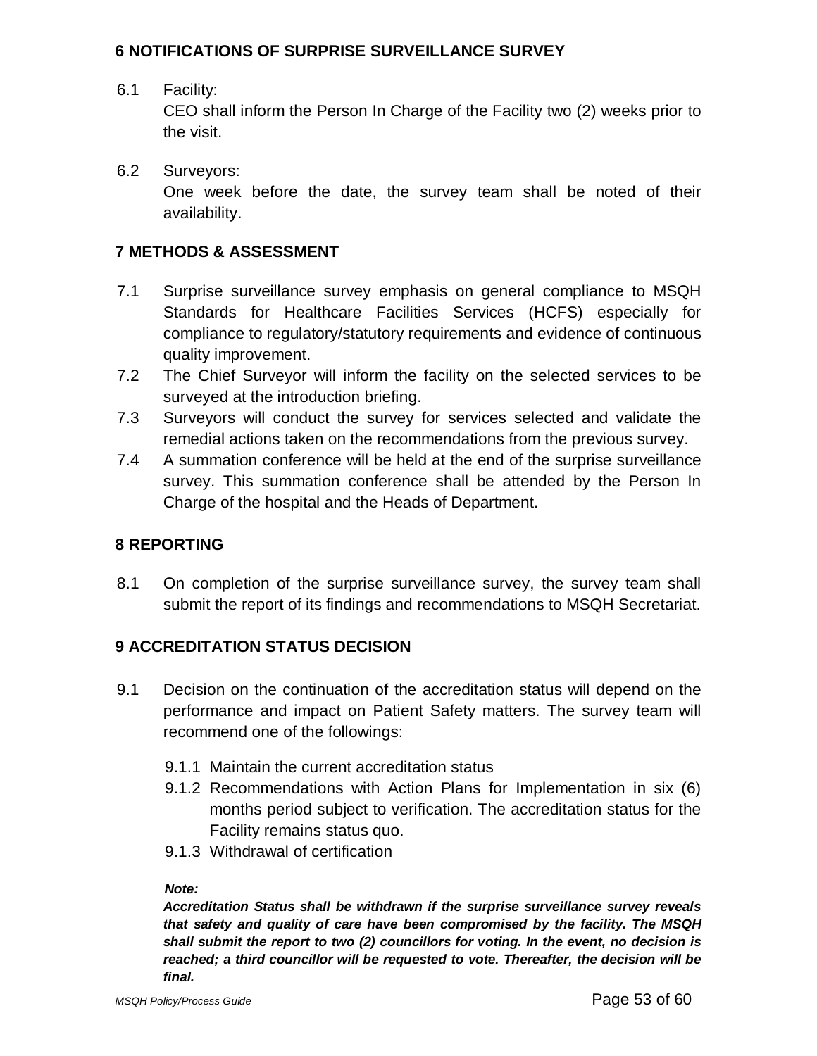## 6 NOTIFICATIONS OF SURPRISE SURVEILLANCE SURVEY

6.1 Facility:
CEO shall inform the Person In Charge of the Facility two (2) weeks prior to the visit.

6.2 Surveyors:
One week before the date, the survey team shall be noted of their availability.

## 7 METHODS & ASSESSMENT

7.1 Surprise surveillance survey emphasis on general compliance to MSQH Standards for Healthcare Facilities Services (HCFS) especially for compliance to regulatory/statutory requirements and evidence of continuous quality improvement.

7.2 The Chief Surveyor will inform the facility on the selected services to be surveyed at the introduction briefing.

7.3 Surveyors will conduct the survey for services selected and validate the remedial actions taken on the recommendations from the previous survey.

7.4 A summation conference will be held at the end of the surprise surveillance survey. This summation conference shall be attended by the Person In Charge of the hospital and the Heads of Department.

## 8 REPORTING

8.1 On completion of the surprise surveillance survey, the survey team shall submit the report of its findings and recommendations to MSQH Secretariat.

## 9 ACCREDITATION STATUS DECISION

9.1 Decision on the continuation of the accreditation status will depend on the performance and impact on Patient Safety matters. The survey team will recommend one of the followings:

9.1.1 Maintain the current accreditation status

9.1.2 Recommendations with Action Plans for Implementation in six (6) months period subject to verification. The accreditation status for the Facility remains status quo.

9.1.3 Withdrawal of certification

***Note:***
***Accreditation Status shall be withdrawn if the surprise surveillance survey reveals that safety and quality of care have been compromised by the facility. The MSQH shall submit the report to two (2) councillors for voting. In the event, no decision is reached; a third councillor will be requested to vote. Thereafter, the decision will be final.***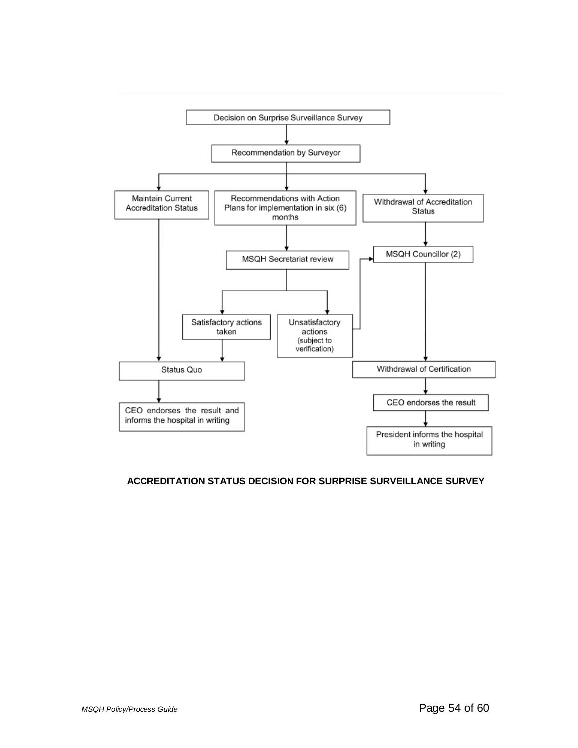Decision on Surprise Surveillance Survey

↓

Recommendation by Surveyor

↓

- Maintain Current Accreditation Status
  - → Status Quo
- Recommendations with Action Plans for implementation in six (6) months
  - → MSQH Secretariat review
    - → Satisfactory actions taken → Status Quo
    - → Unsatisfactory actions (subject to verification) → MSQH Councillor (2)
- Withdrawal of Accreditation Status
  - → MSQH Councillor (2)
    - → Withdrawal of Certification
    - → CEO endorses the result
    - → President informs the hospital in writing

Status Quo → CEO endorses the result and informs the hospital in writing

**ACCREDITATION STATUS DECISION FOR SURPRISE SURVEILLANCE SURVEY**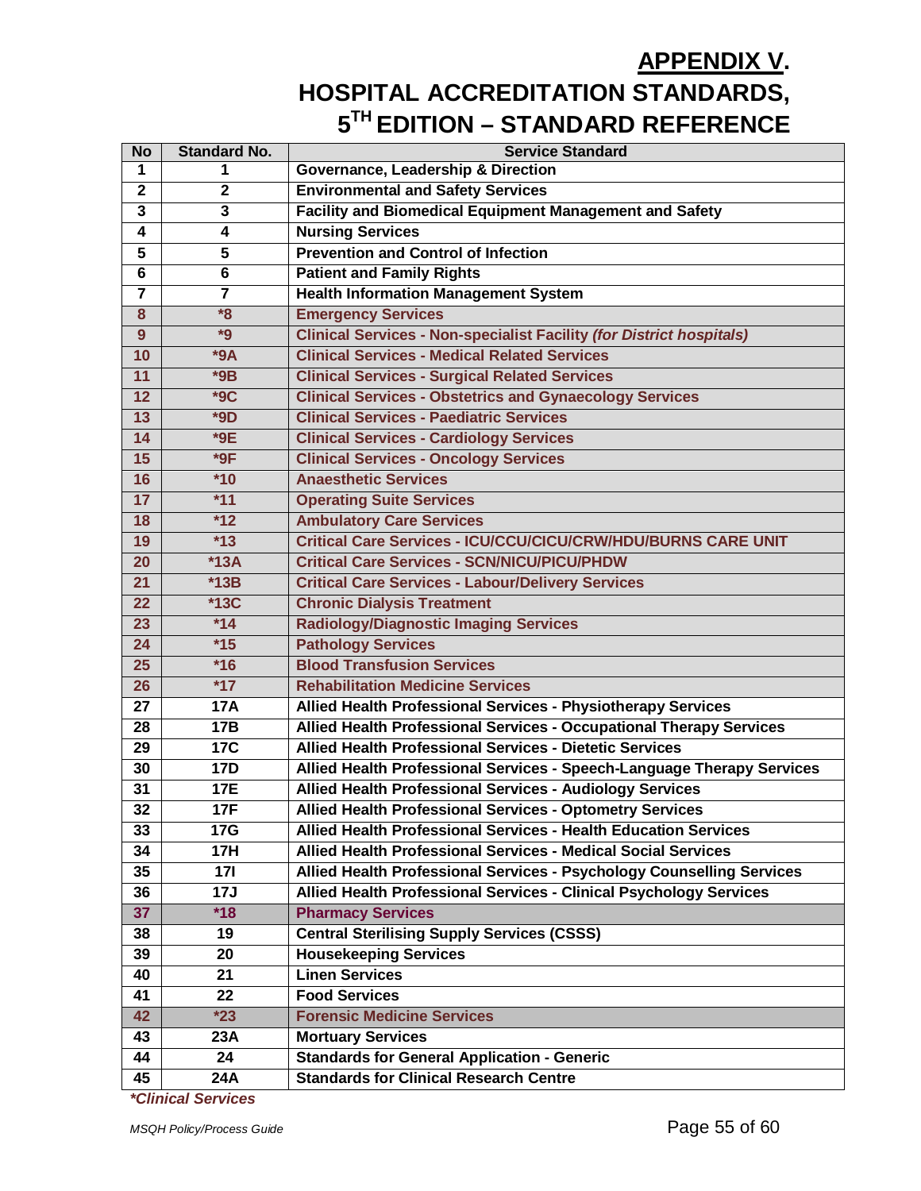# APPENDIX V.

## HOSPITAL ACCREDITATION STANDARDS, 5TH EDITION – STANDARD REFERENCE

| No | Standard No. | Service Standard |
|---|---|---|
| 1 | 1 | Governance, Leadership & Direction |
| 2 | 2 | Environmental and Safety Services |
| 3 | 3 | Facility and Biomedical Equipment Management and Safety |
| 4 | 4 | Nursing Services |
| 5 | 5 | Prevention and Control of Infection |
| 6 | 6 | Patient and Family Rights |
| 7 | 7 | Health Information Management System |
| 8 | *8 | Emergency Services |
| 9 | *9 | Clinical Services - Non-specialist Facility *(for District hospitals)* |
| 10 | *9A | Clinical Services - Medical Related Services |
| 11 | *9B | Clinical Services - Surgical Related Services |
| 12 | *9C | Clinical Services - Obstetrics and Gynaecology Services |
| 13 | *9D | Clinical Services - Paediatric Services |
| 14 | *9E | Clinical Services - Cardiology Services |
| 15 | *9F | Clinical Services - Oncology Services |
| 16 | *10 | Anaesthetic Services |
| 17 | *11 | Operating Suite Services |
| 18 | *12 | Ambulatory Care Services |
| 19 | *13 | Critical Care Services - ICU/CCU/CICU/CRW/HDU/BURNS CARE UNIT |
| 20 | *13A | Critical Care Services - SCN/NICU/PICU/PHDW |
| 21 | *13B | Critical Care Services - Labour/Delivery Services |
| 22 | *13C | Chronic Dialysis Treatment |
| 23 | *14 | Radiology/Diagnostic Imaging Services |
| 24 | *15 | Pathology Services |
| 25 | *16 | Blood Transfusion Services |
| 26 | *17 | Rehabilitation Medicine Services |
| 27 | 17A | Allied Health Professional Services - Physiotherapy Services |
| 28 | 17B | Allied Health Professional Services - Occupational Therapy Services |
| 29 | 17C | Allied Health Professional Services - Dietetic Services |
| 30 | 17D | Allied Health Professional Services - Speech-Language Therapy Services |
| 31 | 17E | Allied Health Professional Services - Audiology Services |
| 32 | 17F | Allied Health Professional Services - Optometry Services |
| 33 | 17G | Allied Health Professional Services - Health Education Services |
| 34 | 17H | Allied Health Professional Services - Medical Social Services |
| 35 | 17I | Allied Health Professional Services - Psychology Counselling Services |
| 36 | 17J | Allied Health Professional Services - Clinical Psychology Services |
| 37 | *18 | Pharmacy Services |
| 38 | 19 | Central Sterilising Supply Services (CSSS) |
| 39 | 20 | Housekeeping Services |
| 40 | 21 | Linen Services |
| 41 | 22 | Food Services |
| 42 | *23 | Forensic Medicine Services |
| 43 | 23A | Mortuary Services |
| 44 | 24 | Standards for General Application - Generic |
| 45 | 24A | Standards for Clinical Research Centre |

***Clinical Services***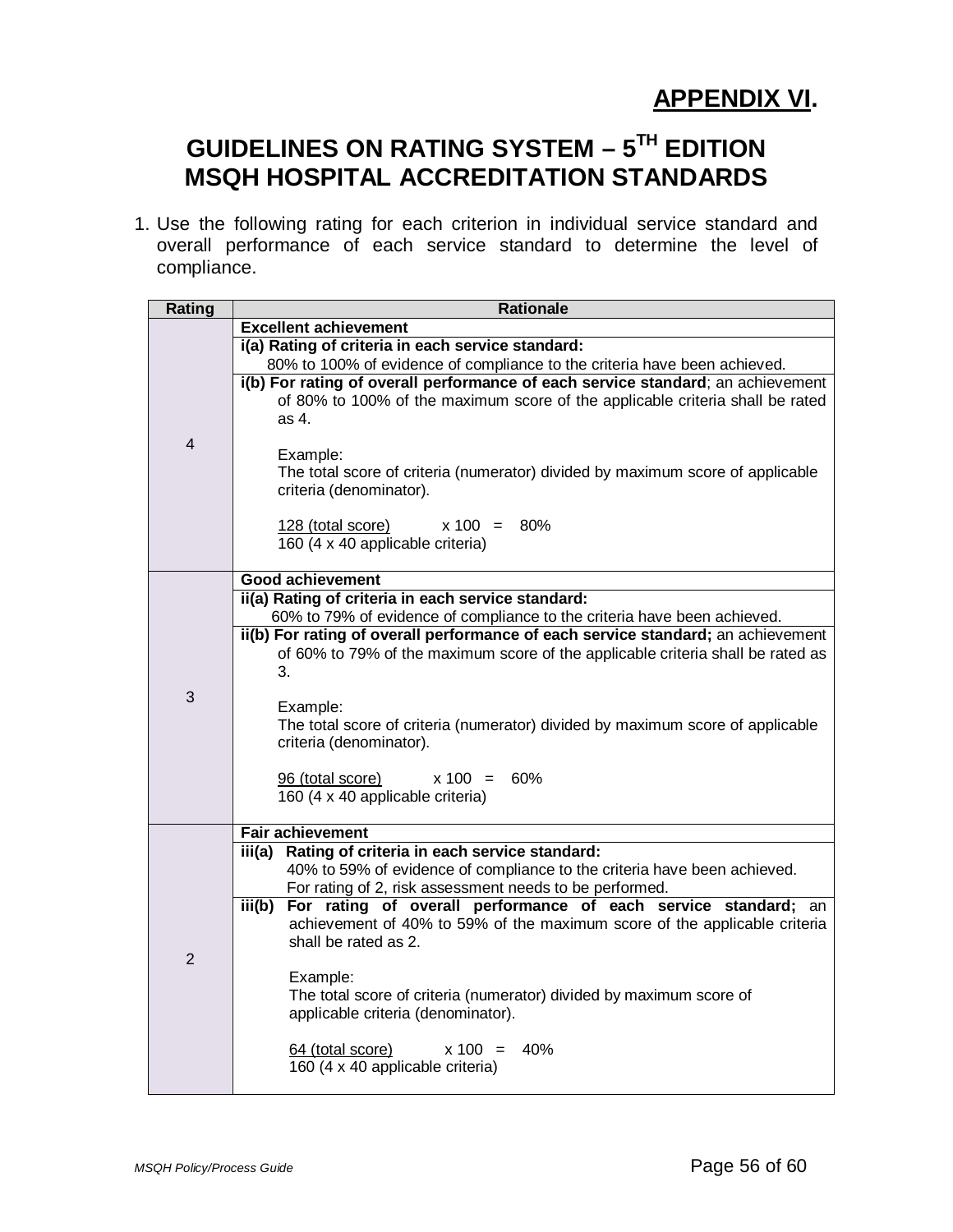## APPENDIX VI.

# GUIDELINES ON RATING SYSTEM – 5TH EDITION MSQH HOSPITAL ACCREDITATION STANDARDS

1. Use the following rating for each criterion in individual service standard and overall performance of each service standard to determine the level of compliance.

| Rating | Rationale |
|---|---|
| 4 | **Excellent achievement**<br>**i(a) Rating of criteria in each service standard:**<br>80% to 100% of evidence of compliance to the criteria have been achieved.<br>**i(b) For rating of overall performance of each service standard**; an achievement of 80% to 100% of the maximum score of the applicable criteria shall be rated as 4.<br><br>Example:<br>The total score of criteria (numerator) divided by maximum score of applicable criteria (denominator).<br><br>$\frac{\text{128 (total score)}}{\text{160 (4 x 40 applicable criteria)}} \times 100 = 80\%$ |
| 3 | **Good achievement**<br>**ii(a) Rating of criteria in each service standard:**<br>60% to 79% of evidence of compliance to the criteria have been achieved.<br>**ii(b) For rating of overall performance of each service standard;** an achievement of 60% to 79% of the maximum score of the applicable criteria shall be rated as 3.<br><br>Example:<br>The total score of criteria (numerator) divided by maximum score of applicable criteria (denominator).<br><br>$\frac{\text{96 (total score)}}{\text{160 (4 x 40 applicable criteria)}} \times 100 = 60\%$ |
| 2 | **Fair achievement**<br>**iii(a) Rating of criteria in each service standard:**<br>40% to 59% of evidence of compliance to the criteria have been achieved.<br>For rating of 2, risk assessment needs to be performed.<br>**iii(b) For rating of overall performance of each service standard;** an achievement of 40% to 59% of the maximum score of the applicable criteria shall be rated as 2.<br><br>Example:<br>The total score of criteria (numerator) divided by maximum score of applicable criteria (denominator).<br><br>$\frac{\text{64 (total score)}}{\text{160 (4 x 40 applicable criteria)}} \times 100 = 40\%$ |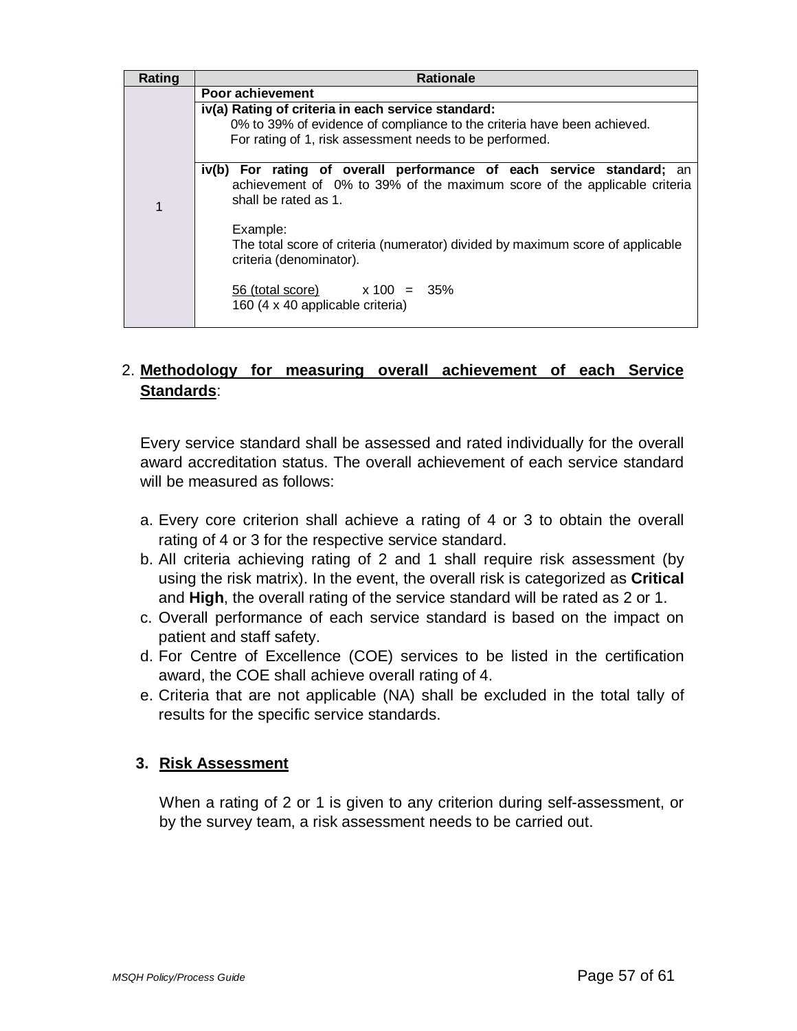| Rating | Rationale |
| --- | --- |
| 1 | **Poor achievement** |
| | **iv(a) Rating of criteria in each service standard:** 0% to 39% of evidence of compliance to the criteria have been achieved. For rating of 1, risk assessment needs to be performed. |
| | **iv(b) For rating of overall performance of each service standard;** an achievement of 0% to 39% of the maximum score of the applicable criteria shall be rated as 1.<br><br>Example:<br>The total score of criteria (numerator) divided by maximum score of applicable criteria (denominator).<br><br>$\frac{\text{56 (total score)}}{\text{160 (4 x 40 applicable criteria)}} \times 100 = 35\%$ |

2. **Methodology for measuring overall achievement of each Service Standards**:

   Every service standard shall be assessed and rated individually for the overall award accreditation status. The overall achievement of each service standard will be measured as follows:

   a. Every core criterion shall achieve a rating of 4 or 3 to obtain the overall rating of 4 or 3 for the respective service standard.
   b. All criteria achieving rating of 2 and 1 shall require risk assessment (by using the risk matrix). In the event, the overall risk is categorized as **Critical** and **High**, the overall rating of the service standard will be rated as 2 or 1.
   c. Overall performance of each service standard is based on the impact on patient and staff safety.
   d. For Centre of Excellence (COE) services to be listed in the certification award, the COE shall achieve overall rating of 4.
   e. Criteria that are not applicable (NA) shall be excluded in the total tally of results for the specific service standards.

3. **Risk Assessment**

   When a rating of 2 or 1 is given to any criterion during self-assessment, or by the survey team, a risk assessment needs to be carried out.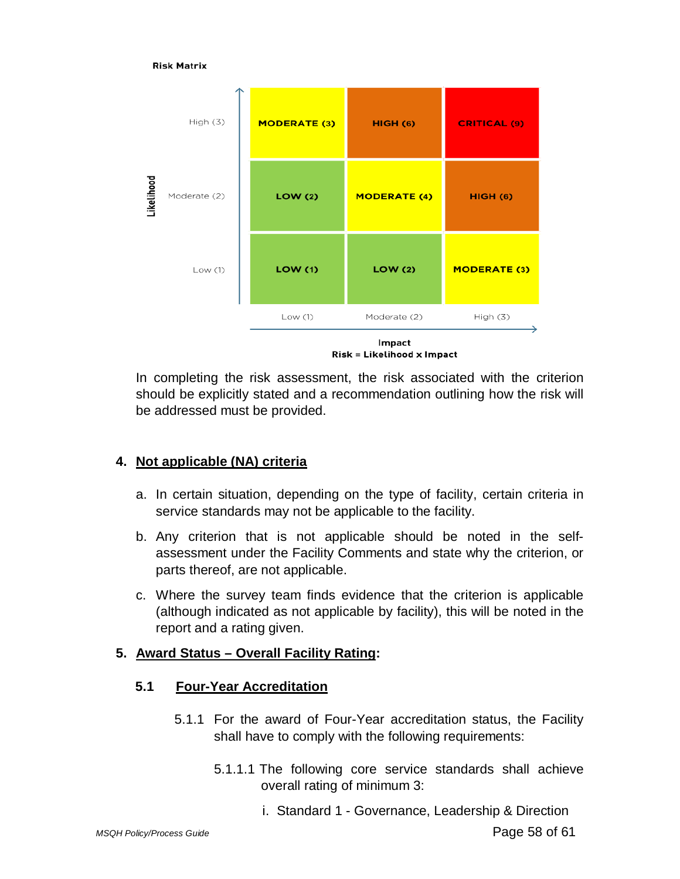**Risk Matrix**

| Likelihood \ Impact | Low (1) | Moderate (2) | High (3) |
|---|---|---|---|
| High (3) | MODERATE (3) | HIGH (6) | CRITICAL (9) |
| Moderate (2) | LOW (2) | MODERATE (4) | HIGH (6) |
| Low (1) | LOW (1) | LOW (2) | MODERATE (3) |

Risk = Likelihood x Impact

In completing the risk assessment, the risk associated with the criterion should be explicitly stated and a recommendation outlining how the risk will be addressed must be provided.

## 4. Not applicable (NA) criteria

a. In certain situation, depending on the type of facility, certain criteria in service standards may not be applicable to the facility.

b. Any criterion that is not applicable should be noted in the self-assessment under the Facility Comments and state why the criterion, or parts thereof, are not applicable.

c. Where the survey team finds evidence that the criterion is applicable (although indicated as not applicable by facility), this will be noted in the report and a rating given.

## 5. Award Status – Overall Facility Rating:

### 5.1 Four-Year Accreditation

5.1.1 For the award of Four-Year accreditation status, the Facility shall have to comply with the following requirements:

5.1.1.1 The following core service standards shall achieve overall rating of minimum 3:

i. Standard 1 - Governance, Leadership & Direction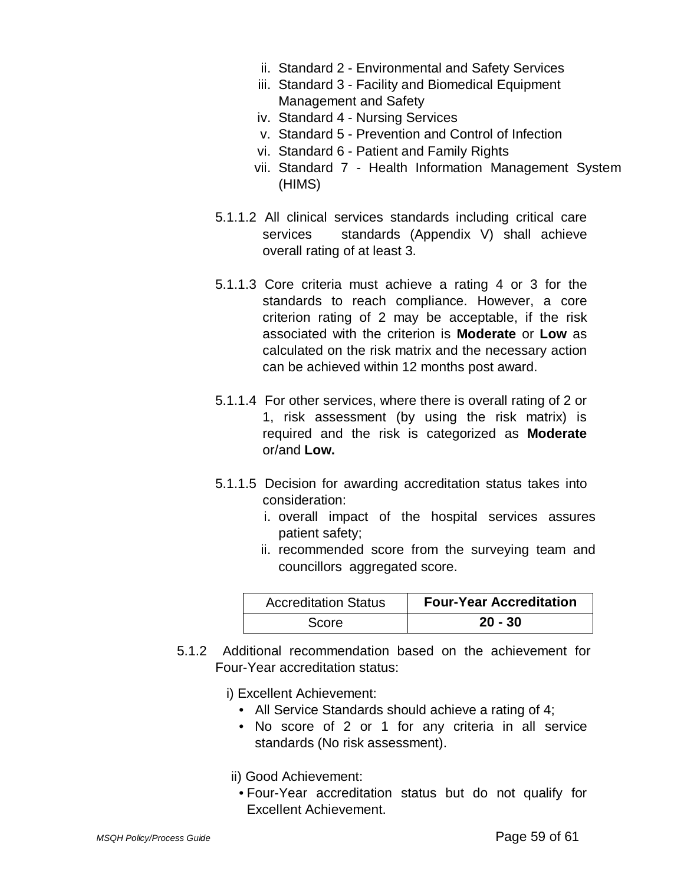ii. Standard 2 - Environmental and Safety Services
iii. Standard 3 - Facility and Biomedical Equipment Management and Safety
iv. Standard 4 - Nursing Services
v. Standard 5 - Prevention and Control of Infection
vi. Standard 6 - Patient and Family Rights
vii. Standard 7 - Health Information Management System (HIMS)

5.1.1.2 All clinical services standards including critical care services standards (Appendix V) shall achieve overall rating of at least 3.

5.1.1.3 Core criteria must achieve a rating 4 or 3 for the standards to reach compliance. However, a core criterion rating of 2 may be acceptable, if the risk associated with the criterion is **Moderate** or **Low** as calculated on the risk matrix and the necessary action can be achieved within 12 months post award.

5.1.1.4 For other services, where there is overall rating of 2 or 1, risk assessment (by using the risk matrix) is required and the risk is categorized as **Moderate** or/and **Low.**

5.1.1.5 Decision for awarding accreditation status takes into consideration:

i. overall impact of the hospital services assures patient safety;
ii. recommended score from the surveying team and councillors aggregated score.

| Accreditation Status | **Four-Year Accreditation** |
|---|---|
| Score | **20 - 30** |

5.1.2 Additional recommendation based on the achievement for Four-Year accreditation status:

i) Excellent Achievement:

- All Service Standards should achieve a rating of 4;
- No score of 2 or 1 for any criteria in all service standards (No risk assessment).

ii) Good Achievement:

- Four-Year accreditation status but do not qualify for Excellent Achievement.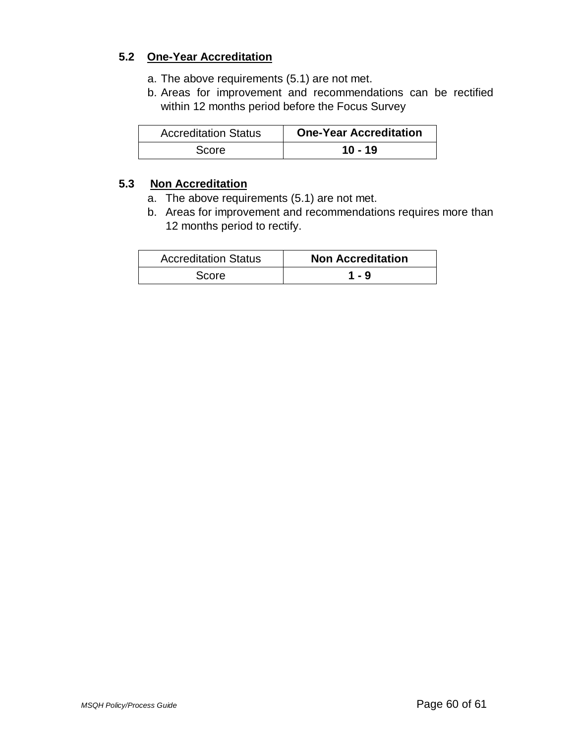### 5.2 <u>One-Year Accreditation</u>

a. The above requirements (5.1) are not met.
b. Areas for improvement and recommendations can be rectified within 12 months period before the Focus Survey

| Accreditation Status | **One-Year Accreditation** |
| --- | --- |
| Score | **10 - 19** |

### 5.3 <u>Non Accreditation</u>

a. The above requirements (5.1) are not met.
b. Areas for improvement and recommendations requires more than 12 months period to rectify.

| Accreditation Status | **Non Accreditation** |
| --- | --- |
| Score | **1 - 9** |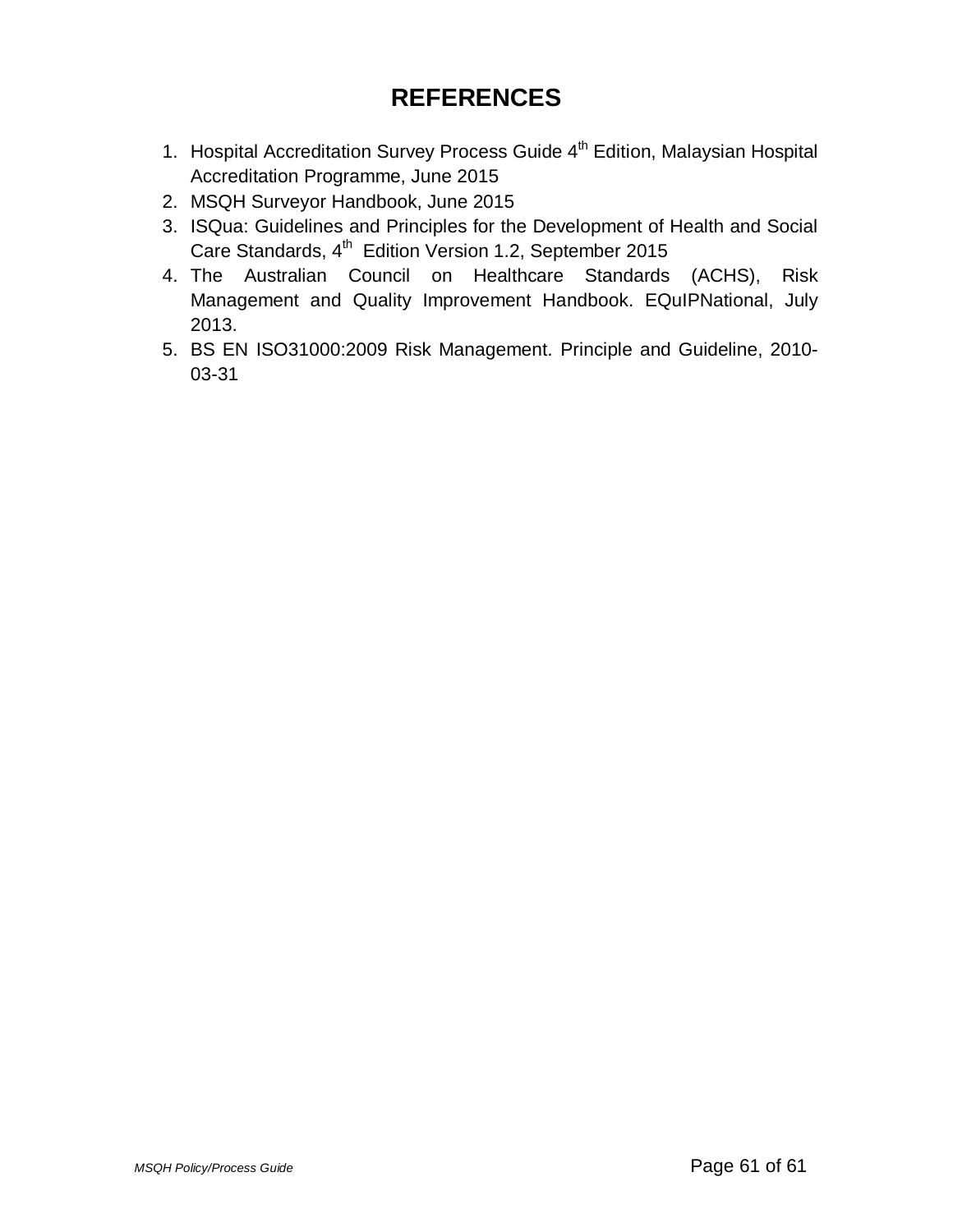# REFERENCES

1. Hospital Accreditation Survey Process Guide $4^{th}$ Edition, Malaysian Hospital Accreditation Programme, June 2015
2. MSQH Surveyor Handbook, June 2015
3. ISQua: Guidelines and Principles for the Development of Health and Social Care Standards, $4^{th}$ Edition Version 1.2, September 2015
4. The Australian Council on Healthcare Standards (ACHS), Risk Management and Quality Improvement Handbook. EQuIPNational, July 2013.
5. BS EN ISO31000:2009 Risk Management. Principle and Guideline, 2010-03-31